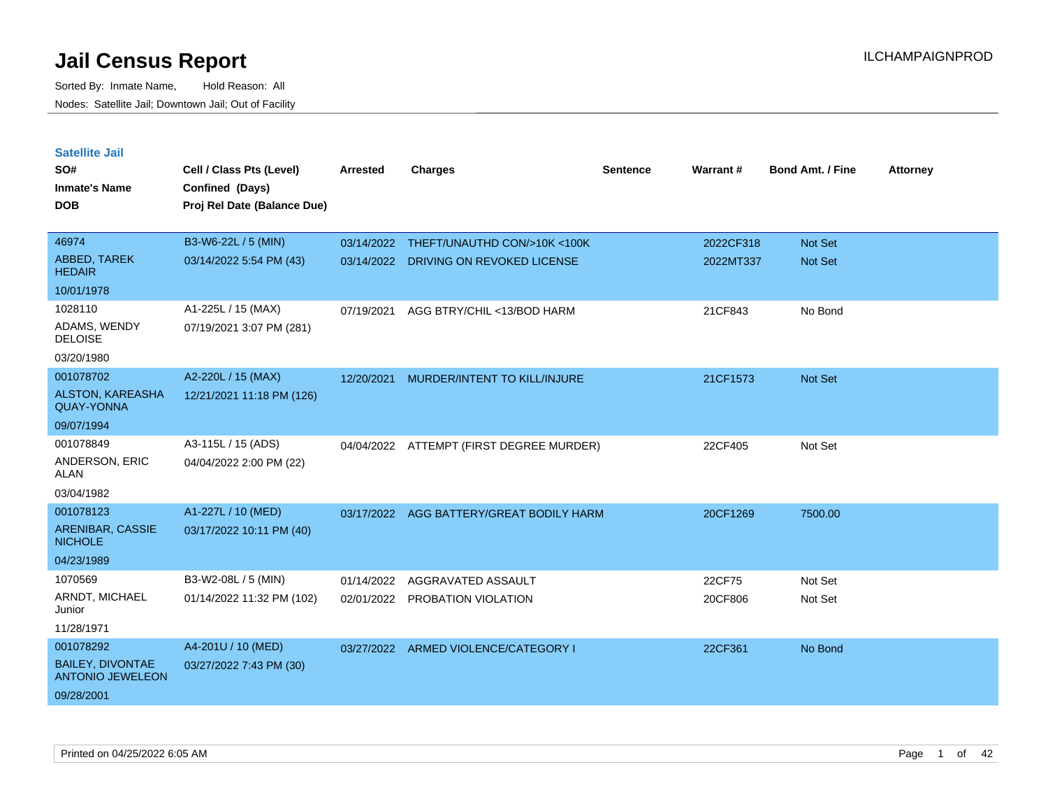# Jail Census Report

Sorted By: Inmate Name, Hold Reason: All

Nodes: Satellite Jail; Downtown Jail; Out of Facility

## Satellite Jail

| SO# / Inmate's Name / DOB | Cell / Class Pts (Level) / Confined (Days) / Proj Rel Date (Balance Due) | Arrested | Charges | Sentence | Warrant # | Bond Amt. / Fine | Attorney |
|---|---|---|---|---|---|---|---|
| 46974 ABBED, TAREK HEDAIR 10/01/1978 | B3-W6-22L / 5 (MIN) 03/14/2022 5:54 PM (43) | 03/14/2022 | THEFT/UNAUTHD CON/>10K <100K | | 2022CF318 | Not Set | |
| | | 03/14/2022 | DRIVING ON REVOKED LICENSE | | 2022MT337 | Not Set | |
| 1028110 ADAMS, WENDY DELOISE 03/20/1980 | A1-225L / 15 (MAX) 07/19/2021 3:07 PM (281) | 07/19/2021 | AGG BTRY/CHIL <13/BOD HARM | | 21CF843 | No Bond | |
| 001078702 ALSTON, KAREASHA QUAY-YONNA 09/07/1994 | A2-220L / 15 (MAX) 12/21/2021 11:18 PM (126) | 12/20/2021 | MURDER/INTENT TO KILL/INJURE | | 21CF1573 | Not Set | |
| 001078849 ANDERSON, ERIC ALAN 03/04/1982 | A3-115L / 15 (ADS) 04/04/2022 2:00 PM (22) | 04/04/2022 | ATTEMPT (FIRST DEGREE MURDER) | | 22CF405 | Not Set | |
| 001078123 ARENIBAR, CASSIE NICHOLE 04/23/1989 | A1-227L / 10 (MED) 03/17/2022 10:11 PM (40) | 03/17/2022 | AGG BATTERY/GREAT BODILY HARM | | 20CF1269 | 7500.00 | |
| 1070569 ARNDT, MICHAEL Junior 11/28/1971 | B3-W2-08L / 5 (MIN) 01/14/2022 11:32 PM (102) | 01/14/2022 | AGGRAVATED ASSAULT | | 22CF75 | Not Set | |
| | | 02/01/2022 | PROBATION VIOLATION | | 20CF806 | Not Set | |
| 001078292 BAILEY, DIVONTAE ANTONIO JEWELEON 09/28/2001 | A4-201U / 10 (MED) 03/27/2022 7:43 PM (30) | 03/27/2022 | ARMED VIOLENCE/CATEGORY I | | 22CF361 | No Bond | |

Printed on 04/25/2022 6:05 AM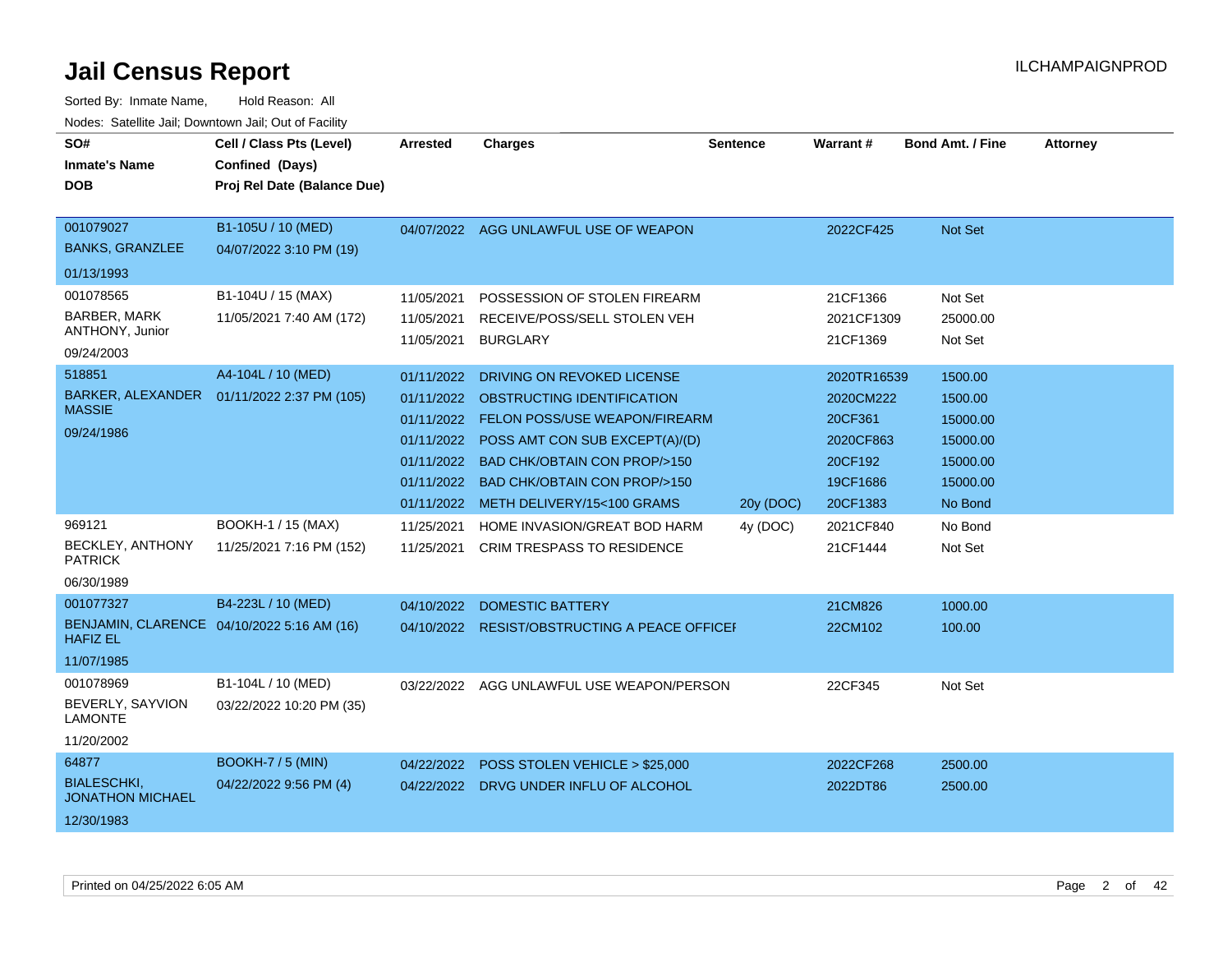# Jail Census Report

ILCHAMPAIGNPROD

Sorted By: Inmate Name, Hold Reason: All

Nodes: Satellite Jail; Downtown Jail; Out of Facility

| SO# / Inmate's Name / DOB | Cell / Class Pts (Level) / Confined (Days) / Proj Rel Date (Balance Due) | Arrested | Charges | Sentence | Warrant # | Bond Amt. / Fine | Attorney |
|---|---|---|---|---|---|---|---|
| 001079027<br>BANKS, GRANZLEE<br>01/13/1993 | B1-105U / 10 (MED)<br>04/07/2022 3:10 PM (19) | 04/07/2022 | AGG UNLAWFUL USE OF WEAPON | | 2022CF425 | Not Set | |
| 001078565<br>BARBER, MARK ANTHONY, Junior<br>09/24/2003 | B1-104U / 15 (MAX)<br>11/05/2021 7:40 AM (172) | 11/05/2021 | POSSESSION OF STOLEN FIREARM | | 21CF1366 | Not Set | |
| | | 11/05/2021 | RECEIVE/POSS/SELL STOLEN VEH | | 2021CF1309 | 25000.00 | |
| | | 11/05/2021 | BURGLARY | | 21CF1369 | Not Set | |
| 518851<br>BARKER, ALEXANDER MASSIE<br>09/24/1986 | A4-104L / 10 (MED)<br>01/11/2022 2:37 PM (105) | 01/11/2022 | DRIVING ON REVOKED LICENSE | | 2020TR16539 | 1500.00 | |
| | | 01/11/2022 | OBSTRUCTING IDENTIFICATION | | 2020CM222 | 1500.00 | |
| | | 01/11/2022 | FELON POSS/USE WEAPON/FIREARM | | 20CF361 | 15000.00 | |
| | | 01/11/2022 | POSS AMT CON SUB EXCEPT(A)/(D) | | 2020CF863 | 15000.00 | |
| | | 01/11/2022 | BAD CHK/OBTAIN CON PROP/>150 | | 20CF192 | 15000.00 | |
| | | 01/11/2022 | BAD CHK/OBTAIN CON PROP/>150 | | 19CF1686 | 15000.00 | |
| | | 01/11/2022 | METH DELIVERY/15<100 GRAMS | 20y (DOC) | 20CF1383 | No Bond | |
| 969121<br>BECKLEY, ANTHONY PATRICK<br>06/30/1989 | BOOKH-1 / 15 (MAX)<br>11/25/2021 7:16 PM (152) | 11/25/2021 | HOME INVASION/GREAT BOD HARM | 4y (DOC) | 2021CF840 | No Bond | |
| | | 11/25/2021 | CRIM TRESPASS TO RESIDENCE | | 21CF1444 | Not Set | |
| 001077327<br>BENJAMIN, CLARENCE HAFIZ EL<br>11/07/1985 | B4-223L / 10 (MED)<br>04/10/2022 5:16 AM (16) | 04/10/2022 | DOMESTIC BATTERY | | 21CM826 | 1000.00 | |
| | | 04/10/2022 | RESIST/OBSTRUCTING A PEACE OFFICER | | 22CM102 | 100.00 | |
| 001078969<br>BEVERLY, SAYVION LAMONTE<br>11/20/2002 | B1-104L / 10 (MED)<br>03/22/2022 10:20 PM (35) | 03/22/2022 | AGG UNLAWFUL USE WEAPON/PERSON | | 22CF345 | Not Set | |
| 64877<br>BIALESCHKI, JONATHON MICHAEL<br>12/30/1983 | BOOKH-7 / 5 (MIN)<br>04/22/2022 9:56 PM (4) | 04/22/2022 | POSS STOLEN VEHICLE > $25,000 | | 2022CF268 | 2500.00 | |
| | | 04/22/2022 | DRVG UNDER INFLU OF ALCOHOL | | 2022DT86 | 2500.00 | |

Printed on 04/25/2022 6:05 AM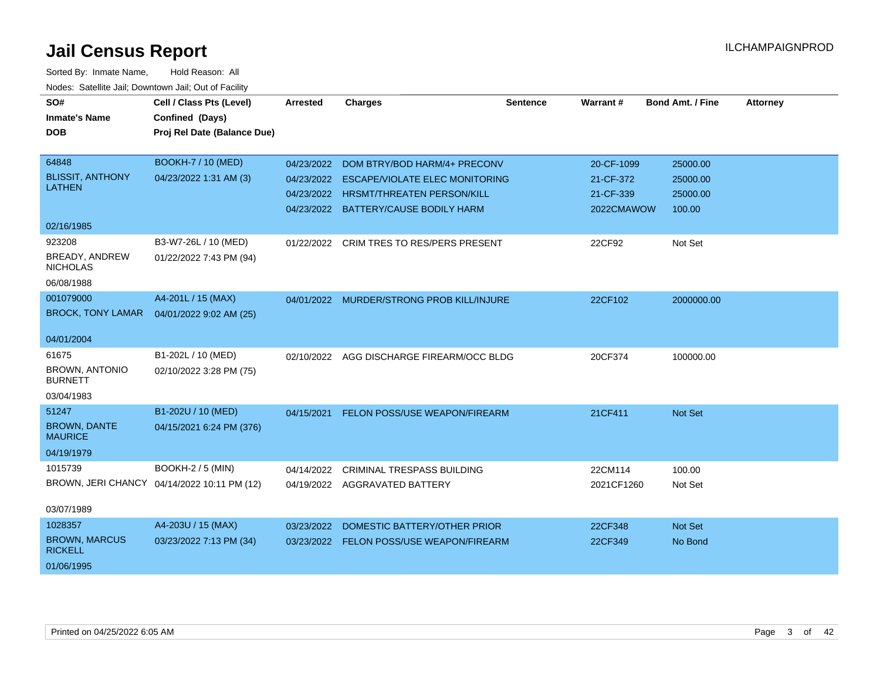# Jail Census Report

ILCHAMPAIGNPROD

Sorted By: Inmate Name, Hold Reason: All

Nodes: Satellite Jail; Downtown Jail; Out of Facility

| SO# / Inmate's Name / DOB | Cell / Class Pts (Level) / Confined (Days) / Proj Rel Date (Balance Due) | Arrested | Charges | Sentence | Warrant # | Bond Amt. / Fine | Attorney |
|---|---|---|---|---|---|---|---|
| 64848<br>BLISSIT, ANTHONY LATHEN<br>02/16/1985 | BOOKH-7 / 10 (MED)<br>04/23/2022 1:31 AM (3) | 04/23/2022<br>04/23/2022<br>04/23/2022<br>04/23/2022 | DOM BTRY/BOD HARM/4+ PRECONV<br>ESCAPE/VIOLATE ELEC MONITORING<br>HRSMT/THREATEN PERSON/KILL<br>BATTERY/CAUSE BODILY HARM | | 20-CF-1099<br>21-CF-372<br>21-CF-339<br>2022CMAWOW | 25000.00<br>25000.00<br>25000.00<br>100.00 | |
| 923208<br>BREADY, ANDREW NICHOLAS<br>06/08/1988 | B3-W7-26L / 10 (MED)<br>01/22/2022 7:43 PM (94) | 01/22/2022 | CRIM TRES TO RES/PERS PRESENT | | 22CF92 | Not Set | |
| 001079000<br>BROCK, TONY LAMAR<br>04/01/2004 | A4-201L / 15 (MAX)<br>04/01/2022 9:02 AM (25) | 04/01/2022 | MURDER/STRONG PROB KILL/INJURE | | 22CF102 | 2000000.00 | |
| 61675<br>BROWN, ANTONIO BURNETT<br>03/04/1983 | B1-202L / 10 (MED)<br>02/10/2022 3:28 PM (75) | 02/10/2022 | AGG DISCHARGE FIREARM/OCC BLDG | | 20CF374 | 100000.00 | |
| 51247<br>BROWN, DANTE MAURICE<br>04/19/1979 | B1-202U / 10 (MED)<br>04/15/2021 6:24 PM (376) | 04/15/2021 | FELON POSS/USE WEAPON/FIREARM | | 21CF411 | Not Set | |
| 1015739<br>BROWN, JERI CHANCY<br>03/07/1989 | BOOKH-2 / 5 (MIN)<br>04/14/2022 10:11 PM (12) | 04/14/2022<br>04/19/2022 | CRIMINAL TRESPASS BUILDING<br>AGGRAVATED BATTERY | | 22CM114<br>2021CF1260 | 100.00<br>Not Set | |
| 1028357<br>BROWN, MARCUS RICKELL<br>01/06/1995 | A4-203U / 15 (MAX)<br>03/23/2022 7:13 PM (34) | 03/23/2022<br>03/23/2022 | DOMESTIC BATTERY/OTHER PRIOR<br>FELON POSS/USE WEAPON/FIREARM | | 22CF348<br>22CF349 | Not Set<br>No Bond | |

Printed on 04/25/2022 6:05 AM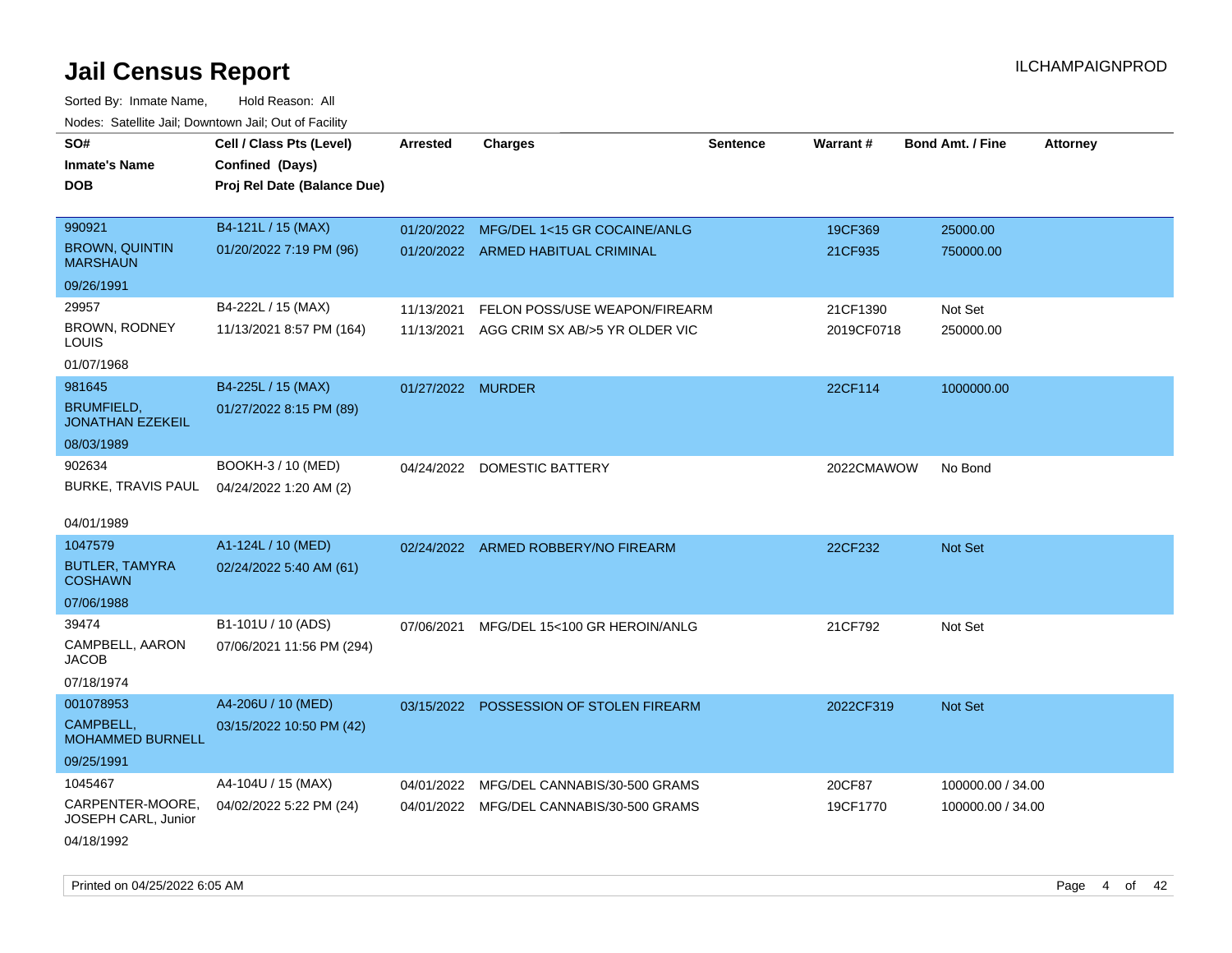# Jail Census Report

Sorted By: Inmate Name, Hold Reason: All

Nodes: Satellite Jail; Downtown Jail; Out of Facility

| SO# / Inmate's Name / DOB | Cell / Class Pts (Level) / Confined (Days) / Proj Rel Date (Balance Due) | Arrested | Charges | Sentence | Warrant # | Bond Amt. / Fine | Attorney |
|---|---|---|---|---|---|---|---|
| 990921 BROWN, QUINTIN MARSHAUN 09/26/1991 | B4-121L / 15 (MAX) 01/20/2022 7:19 PM (96) | 01/20/2022 | MFG/DEL 1<15 GR COCAINE/ANLG | | 19CF369 | 25000.00 | |
| | | 01/20/2022 | ARMED HABITUAL CRIMINAL | | 21CF935 | 750000.00 | |
| 29957 BROWN, RODNEY LOUIS 01/07/1968 | B4-222L / 15 (MAX) 11/13/2021 8:57 PM (164) | 11/13/2021 | FELON POSS/USE WEAPON/FIREARM | | 21CF1390 | Not Set | |
| | | 11/13/2021 | AGG CRIM SX AB/>5 YR OLDER VIC | | 2019CF0718 | 250000.00 | |
| 981645 BRUMFIELD, JONATHAN EZEKEIL 08/03/1989 | B4-225L / 15 (MAX) 01/27/2022 8:15 PM (89) | 01/27/2022 | MURDER | | 22CF114 | 1000000.00 | |
| 902634 BURKE, TRAVIS PAUL 04/01/1989 | BOOKH-3 / 10 (MED) 04/24/2022 1:20 AM (2) | 04/24/2022 | DOMESTIC BATTERY | | 2022CMAWOW | No Bond | |
| 1047579 BUTLER, TAMYRA COSHAWN 07/06/1988 | A1-124L / 10 (MED) 02/24/2022 5:40 AM (61) | 02/24/2022 | ARMED ROBBERY/NO FIREARM | | 22CF232 | Not Set | |
| 39474 CAMPBELL, AARON JACOB 07/18/1974 | B1-101U / 10 (ADS) 07/06/2021 11:56 PM (294) | 07/06/2021 | MFG/DEL 15<100 GR HEROIN/ANLG | | 21CF792 | Not Set | |
| 001078953 CAMPBELL, MOHAMMED BURNELL 09/25/1991 | A4-206U / 10 (MED) 03/15/2022 10:50 PM (42) | 03/15/2022 | POSSESSION OF STOLEN FIREARM | | 2022CF319 | Not Set | |
| 1045467 CARPENTER-MOORE, JOSEPH CARL, Junior 04/18/1992 | A4-104U / 15 (MAX) 04/02/2022 5:22 PM (24) | 04/01/2022 | MFG/DEL CANNABIS/30-500 GRAMS | | 20CF87 | 100000.00 / 34.00 | |
| | | 04/01/2022 | MFG/DEL CANNABIS/30-500 GRAMS | | 19CF1770 | 100000.00 / 34.00 | |

Printed on 04/25/2022 6:05 AM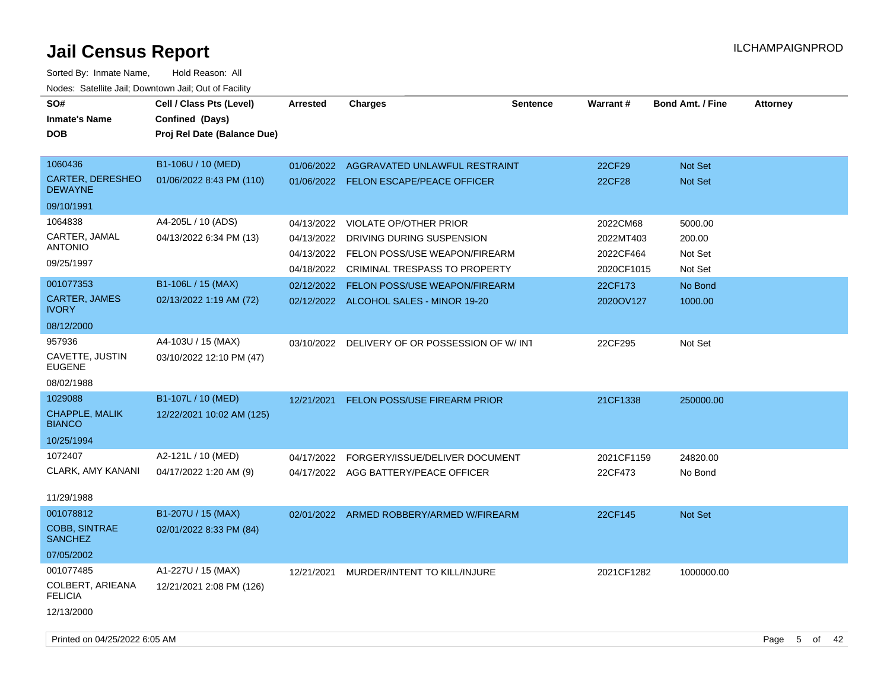# Jail Census Report

Sorted By: Inmate Name, Hold Reason: All

Nodes: Satellite Jail; Downtown Jail; Out of Facility

| SO# / Inmate's Name / DOB | Cell / Class Pts (Level) / Confined (Days) / Proj Rel Date (Balance Due) | Arrested | Charges | Sentence | Warrant # | Bond Amt. / Fine | Attorney |
|---|---|---|---|---|---|---|---|
| 1060436<br>CARTER, DERESHEO DEWAYNE<br>09/10/1991 | B1-106U / 10 (MED)<br>01/06/2022 8:43 PM (110) | 01/06/2022 | AGGRAVATED UNLAWFUL RESTRAINT | | 22CF29 | Not Set | |
| | | 01/06/2022 | FELON ESCAPE/PEACE OFFICER | | 22CF28 | Not Set | |
| 1064838<br>CARTER, JAMAL ANTONIO<br>09/25/1997 | A4-205L / 10 (ADS)<br>04/13/2022 6:34 PM (13) | 04/13/2022 | VIOLATE OP/OTHER PRIOR | | 2022CM68 | 5000.00 | |
| | | 04/13/2022 | DRIVING DURING SUSPENSION | | 2022MT403 | 200.00 | |
| | | 04/13/2022 | FELON POSS/USE WEAPON/FIREARM | | 2022CF464 | Not Set | |
| | | 04/18/2022 | CRIMINAL TRESPASS TO PROPERTY | | 2020CF1015 | Not Set | |
| 001077353<br>CARTER, JAMES IVORY<br>08/12/2000 | B1-106L / 15 (MAX)<br>02/13/2022 1:19 AM (72) | 02/12/2022 | FELON POSS/USE WEAPON/FIREARM | | 22CF173 | No Bond | |
| | | 02/12/2022 | ALCOHOL SALES - MINOR 19-20 | | 2020OV127 | 1000.00 | |
| 957936<br>CAVETTE, JUSTIN EUGENE<br>08/02/1988 | A4-103U / 15 (MAX)<br>03/10/2022 12:10 PM (47) | 03/10/2022 | DELIVERY OF OR POSSESSION OF W/ INT | | 22CF295 | Not Set | |
| 1029088<br>CHAPPLE, MALIK BIANCO<br>10/25/1994 | B1-107L / 10 (MED)<br>12/22/2021 10:02 AM (125) | 12/21/2021 | FELON POSS/USE FIREARM PRIOR | | 21CF1338 | 250000.00 | |
| 1072407<br>CLARK, AMY KANANI<br>11/29/1988 | A2-121L / 10 (MED)<br>04/17/2022 1:20 AM (9) | 04/17/2022 | FORGERY/ISSUE/DELIVER DOCUMENT | | 2021CF1159 | 24820.00 | |
| | | 04/17/2022 | AGG BATTERY/PEACE OFFICER | | 22CF473 | No Bond | |
| 001078812<br>COBB, SINTRAE SANCHEZ<br>07/05/2002 | B1-207U / 15 (MAX)<br>02/01/2022 8:33 PM (84) | 02/01/2022 | ARMED ROBBERY/ARMED W/FIREARM | | 22CF145 | Not Set | |
| 001077485<br>COLBERT, ARIEANA FELICIA<br>12/13/2000 | A1-227U / 15 (MAX)<br>12/21/2021 2:08 PM (126) | 12/21/2021 | MURDER/INTENT TO KILL/INJURE | | 2021CF1282 | 1000000.00 | |

Printed on 04/25/2022 6:05 AM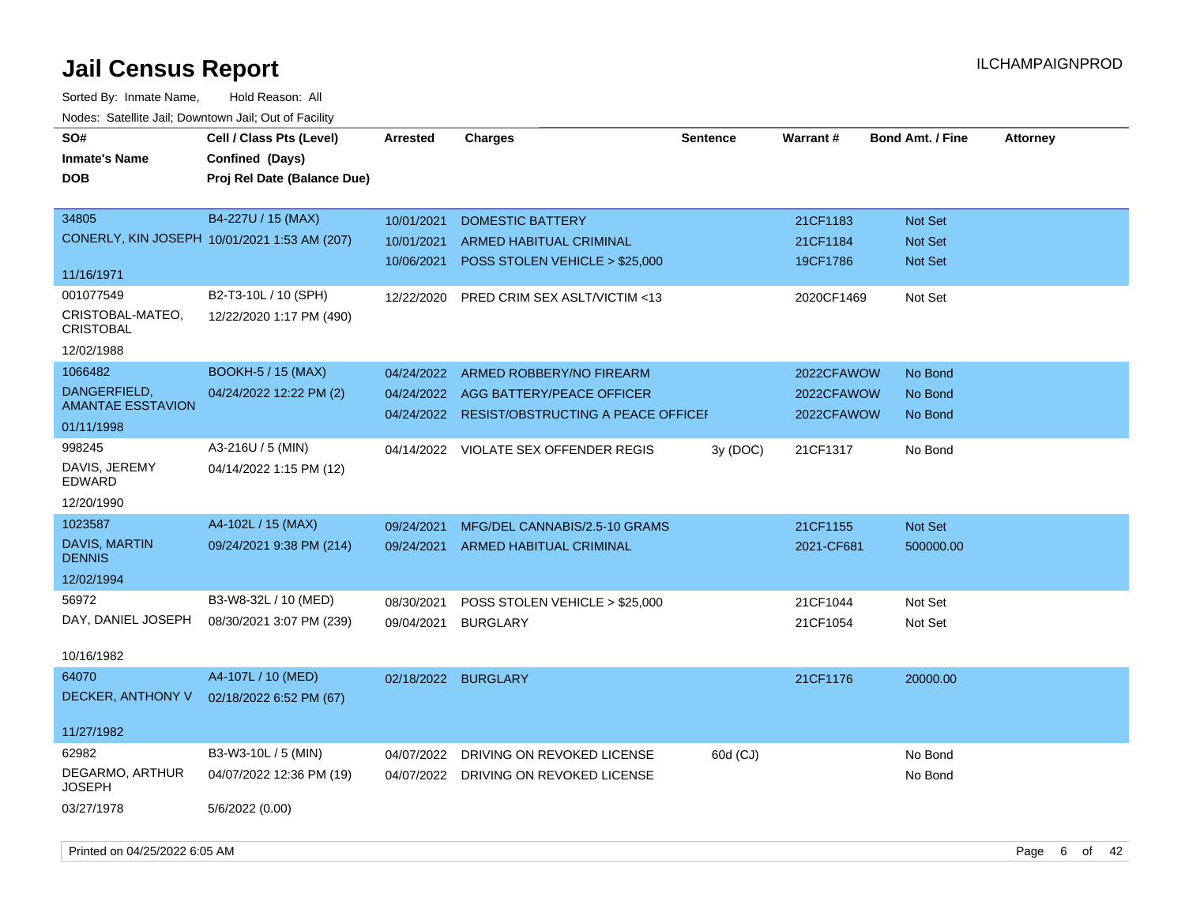# Jail Census Report

Sorted By: Inmate Name, Hold Reason: All

Nodes: Satellite Jail; Downtown Jail; Out of Facility

| SO# / Inmate's Name / DOB | Cell / Class Pts (Level) / Confined (Days) / Proj Rel Date (Balance Due) | Arrested | Charges | Sentence | Warrant # | Bond Amt. / Fine | Attorney |
|---|---|---|---|---|---|---|---|
| 34805 | B4-227U / 15 (MAX) | 10/01/2021 | DOMESTIC BATTERY | | 21CF1183 | Not Set | |
| CONERLY, KIN JOSEPH | 10/01/2021 1:53 AM (207) | 10/01/2021 | ARMED HABITUAL CRIMINAL | | 21CF1184 | Not Set | |
| 11/16/1971 | | 10/06/2021 | POSS STOLEN VEHICLE > $25,000 | | 19CF1786 | Not Set | |
| 001077549 | B2-T3-10L / 10 (SPH) | 12/22/2020 | PRED CRIM SEX ASLT/VICTIM <13 | | 2020CF1469 | Not Set | |
| CRISTOBAL-MATEO, CRISTOBAL | 12/22/2020 1:17 PM (490) | | | | | | |
| 12/02/1988 | | | | | | | |
| 1066482 | BOOKH-5 / 15 (MAX) | 04/24/2022 | ARMED ROBBERY/NO FIREARM | | 2022CFAWOW | No Bond | |
| DANGERFIELD, AMANTAE ESSTAVION | 04/24/2022 12:22 PM (2) | 04/24/2022 | AGG BATTERY/PEACE OFFICER | | 2022CFAWOW | No Bond | |
| 01/11/1998 | | 04/24/2022 | RESIST/OBSTRUCTING A PEACE OFFICEI | | 2022CFAWOW | No Bond | |
| 998245 | A3-216U / 5 (MIN) | 04/14/2022 | VIOLATE SEX OFFENDER REGIS | 3y (DOC) | 21CF1317 | No Bond | |
| DAVIS, JEREMY EDWARD | 04/14/2022 1:15 PM (12) | | | | | | |
| 12/20/1990 | | | | | | | |
| 1023587 | A4-102L / 15 (MAX) | 09/24/2021 | MFG/DEL CANNABIS/2.5-10 GRAMS | | 21CF1155 | Not Set | |
| DAVIS, MARTIN DENNIS | 09/24/2021 9:38 PM (214) | 09/24/2021 | ARMED HABITUAL CRIMINAL | | 2021-CF681 | 500000.00 | |
| 12/02/1994 | | | | | | | |
| 56972 | B3-W8-32L / 10 (MED) | 08/30/2021 | POSS STOLEN VEHICLE > $25,000 | | 21CF1044 | Not Set | |
| DAY, DANIEL JOSEPH | 08/30/2021 3:07 PM (239) | 09/04/2021 | BURGLARY | | 21CF1054 | Not Set | |
| 10/16/1982 | | | | | | | |
| 64070 | A4-107L / 10 (MED) | 02/18/2022 | BURGLARY | | 21CF1176 | 20000.00 | |
| DECKER, ANTHONY V | 02/18/2022 6:52 PM (67) | | | | | | |
| 11/27/1982 | | | | | | | |
| 62982 | B3-W3-10L / 5 (MIN) | 04/07/2022 | DRIVING ON REVOKED LICENSE | 60d (CJ) | | No Bond | |
| DEGARMO, ARTHUR JOSEPH | 04/07/2022 12:36 PM (19) | 04/07/2022 | DRIVING ON REVOKED LICENSE | | | No Bond | |
| 03/27/1978 | 5/6/2022 (0.00) | | | | | | |

Printed on 04/25/2022 6:05 AM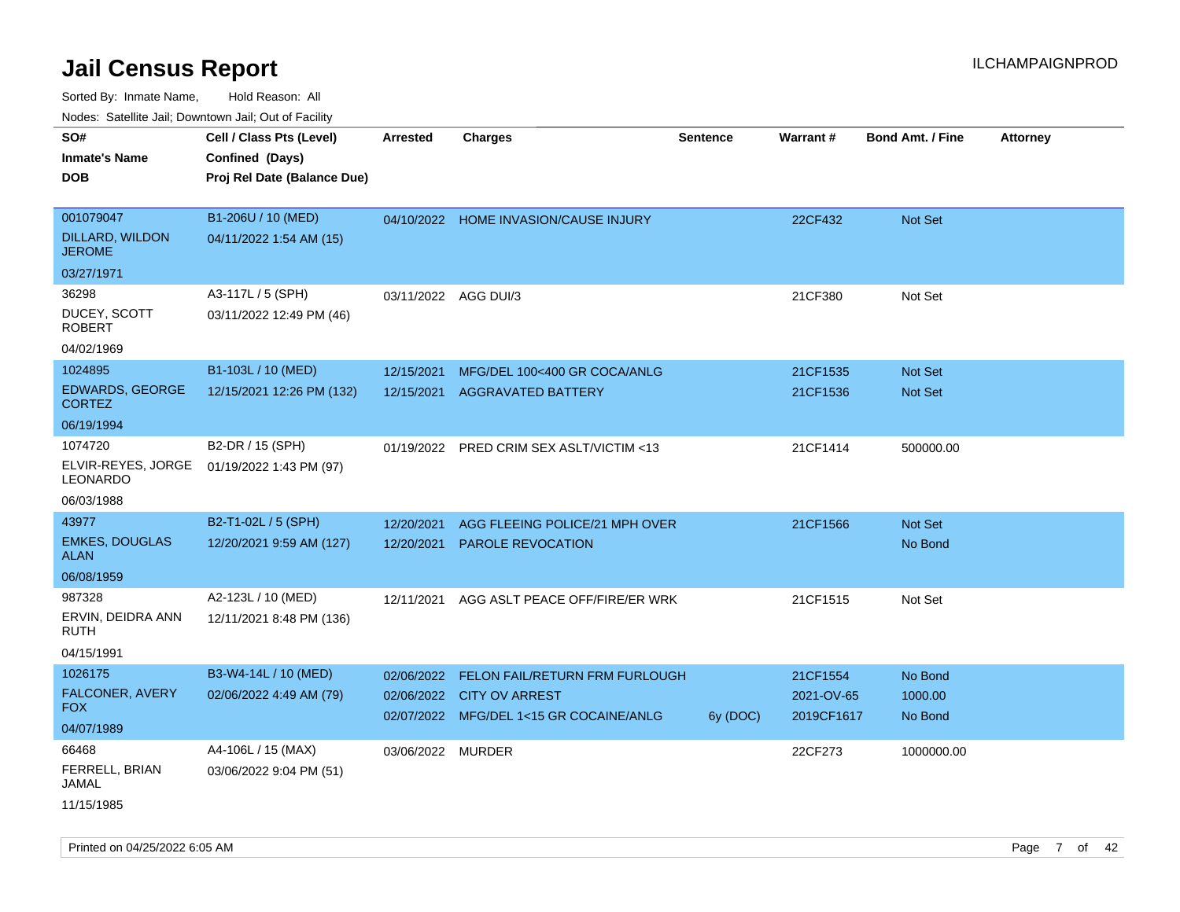# Jail Census Report

ILCHAMPAIGNPROD

Sorted By: Inmate Name, Hold Reason: All

Nodes: Satellite Jail; Downtown Jail; Out of Facility

| SO# / Inmate's Name / DOB | Cell / Class Pts (Level) / Confined (Days) / Proj Rel Date (Balance Due) | Arrested | Charges | Sentence | Warrant # | Bond Amt. / Fine | Attorney |
|---|---|---|---|---|---|---|---|
| 001079047<br>DILLARD, WILDON JEROME<br>03/27/1971 | B1-206U / 10 (MED)<br>04/11/2022 1:54 AM (15) | 04/10/2022 | HOME INVASION/CAUSE INJURY | | 22CF432 | Not Set | |
| 36298<br>DUCEY, SCOTT ROBERT<br>04/02/1969 | A3-117L / 5 (SPH)<br>03/11/2022 12:49 PM (46) | 03/11/2022 | AGG DUI/3 | | 21CF380 | Not Set | |
| 1024895<br>EDWARDS, GEORGE CORTEZ<br>06/19/1994 | B1-103L / 10 (MED)<br>12/15/2021 12:26 PM (132) | 12/15/2021 | MFG/DEL 100<400 GR COCA/ANLG | | 21CF1535 | Not Set | |
| | | 12/15/2021 | AGGRAVATED BATTERY | | 21CF1536 | Not Set | |
| 1074720<br>ELVIR-REYES, JORGE LEONARDO<br>06/03/1988 | B2-DR / 15 (SPH)<br>01/19/2022 1:43 PM (97) | 01/19/2022 | PRED CRIM SEX ASLT/VICTIM <13 | | 21CF1414 | 500000.00 | |
| 43977<br>EMKES, DOUGLAS ALAN<br>06/08/1959 | B2-T1-02L / 5 (SPH)<br>12/20/2021 9:59 AM (127) | 12/20/2021 | AGG FLEEING POLICE/21 MPH OVER | | 21CF1566 | Not Set | |
| | | 12/20/2021 | PAROLE REVOCATION | | | No Bond | |
| 987328<br>ERVIN, DEIDRA ANN RUTH<br>04/15/1991 | A2-123L / 10 (MED)<br>12/11/2021 8:48 PM (136) | 12/11/2021 | AGG ASLT PEACE OFF/FIRE/ER WRK | | 21CF1515 | Not Set | |
| 1026175<br>FALCONER, AVERY FOX<br>04/07/1989 | B3-W4-14L / 10 (MED)<br>02/06/2022 4:49 AM (79) | 02/06/2022 | FELON FAIL/RETURN FRM FURLOUGH | | 21CF1554 | No Bond | |
| | | 02/06/2022 | CITY OV ARREST | | 2021-OV-65 | 1000.00 | |
| | | 02/07/2022 | MFG/DEL 1<15 GR COCAINE/ANLG | 6y (DOC) | 2019CF1617 | No Bond | |
| 66468<br>FERRELL, BRIAN JAMAL<br>11/15/1985 | A4-106L / 15 (MAX)<br>03/06/2022 9:04 PM (51) | 03/06/2022 | MURDER | | 22CF273 | 1000000.00 | |

Printed on 04/25/2022 6:05 AM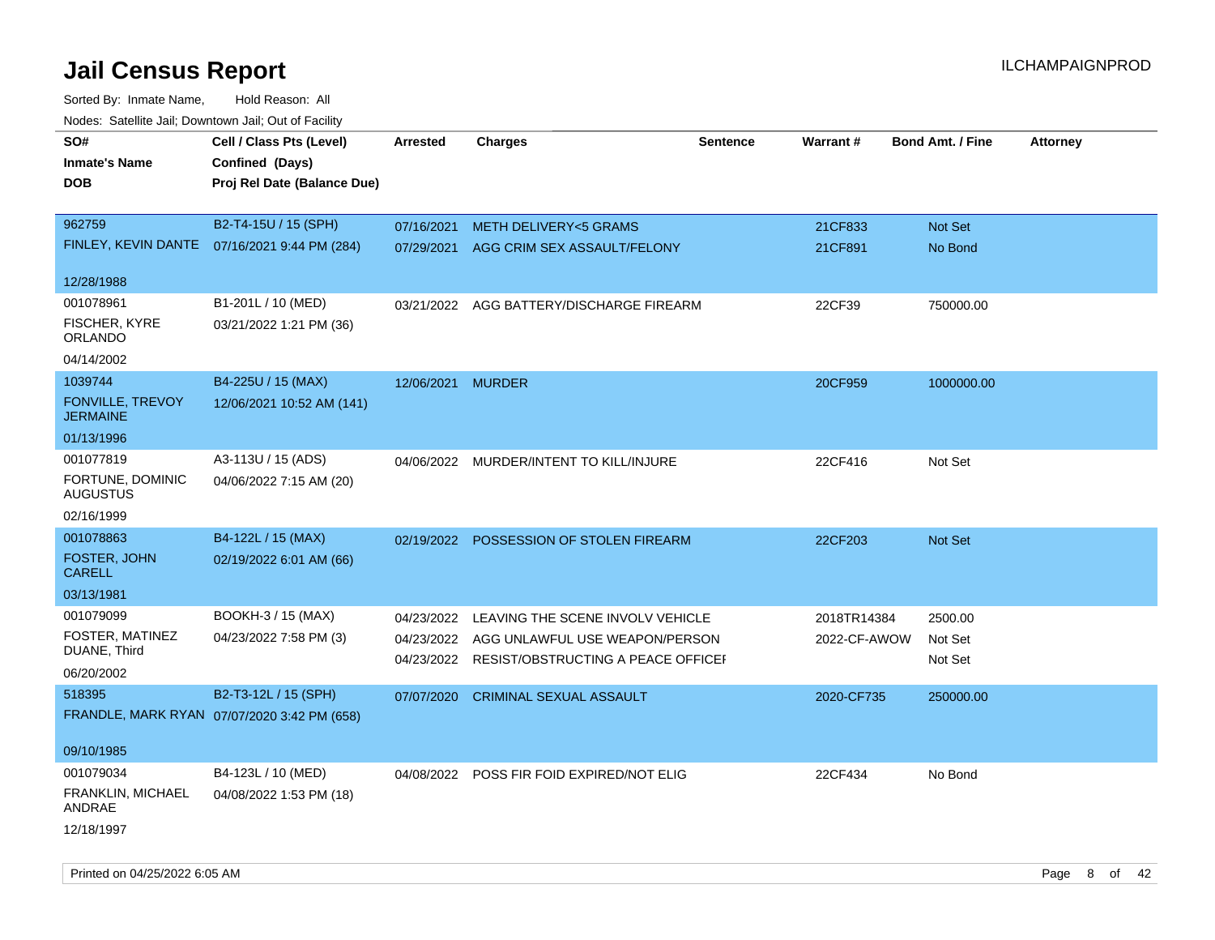# Jail Census Report

ILCHAMPAIGNPROD

Sorted By: Inmate Name, Hold Reason: All

Nodes: Satellite Jail; Downtown Jail; Out of Facility

| SO# / Inmate's Name / DOB | Cell / Class Pts (Level) / Confined (Days) / Proj Rel Date (Balance Due) | Arrested | Charges | Sentence | Warrant # | Bond Amt. / Fine | Attorney |
|---|---|---|---|---|---|---|---|
| 962759<br>FINLEY, KEVIN DANTE<br>12/28/1988 | B2-T4-15U / 15 (SPH)<br>07/16/2021 9:44 PM (284) | 07/16/2021<br>07/29/2021 | METH DELIVERY<5 GRAMS<br>AGG CRIM SEX ASSAULT/FELONY | | 21CF833<br>21CF891 | Not Set<br>No Bond | |
| 001078961<br>FISCHER, KYRE ORLANDO<br>04/14/2002 | B1-201L / 10 (MED)<br>03/21/2022 1:21 PM (36) | 03/21/2022 | AGG BATTERY/DISCHARGE FIREARM | | 22CF39 | 750000.00 | |
| 1039744<br>FONVILLE, TREVOY JERMAINE<br>01/13/1996 | B4-225U / 15 (MAX)<br>12/06/2021 10:52 AM (141) | 12/06/2021 | MURDER | | 20CF959 | 1000000.00 | |
| 001077819<br>FORTUNE, DOMINIC AUGUSTUS<br>02/16/1999 | A3-113U / 15 (ADS)<br>04/06/2022 7:15 AM (20) | 04/06/2022 | MURDER/INTENT TO KILL/INJURE | | 22CF416 | Not Set | |
| 001078863<br>FOSTER, JOHN CARELL<br>03/13/1981 | B4-122L / 15 (MAX)<br>02/19/2022 6:01 AM (66) | 02/19/2022 | POSSESSION OF STOLEN FIREARM | | 22CF203 | Not Set | |
| 001079099<br>FOSTER, MATINEZ DUANE, Third<br>06/20/2002 | BOOKH-3 / 15 (MAX)<br>04/23/2022 7:58 PM (3) | 04/23/2022<br>04/23/2022<br>04/23/2022 | LEAVING THE SCENE INVOLV VEHICLE<br>AGG UNLAWFUL USE WEAPON/PERSON<br>RESIST/OBSTRUCTING A PEACE OFFICEI | | 2018TR14384<br>2022-CF-AWOW | 2500.00<br>Not Set<br>Not Set | |
| 518395<br>FRANDLE, MARK RYAN<br>09/10/1985 | B2-T3-12L / 15 (SPH)<br>07/07/2020 3:42 PM (658) | 07/07/2020 | CRIMINAL SEXUAL ASSAULT | | 2020-CF735 | 250000.00 | |
| 001079034<br>FRANKLIN, MICHAEL ANDRAE<br>12/18/1997 | B4-123L / 10 (MED)<br>04/08/2022 1:53 PM (18) | 04/08/2022 | POSS FIR FOID EXPIRED/NOT ELIG | | 22CF434 | No Bond | |

Printed on 04/25/2022 6:05 AM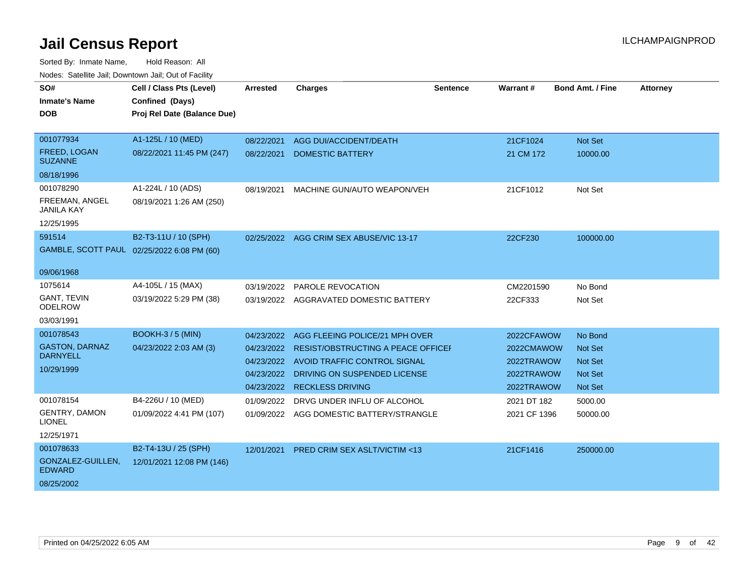# Jail Census Report

ILCHAMPAIGNPROD

Sorted By: Inmate Name, Hold Reason: All

Nodes: Satellite Jail; Downtown Jail; Out of Facility

| SO# / Inmate's Name / DOB | Cell / Class Pts (Level) / Confined (Days) / Proj Rel Date (Balance Due) | Arrested | Charges | Sentence | Warrant # | Bond Amt. / Fine | Attorney |
|---|---|---|---|---|---|---|---|
| 001077934 FREED, LOGAN SUZANNE 08/18/1996 | A1-125L / 10 (MED) 08/22/2021 11:45 PM (247) | 08/22/2021 | AGG DUI/ACCIDENT/DEATH | | 21CF1024 | Not Set | |
| | | 08/22/2021 | DOMESTIC BATTERY | | 21 CM 172 | 10000.00 | |
| 001078290 FREEMAN, ANGEL JANILA KAY 12/25/1995 | A1-224L / 10 (ADS) 08/19/2021 1:26 AM (250) | 08/19/2021 | MACHINE GUN/AUTO WEAPON/VEH | | 21CF1012 | Not Set | |
| 591514 GAMBLE, SCOTT PAUL 09/06/1968 | B2-T3-11U / 10 (SPH) 02/25/2022 6:08 PM (60) | 02/25/2022 | AGG CRIM SEX ABUSE/VIC 13-17 | | 22CF230 | 100000.00 | |
| 1075614 GANT, TEVIN ODELROW 03/03/1991 | A4-105L / 15 (MAX) 03/19/2022 5:29 PM (38) | 03/19/2022 | PAROLE REVOCATION | | CM2201590 | No Bond | |
| | | 03/19/2022 | AGGRAVATED DOMESTIC BATTERY | | 22CF333 | Not Set | |
| 001078543 GASTON, DARNAZ DARNYELL 10/29/1999 | BOOKH-3 / 5 (MIN) 04/23/2022 2:03 AM (3) | 04/23/2022 | AGG FLEEING POLICE/21 MPH OVER | | 2022CFAWOW | No Bond | |
| | | 04/23/2022 | RESIST/OBSTRUCTING A PEACE OFFICEI | | 2022CMAWOW | Not Set | |
| | | 04/23/2022 | AVOID TRAFFIC CONTROL SIGNAL | | 2022TRAWOW | Not Set | |
| | | 04/23/2022 | DRIVING ON SUSPENDED LICENSE | | 2022TRAWOW | Not Set | |
| | | 04/23/2022 | RECKLESS DRIVING | | 2022TRAWOW | Not Set | |
| 001078154 GENTRY, DAMON LIONEL 12/25/1971 | B4-226U / 10 (MED) 01/09/2022 4:41 PM (107) | 01/09/2022 | DRVG UNDER INFLU OF ALCOHOL | | 2021 DT 182 | 5000.00 | |
| | | 01/09/2022 | AGG DOMESTIC BATTERY/STRANGLE | | 2021 CF 1396 | 50000.00 | |
| 001078633 GONZALEZ-GUILLEN, EDWARD 08/25/2002 | B2-T4-13U / 25 (SPH) 12/01/2021 12:08 PM (146) | 12/01/2021 | PRED CRIM SEX ASLT/VICTIM <13 | | 21CF1416 | 250000.00 | |

Printed on 04/25/2022 6:05 AM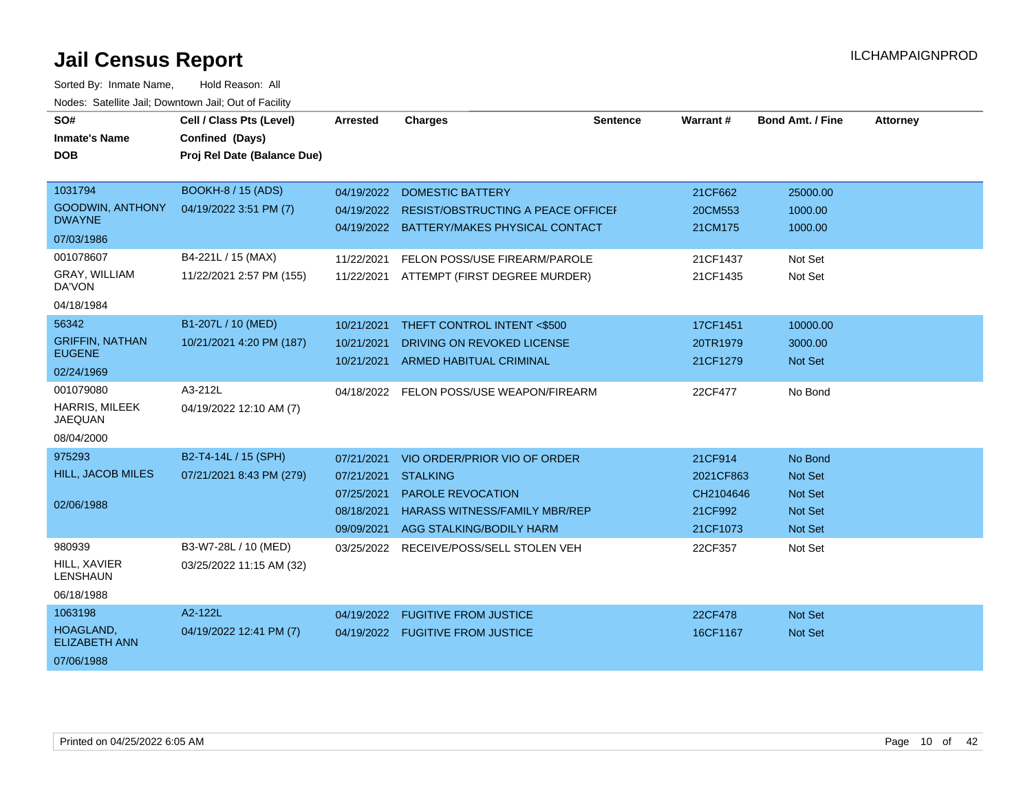# Jail Census Report

ILCHAMPAIGNPROD

Sorted By: Inmate Name, Hold Reason: All

Nodes: Satellite Jail; Downtown Jail; Out of Facility

| SO# / Inmate's Name / DOB | Cell / Class Pts (Level) / Confined (Days) / Proj Rel Date (Balance Due) | Arrested | Charges | Sentence | Warrant # | Bond Amt. / Fine | Attorney |
|---|---|---|---|---|---|---|---|
| 1031794 GOODWIN, ANTHONY DWAYNE 07/03/1986 | BOOKH-8 / 15 (ADS) 04/19/2022 3:51 PM (7) | 04/19/2022 | DOMESTIC BATTERY | | 21CF662 | 25000.00 | |
| | | 04/19/2022 | RESIST/OBSTRUCTING A PEACE OFFICEI | | 20CM553 | 1000.00 | |
| | | 04/19/2022 | BATTERY/MAKES PHYSICAL CONTACT | | 21CM175 | 1000.00 | |
| 001078607 GRAY, WILLIAM DA'VON 04/18/1984 | B4-221L / 15 (MAX) 11/22/2021 2:57 PM (155) | 11/22/2021 | FELON POSS/USE FIREARM/PAROLE | | 21CF1437 | Not Set | |
| | | 11/22/2021 | ATTEMPT (FIRST DEGREE MURDER) | | 21CF1435 | Not Set | |
| 56342 GRIFFIN, NATHAN EUGENE 02/24/1969 | B1-207L / 10 (MED) 10/21/2021 4:20 PM (187) | 10/21/2021 | THEFT CONTROL INTENT <$500 | | 17CF1451 | 10000.00 | |
| | | 10/21/2021 | DRIVING ON REVOKED LICENSE | | 20TR1979 | 3000.00 | |
| | | 10/21/2021 | ARMED HABITUAL CRIMINAL | | 21CF1279 | Not Set | |
| 001079080 HARRIS, MILEEK JAEQUAN 08/04/2000 | A3-212L 04/19/2022 12:10 AM (7) | 04/18/2022 | FELON POSS/USE WEAPON/FIREARM | | 22CF477 | No Bond | |
| 975293 HILL, JACOB MILES 02/06/1988 | B2-T4-14L / 15 (SPH) 07/21/2021 8:43 PM (279) | 07/21/2021 | VIO ORDER/PRIOR VIO OF ORDER | | 21CF914 | No Bond | |
| | | 07/21/2021 | STALKING | | 2021CF863 | Not Set | |
| | | 07/25/2021 | PAROLE REVOCATION | | CH2104646 | Not Set | |
| | | 08/18/2021 | HARASS WITNESS/FAMILY MBR/REP | | 21CF992 | Not Set | |
| | | 09/09/2021 | AGG STALKING/BODILY HARM | | 21CF1073 | Not Set | |
| 980939 HILL, XAVIER LENSHAUN 06/18/1988 | B3-W7-28L / 10 (MED) 03/25/2022 11:15 AM (32) | 03/25/2022 | RECEIVE/POSS/SELL STOLEN VEH | | 22CF357 | Not Set | |
| 1063198 HOAGLAND, ELIZABETH ANN 07/06/1988 | A2-122L 04/19/2022 12:41 PM (7) | 04/19/2022 | FUGITIVE FROM JUSTICE | | 22CF478 | Not Set | |
| | | 04/19/2022 | FUGITIVE FROM JUSTICE | | 16CF1167 | Not Set | |

Printed on 04/25/2022 6:05 AM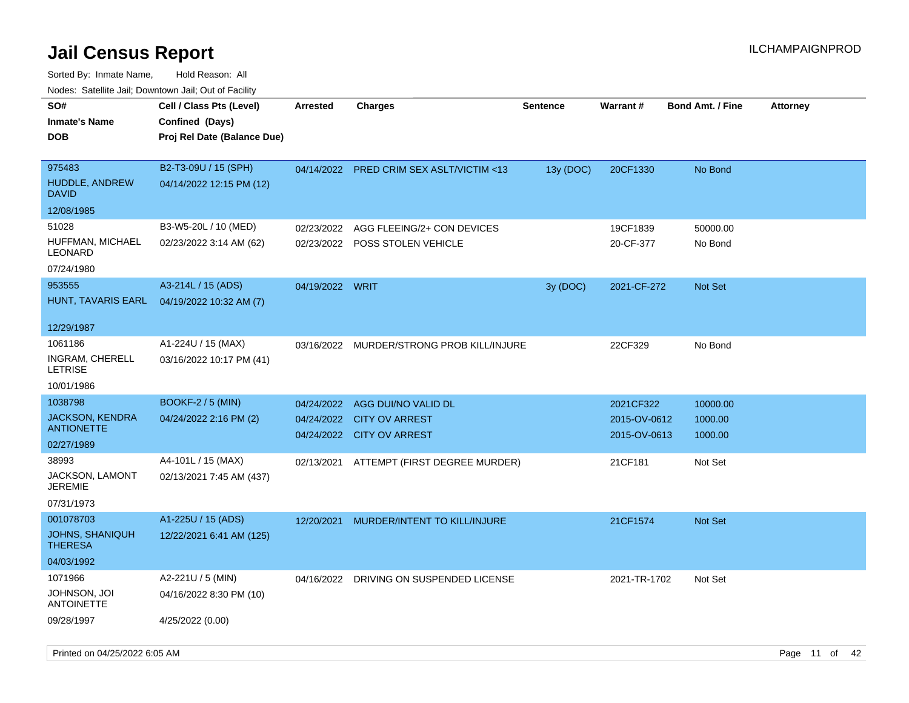# Jail Census Report

ILCHAMPAIGNPROD

Sorted By: Inmate Name, Hold Reason: All

Nodes: Satellite Jail; Downtown Jail; Out of Facility

| SO#<br>Inmate's Name<br>DOB | Cell / Class Pts (Level)<br>Confined (Days)<br>Proj Rel Date (Balance Due) | Arrested | Charges | Sentence | Warrant # | Bond Amt. / Fine | Attorney |
|---|---|---|---|---|---|---|---|
| 975483<br>HUDDLE, ANDREW DAVID<br>12/08/1985 | B2-T3-09U / 15 (SPH)<br>04/14/2022 12:15 PM (12) | 04/14/2022 | PRED CRIM SEX ASLT/VICTIM <13 | 13y (DOC) | 20CF1330 | No Bond | |
| 51028<br>HUFFMAN, MICHAEL LEONARD<br>07/24/1980 | B3-W5-20L / 10 (MED)<br>02/23/2022 3:14 AM (62) | 02/23/2022<br>02/23/2022 | AGG FLEEING/2+ CON DEVICES<br>POSS STOLEN VEHICLE | | 19CF1839<br>20-CF-377 | 50000.00<br>No Bond | |
| 953555<br>HUNT, TAVARIS EARL<br>12/29/1987 | A3-214L / 15 (ADS)<br>04/19/2022 10:32 AM (7) | 04/19/2022 | WRIT | 3y (DOC) | 2021-CF-272 | Not Set | |
| 1061186<br>INGRAM, CHERELL LETRISE<br>10/01/1986 | A1-224U / 15 (MAX)<br>03/16/2022 10:17 PM (41) | 03/16/2022 | MURDER/STRONG PROB KILL/INJURE | | 22CF329 | No Bond | |
| 1038798<br>JACKSON, KENDRA ANTIONETTE<br>02/27/1989 | BOOKF-2 / 5 (MIN)<br>04/24/2022 2:16 PM (2) | 04/24/2022<br>04/24/2022<br>04/24/2022 | AGG DUI/NO VALID DL<br>CITY OV ARREST<br>CITY OV ARREST | | 2021CF322<br>2015-OV-0612<br>2015-OV-0613 | 10000.00<br>1000.00<br>1000.00 | |
| 38993<br>JACKSON, LAMONT JEREMIE<br>07/31/1973 | A4-101L / 15 (MAX)<br>02/13/2021 7:45 AM (437) | 02/13/2021 | ATTEMPT (FIRST DEGREE MURDER) | | 21CF181 | Not Set | |
| 001078703<br>JOHNS, SHANIQUH THERESA<br>04/03/1992 | A1-225U / 15 (ADS)<br>12/22/2021 6:41 AM (125) | 12/20/2021 | MURDER/INTENT TO KILL/INJURE | | 21CF1574 | Not Set | |
| 1071966<br>JOHNSON, JOI ANTOINETTE<br>09/28/1997 | A2-221U / 5 (MIN)<br>04/16/2022 8:30 PM (10)<br>4/25/2022 (0.00) | 04/16/2022 | DRIVING ON SUSPENDED LICENSE | | 2021-TR-1702 | Not Set | |

Printed on 04/25/2022 6:05 AM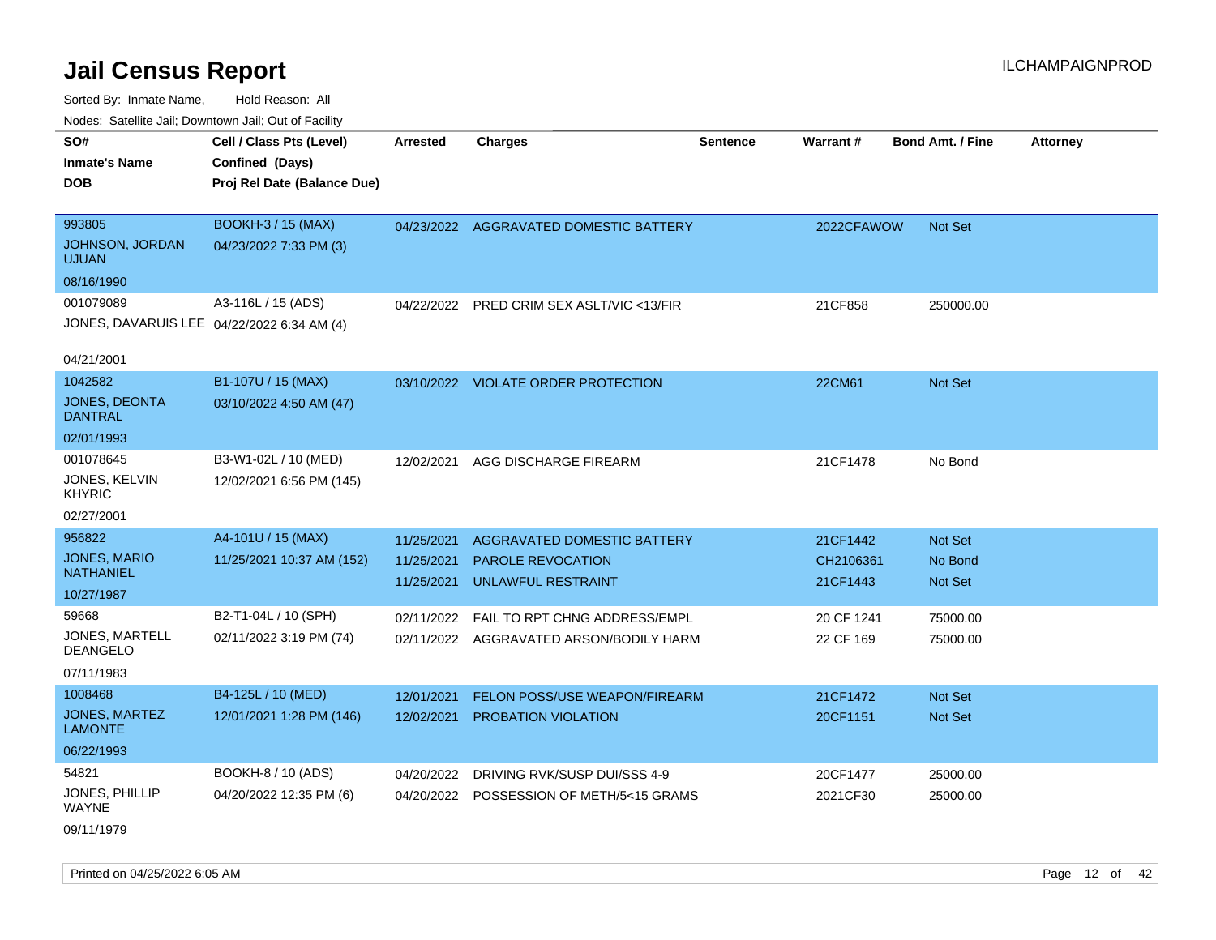# Jail Census Report

ILCHAMPAIGNPROD

Sorted By: Inmate Name, Hold Reason: All

Nodes: Satellite Jail; Downtown Jail; Out of Facility

| SO# / Inmate's Name / DOB | Cell / Class Pts (Level) / Confined (Days) / Proj Rel Date (Balance Due) | Arrested | Charges | Sentence | Warrant # | Bond Amt. / Fine | Attorney |
|---|---|---|---|---|---|---|---|
| 993805<br>JOHNSON, JORDAN UJUAN<br>08/16/1990 | BOOKH-3 / 15 (MAX)<br>04/23/2022 7:33 PM (3) | 04/23/2022 | AGGRAVATED DOMESTIC BATTERY | | 2022CFAWOW | Not Set | |
| 001079089<br>JONES, DAVARUIS LEE<br>04/21/2001 | A3-116L / 15 (ADS)<br>04/22/2022 6:34 AM (4) | 04/22/2022 | PRED CRIM SEX ASLT/VIC <13/FIR | | 21CF858 | 250000.00 | |
| 1042582<br>JONES, DEONTA DANTRAL<br>02/01/1993 | B1-107U / 15 (MAX)<br>03/10/2022 4:50 AM (47) | 03/10/2022 | VIOLATE ORDER PROTECTION | | 22CM61 | Not Set | |
| 001078645<br>JONES, KELVIN KHYRIC<br>02/27/2001 | B3-W1-02L / 10 (MED)<br>12/02/2021 6:56 PM (145) | 12/02/2021 | AGG DISCHARGE FIREARM | | 21CF1478 | No Bond | |
| 956822<br>JONES, MARIO NATHANIEL<br>10/27/1987 | A4-101U / 15 (MAX)<br>11/25/2021 10:37 AM (152) | 11/25/2021<br>11/25/2021<br>11/25/2021 | AGGRAVATED DOMESTIC BATTERY<br>PAROLE REVOCATION<br>UNLAWFUL RESTRAINT | | 21CF1442<br>CH2106361<br>21CF1443 | Not Set<br>No Bond<br>Not Set | |
| 59668<br>JONES, MARTELL DEANGELO<br>07/11/1983 | B2-T1-04L / 10 (SPH)<br>02/11/2022 3:19 PM (74) | 02/11/2022<br>02/11/2022 | FAIL TO RPT CHNG ADDRESS/EMPL<br>AGGRAVATED ARSON/BODILY HARM | | 20 CF 1241<br>22 CF 169 | 75000.00<br>75000.00 | |
| 1008468<br>JONES, MARTEZ LAMONTE<br>06/22/1993 | B4-125L / 10 (MED)<br>12/01/2021 1:28 PM (146) | 12/01/2021<br>12/02/2021 | FELON POSS/USE WEAPON/FIREARM<br>PROBATION VIOLATION | | 21CF1472<br>20CF1151 | Not Set<br>Not Set | |
| 54821<br>JONES, PHILLIP WAYNE<br>09/11/1979 | BOOKH-8 / 10 (ADS)<br>04/20/2022 12:35 PM (6) | 04/20/2022<br>04/20/2022 | DRIVING RVK/SUSP DUI/SSS 4-9<br>POSSESSION OF METH/5<15 GRAMS | | 20CF1477<br>2021CF30 | 25000.00<br>25000.00 | |

Printed on 04/25/2022 6:05 AM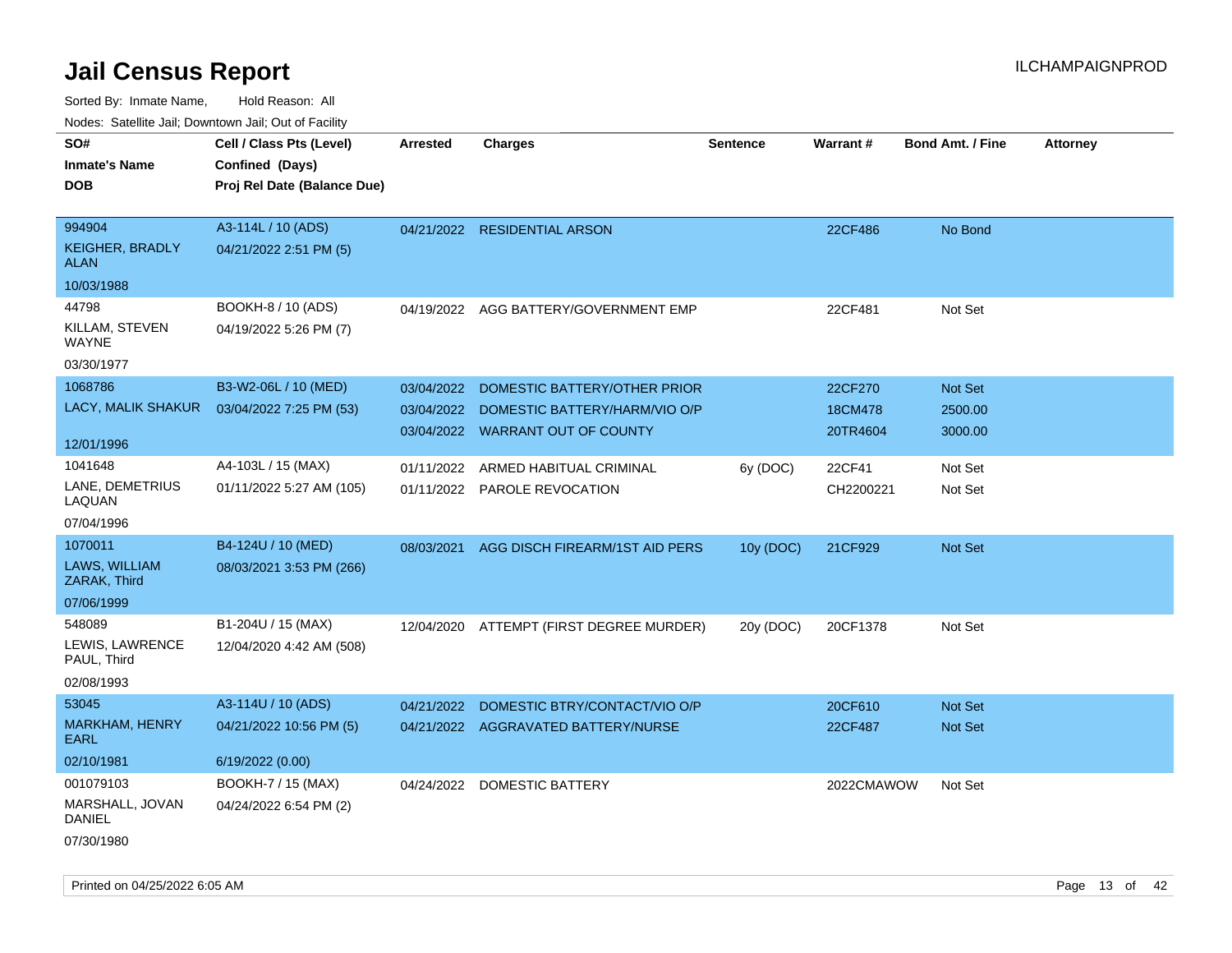# Jail Census Report

ILCHAMPAIGNPROD

Sorted By: Inmate Name, Hold Reason: All

Nodes: Satellite Jail; Downtown Jail; Out of Facility

| SO# / Inmate's Name / DOB | Cell / Class Pts (Level) / Confined (Days) / Proj Rel Date (Balance Due) | Arrested | Charges | Sentence | Warrant # | Bond Amt. / Fine | Attorney |
|---|---|---|---|---|---|---|---|
| 994904<br>KEIGHER, BRADLY ALAN<br>10/03/1988 | A3-114L / 10 (ADS)<br>04/21/2022 2:51 PM (5) | 04/21/2022 | RESIDENTIAL ARSON | | 22CF486 | No Bond | |
| 44798<br>KILLAM, STEVEN WAYNE<br>03/30/1977 | BOOKH-8 / 10 (ADS)<br>04/19/2022 5:26 PM (7) | 04/19/2022 | AGG BATTERY/GOVERNMENT EMP | | 22CF481 | Not Set | |
| 1068786<br>LACY, MALIK SHAKUR<br>12/01/1996 | B3-W2-06L / 10 (MED)<br>03/04/2022 7:25 PM (53) | 03/04/2022<br>03/04/2022<br>03/04/2022 | DOMESTIC BATTERY/OTHER PRIOR<br>DOMESTIC BATTERY/HARM/VIO O/P<br>WARRANT OUT OF COUNTY | | 22CF270<br>18CM478<br>20TR4604 | Not Set<br>2500.00<br>3000.00 | |
| 1041648<br>LANE, DEMETRIUS LAQUAN<br>07/04/1996 | A4-103L / 15 (MAX)<br>01/11/2022 5:27 AM (105) | 01/11/2022<br>01/11/2022 | ARMED HABITUAL CRIMINAL<br>PAROLE REVOCATION | 6y (DOC) | 22CF41<br>CH2200221 | Not Set<br>Not Set | |
| 1070011<br>LAWS, WILLIAM ZARAK, Third<br>07/06/1999 | B4-124U / 10 (MED)<br>08/03/2021 3:53 PM (266) | 08/03/2021 | AGG DISCH FIREARM/1ST AID PERS | 10y (DOC) | 21CF929 | Not Set | |
| 548089<br>LEWIS, LAWRENCE PAUL, Third<br>02/08/1993 | B1-204U / 15 (MAX)<br>12/04/2020 4:42 AM (508) | 12/04/2020 | ATTEMPT (FIRST DEGREE MURDER) | 20y (DOC) | 20CF1378 | Not Set | |
| 53045<br>MARKHAM, HENRY EARL<br>02/10/1981 | A3-114U / 10 (ADS)<br>04/21/2022 10:56 PM (5)<br>6/19/2022 (0.00) | 04/21/2022<br>04/21/2022 | DOMESTIC BTRY/CONTACT/VIO O/P<br>AGGRAVATED BATTERY/NURSE | | 20CF610<br>22CF487 | Not Set<br>Not Set | |
| 001079103<br>MARSHALL, JOVAN DANIEL<br>07/30/1980 | BOOKH-7 / 15 (MAX)<br>04/24/2022 6:54 PM (2) | 04/24/2022 | DOMESTIC BATTERY | | 2022CMAWOW | Not Set | |

Printed on 04/25/2022 6:05 AM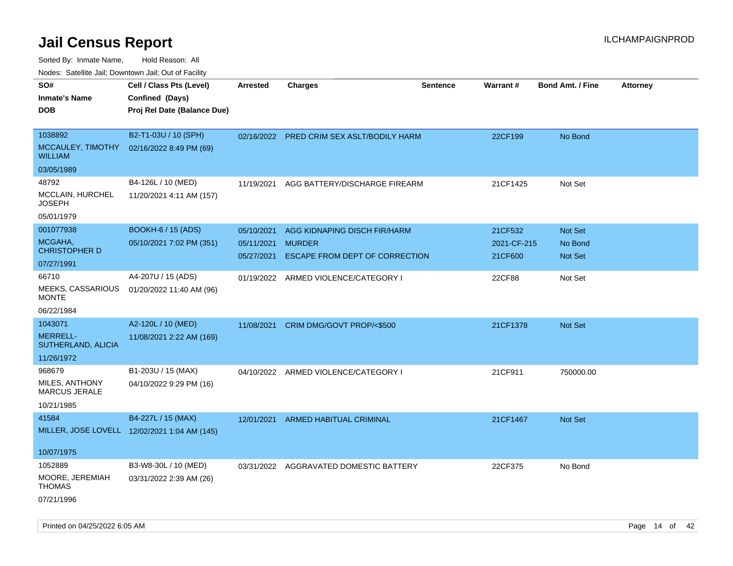# Jail Census Report

ILCHAMPAIGNPROD

Sorted By: Inmate Name, Hold Reason: All

Nodes: Satellite Jail; Downtown Jail; Out of Facility

| SO# / Inmate's Name / DOB | Cell / Class Pts (Level) / Confined (Days) / Proj Rel Date (Balance Due) | Arrested | Charges | Sentence | Warrant # | Bond Amt. / Fine | Attorney |
|---|---|---|---|---|---|---|---|
| 1038892<br>MCCAULEY, TIMOTHY WILLIAM<br>03/05/1989 | B2-T1-03U / 10 (SPH)<br>02/16/2022 8:49 PM (69) | 02/16/2022 | PRED CRIM SEX ASLT/BODILY HARM | | 22CF199 | No Bond | |
| 48792<br>MCCLAIN, HURCHEL JOSEPH<br>05/01/1979 | B4-126L / 10 (MED)<br>11/20/2021 4:11 AM (157) | 11/19/2021 | AGG BATTERY/DISCHARGE FIREARM | | 21CF1425 | Not Set | |
| 001077938<br>MCGAHA, CHRISTOPHER D<br>07/27/1991 | BOOKH-6 / 15 (ADS)<br>05/10/2021 7:02 PM (351) | 05/10/2021<br>05/11/2021<br>05/27/2021 | AGG KIDNAPING DISCH FIR/HARM<br>MURDER<br>ESCAPE FROM DEPT OF CORRECTION | | 21CF532<br>2021-CF-215<br>21CF600 | Not Set<br>No Bond<br>Not Set | |
| 66710<br>MEEKS, CASSARIOUS MONTE<br>06/22/1984 | A4-207U / 15 (ADS)<br>01/20/2022 11:40 AM (96) | 01/19/2022 | ARMED VIOLENCE/CATEGORY I | | 22CF88 | Not Set | |
| 1043071<br>MERRELL-SUTHERLAND, ALICIA<br>11/26/1972 | A2-120L / 10 (MED)<br>11/08/2021 2:22 AM (169) | 11/08/2021 | CRIM DMG/GOVT PROP/<$500 | | 21CF1378 | Not Set | |
| 968679<br>MILES, ANTHONY MARCUS JERALE<br>10/21/1985 | B1-203U / 15 (MAX)<br>04/10/2022 9:29 PM (16) | 04/10/2022 | ARMED VIOLENCE/CATEGORY I | | 21CF911 | 750000.00 | |
| 41584<br>MILLER, JOSE LOVELL<br>10/07/1975 | B4-227L / 15 (MAX)<br>12/02/2021 1:04 AM (145) | 12/01/2021 | ARMED HABITUAL CRIMINAL | | 21CF1467 | Not Set | |
| 1052889<br>MOORE, JEREMIAH THOMAS<br>07/21/1996 | B3-W8-30L / 10 (MED)<br>03/31/2022 2:39 AM (26) | 03/31/2022 | AGGRAVATED DOMESTIC BATTERY | | 22CF375 | No Bond | |

Printed on 04/25/2022 6:05 AM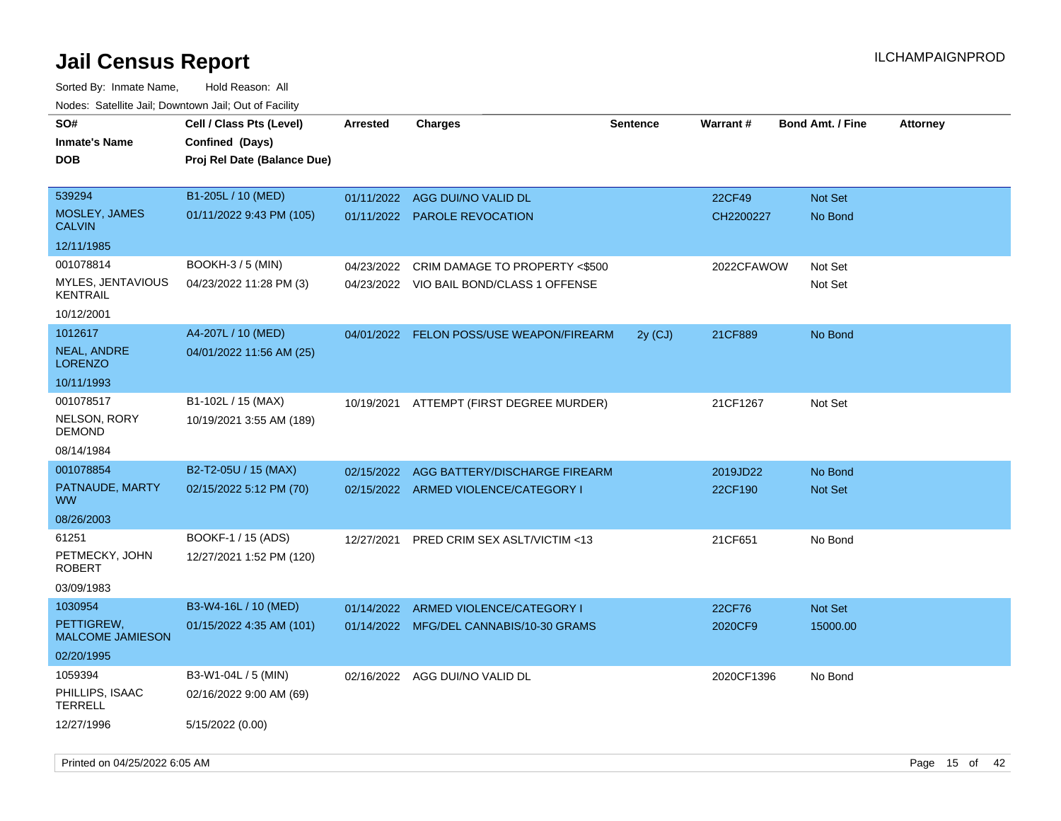# Jail Census Report

ILCHAMPAIGNPROD

Sorted By: Inmate Name, Hold Reason: All

Nodes: Satellite Jail; Downtown Jail; Out of Facility

| SO# / Inmate's Name / DOB | Cell / Class Pts (Level) / Confined (Days) / Proj Rel Date (Balance Due) | Arrested | Charges | Sentence | Warrant # | Bond Amt. / Fine | Attorney |
|---|---|---|---|---|---|---|---|
| 539294<br>MOSLEY, JAMES CALVIN<br>12/11/1985 | B1-205L / 10 (MED)<br>01/11/2022 9:43 PM (105) | 01/11/2022<br>01/11/2022 | AGG DUI/NO VALID DL<br>PAROLE REVOCATION | | 22CF49<br>CH2200227 | Not Set<br>No Bond | |
| 001078814<br>MYLES, JENTAVIOUS KENTRAIL<br>10/12/2001 | BOOKH-3 / 5 (MIN)<br>04/23/2022 11:28 PM (3) | 04/23/2022<br>04/23/2022 | CRIM DAMAGE TO PROPERTY <$500<br>VIO BAIL BOND/CLASS 1 OFFENSE | | 2022CFAWOW | Not Set<br>Not Set | |
| 1012617<br>NEAL, ANDRE LORENZO<br>10/11/1993 | A4-207L / 10 (MED)<br>04/01/2022 11:56 AM (25) | 04/01/2022 | FELON POSS/USE WEAPON/FIREARM | 2y (CJ) | 21CF889 | No Bond | |
| 001078517<br>NELSON, RORY DEMOND<br>08/14/1984 | B1-102L / 15 (MAX)<br>10/19/2021 3:55 AM (189) | 10/19/2021 | ATTEMPT (FIRST DEGREE MURDER) | | 21CF1267 | Not Set | |
| 001078854<br>PATNAUDE, MARTY WW<br>08/26/2003 | B2-T2-05U / 15 (MAX)<br>02/15/2022 5:12 PM (70) | 02/15/2022<br>02/15/2022 | AGG BATTERY/DISCHARGE FIREARM<br>ARMED VIOLENCE/CATEGORY I | | 2019JD22<br>22CF190 | No Bond<br>Not Set | |
| 61251<br>PETMECKY, JOHN ROBERT<br>03/09/1983 | BOOKF-1 / 15 (ADS)<br>12/27/2021 1:52 PM (120) | 12/27/2021 | PRED CRIM SEX ASLT/VICTIM <13 | | 21CF651 | No Bond | |
| 1030954<br>PETTIGREW, MALCOME JAMIESON<br>02/20/1995 | B3-W4-16L / 10 (MED)<br>01/15/2022 4:35 AM (101) | 01/14/2022<br>01/14/2022 | ARMED VIOLENCE/CATEGORY I<br>MFG/DEL CANNABIS/10-30 GRAMS | | 22CF76<br>2020CF9 | Not Set<br>15000.00 | |
| 1059394<br>PHILLIPS, ISAAC TERRELL<br>12/27/1996 | B3-W1-04L / 5 (MIN)<br>02/16/2022 9:00 AM (69)<br>5/15/2022 (0.00) | 02/16/2022 | AGG DUI/NO VALID DL | | 2020CF1396 | No Bond | |

Printed on 04/25/2022 6:05 AM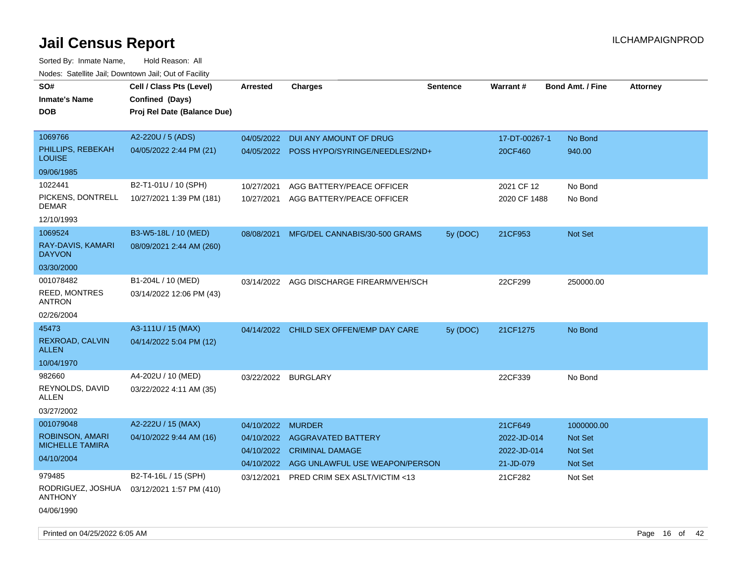# Jail Census Report

Sorted By: Inmate Name, Hold Reason: All

Nodes: Satellite Jail; Downtown Jail; Out of Facility

| SO# / Inmate's Name / DOB | Cell / Class Pts (Level) / Confined (Days) / Proj Rel Date (Balance Due) | Arrested | Charges | Sentence | Warrant # | Bond Amt. / Fine | Attorney |
|---|---|---|---|---|---|---|---|
| 1069766<br>PHILLIPS, REBEKAH LOUISE<br>09/06/1985 | A2-220U / 5 (ADS)<br>04/05/2022 2:44 PM (21) | 04/05/2022 | DUI ANY AMOUNT OF DRUG | | 17-DT-00267-1 | No Bond | |
| | | 04/05/2022 | POSS HYPO/SYRINGE/NEEDLES/2ND+ | | 20CF460 | 940.00 | |
| 1022441<br>PICKENS, DONTRELL DEMAR<br>12/10/1993 | B2-T1-01U / 10 (SPH)<br>10/27/2021 1:39 PM (181) | 10/27/2021 | AGG BATTERY/PEACE OFFICER | | 2021 CF 12 | No Bond | |
| | | 10/27/2021 | AGG BATTERY/PEACE OFFICER | | 2020 CF 1488 | No Bond | |
| 1069524<br>RAY-DAVIS, KAMARI DAYVON<br>03/30/2000 | B3-W5-18L / 10 (MED)<br>08/09/2021 2:44 AM (260) | 08/08/2021 | MFG/DEL CANNABIS/30-500 GRAMS | 5y (DOC) | 21CF953 | Not Set | |
| 001078482<br>REED, MONTRES ANTRON<br>02/26/2004 | B1-204L / 10 (MED)<br>03/14/2022 12:06 PM (43) | 03/14/2022 | AGG DISCHARGE FIREARM/VEH/SCH | | 22CF299 | 250000.00 | |
| 45473<br>REXROAD, CALVIN ALLEN<br>10/04/1970 | A3-111U / 15 (MAX)<br>04/14/2022 5:04 PM (12) | 04/14/2022 | CHILD SEX OFFEN/EMP DAY CARE | 5y (DOC) | 21CF1275 | No Bond | |
| 982660<br>REYNOLDS, DAVID ALLEN<br>03/27/2002 | A4-202U / 10 (MED)<br>03/22/2022 4:11 AM (35) | 03/22/2022 | BURGLARY | | 22CF339 | No Bond | |
| 001079048<br>ROBINSON, AMARI MICHELLE TAMIRA<br>04/10/2004 | A2-222U / 15 (MAX)<br>04/10/2022 9:44 AM (16) | 04/10/2022 | MURDER | | 21CF649 | 1000000.00 | |
| | | 04/10/2022 | AGGRAVATED BATTERY | | 2022-JD-014 | Not Set | |
| | | 04/10/2022 | CRIMINAL DAMAGE | | 2022-JD-014 | Not Set | |
| | | 04/10/2022 | AGG UNLAWFUL USE WEAPON/PERSON | | 21-JD-079 | Not Set | |
| 979485<br>RODRIGUEZ, JOSHUA ANTHONY<br>04/06/1990 | B2-T4-16L / 15 (SPH)<br>03/12/2021 1:57 PM (410) | 03/12/2021 | PRED CRIM SEX ASLT/VICTIM <13 | | 21CF282 | Not Set | |

Printed on 04/25/2022 6:05 AM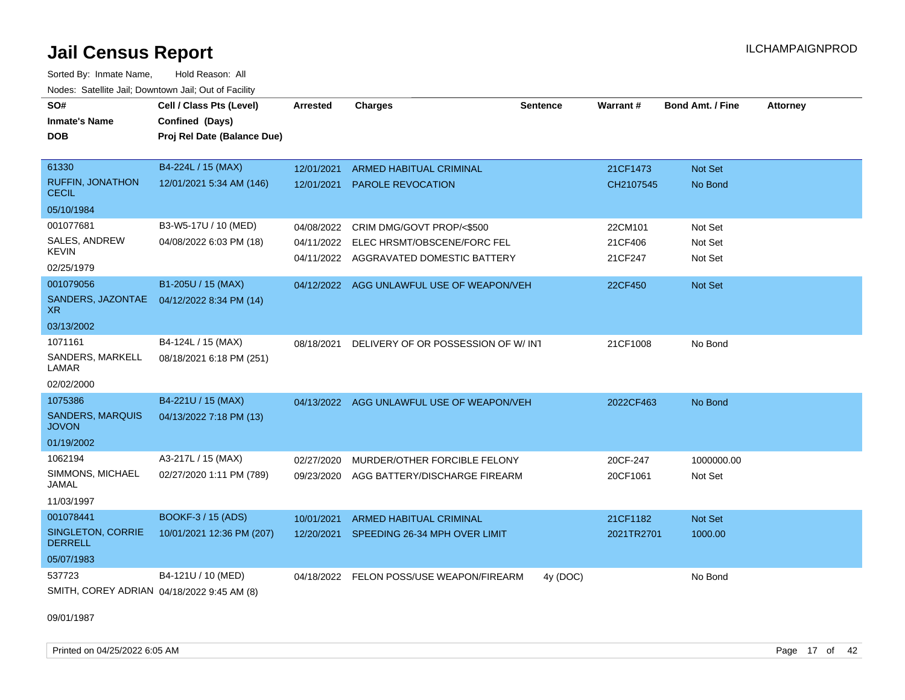# Jail Census Report

Sorted By: Inmate Name, Hold Reason: All

Nodes: Satellite Jail; Downtown Jail; Out of Facility

| SO# / Inmate's Name / DOB | Cell / Class Pts (Level) / Confined (Days) / Proj Rel Date (Balance Due) | Arrested | Charges | Sentence | Warrant # | Bond Amt. / Fine | Attorney |
|---|---|---|---|---|---|---|---|
| 61330<br>RUFFIN, JONATHON CECIL<br>05/10/1984 | B4-224L / 15 (MAX)<br>12/01/2021 5:34 AM (146) | 12/01/2021 | ARMED HABITUAL CRIMINAL | | 21CF1473 | Not Set | |
| | | 12/01/2021 | PAROLE REVOCATION | | CH2107545 | No Bond | |
| 001077681<br>SALES, ANDREW KEVIN<br>02/25/1979 | B3-W5-17U / 10 (MED)<br>04/08/2022 6:03 PM (18) | 04/08/2022 | CRIM DMG/GOVT PROP/<$500 | | 22CM101 | Not Set | |
| | | 04/11/2022 | ELEC HRSMT/OBSCENE/FORC FEL | | 21CF406 | Not Set | |
| | | 04/11/2022 | AGGRAVATED DOMESTIC BATTERY | | 21CF247 | Not Set | |
| 001079056<br>SANDERS, JAZONTAE XR<br>03/13/2002 | B1-205U / 15 (MAX)<br>04/12/2022 8:34 PM (14) | 04/12/2022 | AGG UNLAWFUL USE OF WEAPON/VEH | | 22CF450 | Not Set | |
| 1071161<br>SANDERS, MARKELL LAMAR<br>02/02/2000 | B4-124L / 15 (MAX)<br>08/18/2021 6:18 PM (251) | 08/18/2021 | DELIVERY OF OR POSSESSION OF W/ INT | | 21CF1008 | No Bond | |
| 1075386<br>SANDERS, MARQUIS JOVON<br>01/19/2002 | B4-221U / 15 (MAX)<br>04/13/2022 7:18 PM (13) | 04/13/2022 | AGG UNLAWFUL USE OF WEAPON/VEH | | 2022CF463 | No Bond | |
| 1062194<br>SIMMONS, MICHAEL JAMAL<br>11/03/1997 | A3-217L / 15 (MAX)<br>02/27/2020 1:11 PM (789) | 02/27/2020 | MURDER/OTHER FORCIBLE FELONY | | 20CF-247 | 1000000.00 | |
| | | 09/23/2020 | AGG BATTERY/DISCHARGE FIREARM | | 20CF1061 | Not Set | |
| 001078441<br>SINGLETON, CORRIE DERRELL<br>05/07/1983 | BOOKF-3 / 15 (ADS)<br>10/01/2021 12:36 PM (207) | 10/01/2021 | ARMED HABITUAL CRIMINAL | | 21CF1182 | Not Set | |
| | | 12/20/2021 | SPEEDING 26-34 MPH OVER LIMIT | | 2021TR2701 | 1000.00 | |
| 537723<br>SMITH, COREY ADRIAN<br>09/01/1987 | B4-121U / 10 (MED)<br>04/18/2022 9:45 AM (8) | 04/18/2022 | FELON POSS/USE WEAPON/FIREARM | 4y (DOC) | | No Bond | |

Printed on 04/25/2022 6:05 AM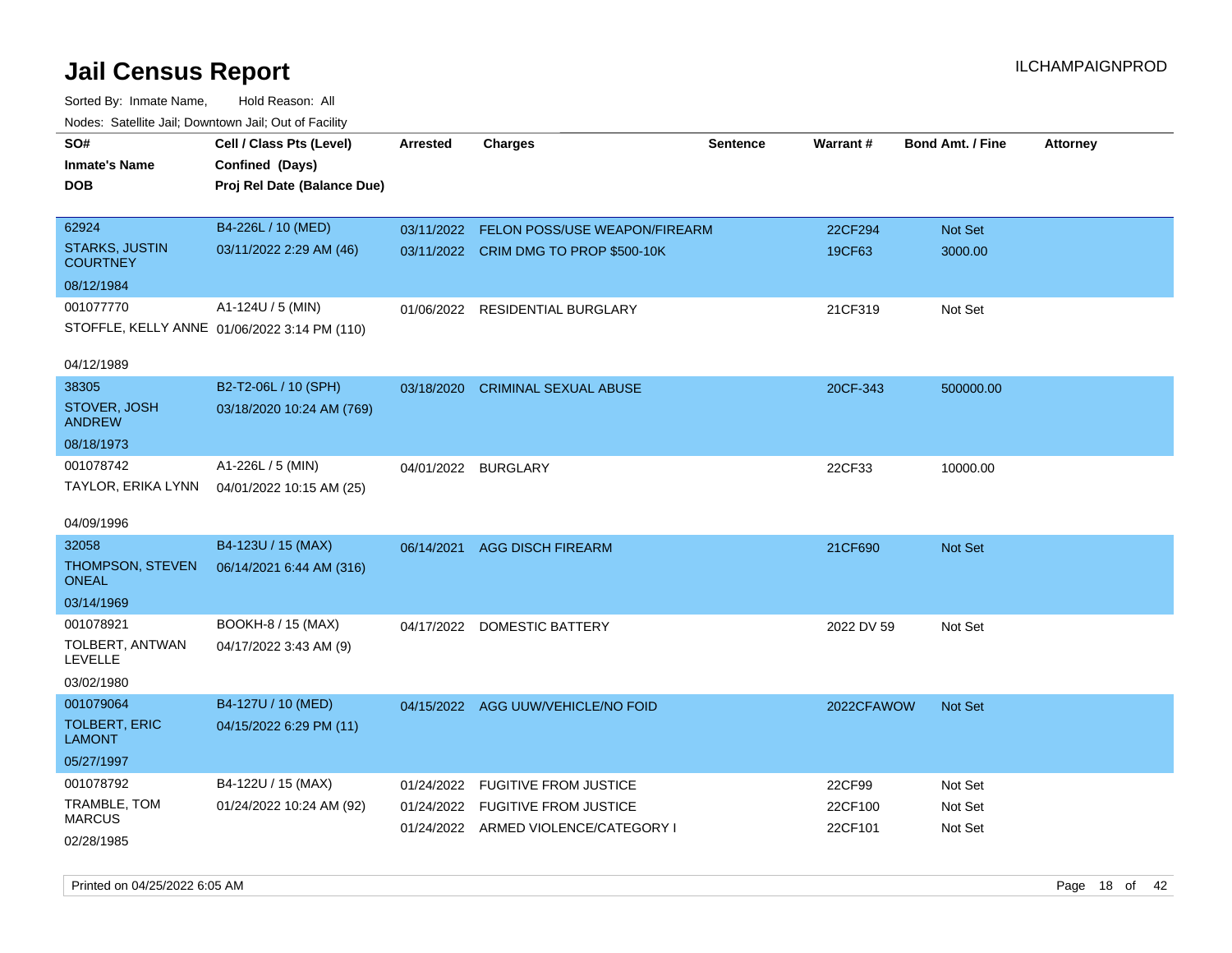# Jail Census Report

ILCHAMPAIGNPROD

Sorted By: Inmate Name, Hold Reason: All

Nodes: Satellite Jail; Downtown Jail; Out of Facility

| SO# / Inmate's Name / DOB | Cell / Class Pts (Level) / Confined (Days) / Proj Rel Date (Balance Due) | Arrested | Charges | Sentence | Warrant # | Bond Amt. / Fine | Attorney |
|---|---|---|---|---|---|---|---|
| 62924<br>STARKS, JUSTIN COURTNEY<br>08/12/1984 | B4-226L / 10 (MED)<br>03/11/2022 2:29 AM (46) | 03/11/2022<br>03/11/2022 | FELON POSS/USE WEAPON/FIREARM<br>CRIM DMG TO PROP $500-10K | | 22CF294<br>19CF63 | Not Set<br>3000.00 | |
| 001077770<br>STOFFLE, KELLY ANNE<br>04/12/1989 | A1-124U / 5 (MIN)<br>01/06/2022 3:14 PM (110) | 01/06/2022 | RESIDENTIAL BURGLARY | | 21CF319 | Not Set | |
| 38305<br>STOVER, JOSH ANDREW<br>08/18/1973 | B2-T2-06L / 10 (SPH)<br>03/18/2020 10:24 AM (769) | 03/18/2020 | CRIMINAL SEXUAL ABUSE | | 20CF-343 | 500000.00 | |
| 001078742<br>TAYLOR, ERIKA LYNN<br>04/09/1996 | A1-226L / 5 (MIN)<br>04/01/2022 10:15 AM (25) | 04/01/2022 | BURGLARY | | 22CF33 | 10000.00 | |
| 32058<br>THOMPSON, STEVEN ONEAL<br>03/14/1969 | B4-123U / 15 (MAX)<br>06/14/2021 6:44 AM (316) | 06/14/2021 | AGG DISCH FIREARM | | 21CF690 | Not Set | |
| 001078921<br>TOLBERT, ANTWAN LEVELLE<br>03/02/1980 | BOOKH-8 / 15 (MAX)<br>04/17/2022 3:43 AM (9) | 04/17/2022 | DOMESTIC BATTERY | | 2022 DV 59 | Not Set | |
| 001079064<br>TOLBERT, ERIC LAMONT<br>05/27/1997 | B4-127U / 10 (MED)<br>04/15/2022 6:29 PM (11) | 04/15/2022 | AGG UUW/VEHICLE/NO FOID | | 2022CFAWOW | Not Set | |
| 001078792<br>TRAMBLE, TOM MARCUS<br>02/28/1985 | B4-122U / 15 (MAX)<br>01/24/2022 10:24 AM (92) | 01/24/2022<br>01/24/2022<br>01/24/2022 | FUGITIVE FROM JUSTICE<br>FUGITIVE FROM JUSTICE<br>ARMED VIOLENCE/CATEGORY I | | 22CF99<br>22CF100<br>22CF101 | Not Set<br>Not Set<br>Not Set | |

Printed on 04/25/2022 6:05 AM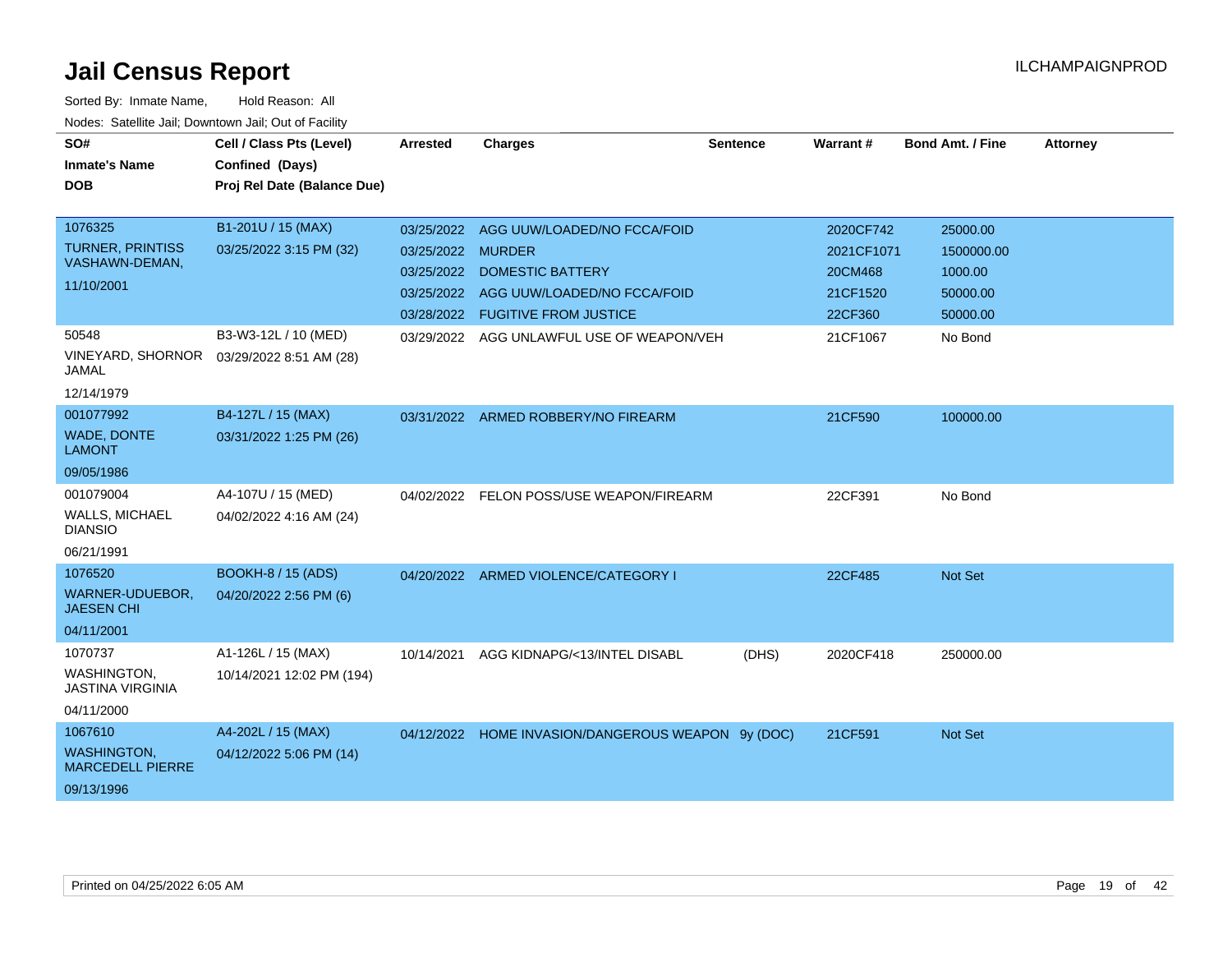# Jail Census Report

Sorted By: Inmate Name, Hold Reason: All

Nodes: Satellite Jail; Downtown Jail; Out of Facility

| SO# / Inmate's Name / DOB | Cell / Class Pts (Level) / Confined (Days) / Proj Rel Date (Balance Due) | Arrested | Charges | Sentence | Warrant # | Bond Amt. / Fine | Attorney |
|---|---|---|---|---|---|---|---|
| 1076325 TURNER, PRINTISS VASHAWN-DEMAN, 11/10/2001 | B1-201U / 15 (MAX) 03/25/2022 3:15 PM (32) | 03/25/2022 | AGG UUW/LOADED/NO FCCA/FOID | | 2020CF742 | 25000.00 | |
| | | 03/25/2022 | MURDER | | 2021CF1071 | 1500000.00 | |
| | | 03/25/2022 | DOMESTIC BATTERY | | 20CM468 | 1000.00 | |
| | | 03/25/2022 | AGG UUW/LOADED/NO FCCA/FOID | | 21CF1520 | 50000.00 | |
| | | 03/28/2022 | FUGITIVE FROM JUSTICE | | 22CF360 | 50000.00 | |
| 50548 VINEYARD, SHORNOR JAMAL 12/14/1979 | B3-W3-12L / 10 (MED) 03/29/2022 8:51 AM (28) | 03/29/2022 | AGG UNLAWFUL USE OF WEAPON/VEH | | 21CF1067 | No Bond | |
| 001077992 WADE, DONTE LAMONT 09/05/1986 | B4-127L / 15 (MAX) 03/31/2022 1:25 PM (26) | 03/31/2022 | ARMED ROBBERY/NO FIREARM | | 21CF590 | 100000.00 | |
| 001079004 WALLS, MICHAEL DIANSIO 06/21/1991 | A4-107U / 15 (MED) 04/02/2022 4:16 AM (24) | 04/02/2022 | FELON POSS/USE WEAPON/FIREARM | | 22CF391 | No Bond | |
| 1076520 WARNER-UDUEBOR, JAESEN CHI 04/11/2001 | BOOKH-8 / 15 (ADS) 04/20/2022 2:56 PM (6) | 04/20/2022 | ARMED VIOLENCE/CATEGORY I | | 22CF485 | Not Set | |
| 1070737 WASHINGTON, JASTINA VIRGINIA 04/11/2000 | A1-126L / 15 (MAX) 10/14/2021 12:02 PM (194) | 10/14/2021 | AGG KIDNAPG/<13/INTEL DISABL | (DHS) | 2020CF418 | 250000.00 | |
| 1067610 WASHINGTON, MARCEDELL PIERRE 09/13/1996 | A4-202L / 15 (MAX) 04/12/2022 5:06 PM (14) | 04/12/2022 | HOME INVASION/DANGEROUS WEAPON | 9y (DOC) | 21CF591 | Not Set | |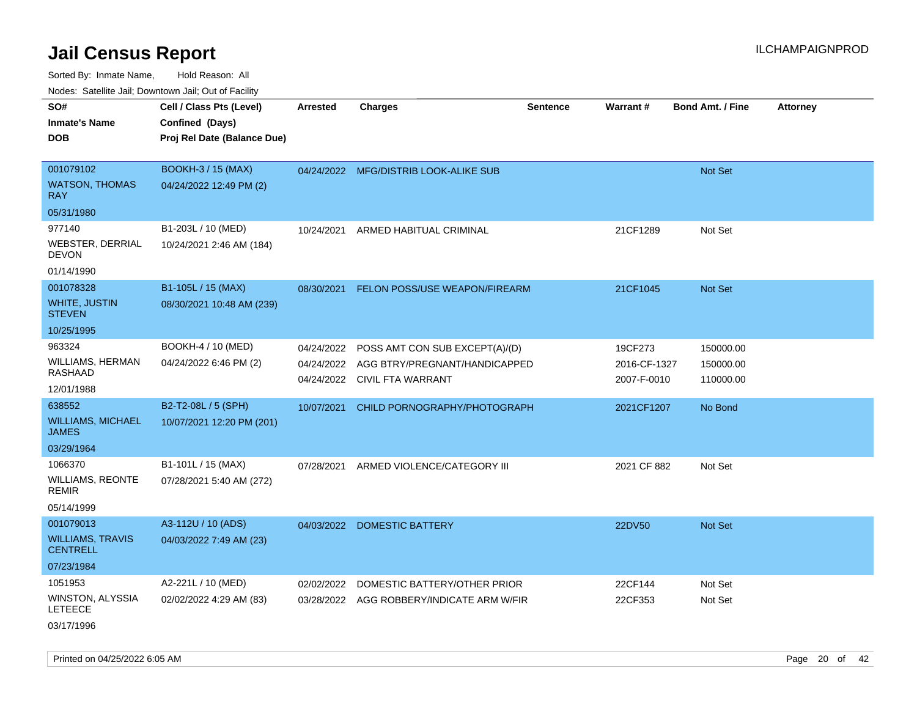# Jail Census Report

ILCHAMPAIGNPROD

Sorted By: Inmate Name, Hold Reason: All

Nodes: Satellite Jail; Downtown Jail; Out of Facility

| SO# / Inmate's Name / DOB | Cell / Class Pts (Level) / Confined (Days) / Proj Rel Date (Balance Due) | Arrested | Charges | Sentence | Warrant # | Bond Amt. / Fine | Attorney |
|---|---|---|---|---|---|---|---|
| 001079102<br>WATSON, THOMAS RAY<br>05/31/1980 | BOOKH-3 / 15 (MAX)<br>04/24/2022 12:49 PM (2) | 04/24/2022 | MFG/DISTRIB LOOK-ALIKE SUB | | | Not Set | |
| 977140<br>WEBSTER, DERRIAL DEVON<br>01/14/1990 | B1-203L / 10 (MED)<br>10/24/2021 2:46 AM (184) | 10/24/2021 | ARMED HABITUAL CRIMINAL | | 21CF1289 | Not Set | |
| 001078328<br>WHITE, JUSTIN STEVEN<br>10/25/1995 | B1-105L / 15 (MAX)<br>08/30/2021 10:48 AM (239) | 08/30/2021 | FELON POSS/USE WEAPON/FIREARM | | 21CF1045 | Not Set | |
| 963324<br>WILLIAMS, HERMAN RASHAAD<br>12/01/1988 | BOOKH-4 / 10 (MED)<br>04/24/2022 6:46 PM (2) | 04/24/2022<br>04/24/2022<br>04/24/2022 | POSS AMT CON SUB EXCEPT(A)/(D)<br>AGG BTRY/PREGNANT/HANDICAPPED<br>CIVIL FTA WARRANT | | 19CF273<br>2016-CF-1327<br>2007-F-0010 | 150000.00<br>150000.00<br>110000.00 | |
| 638552<br>WILLIAMS, MICHAEL JAMES<br>03/29/1964 | B2-T2-08L / 5 (SPH)<br>10/07/2021 12:20 PM (201) | 10/07/2021 | CHILD PORNOGRAPHY/PHOTOGRAPH | | 2021CF1207 | No Bond | |
| 1066370<br>WILLIAMS, REONTE REMIR<br>05/14/1999 | B1-101L / 15 (MAX)<br>07/28/2021 5:40 AM (272) | 07/28/2021 | ARMED VIOLENCE/CATEGORY III | | 2021 CF 882 | Not Set | |
| 001079013<br>WILLIAMS, TRAVIS CENTRELL<br>07/23/1984 | A3-112U / 10 (ADS)<br>04/03/2022 7:49 AM (23) | 04/03/2022 | DOMESTIC BATTERY | | 22DV50 | Not Set | |
| 1051953<br>WINSTON, ALYSSIA LETEECE<br>03/17/1996 | A2-221L / 10 (MED)<br>02/02/2022 4:29 AM (83) | 02/02/2022<br>03/28/2022 | DOMESTIC BATTERY/OTHER PRIOR<br>AGG ROBBERY/INDICATE ARM W/FIR | | 22CF144<br>22CF353 | Not Set<br>Not Set | |

Printed on 04/25/2022 6:05 AM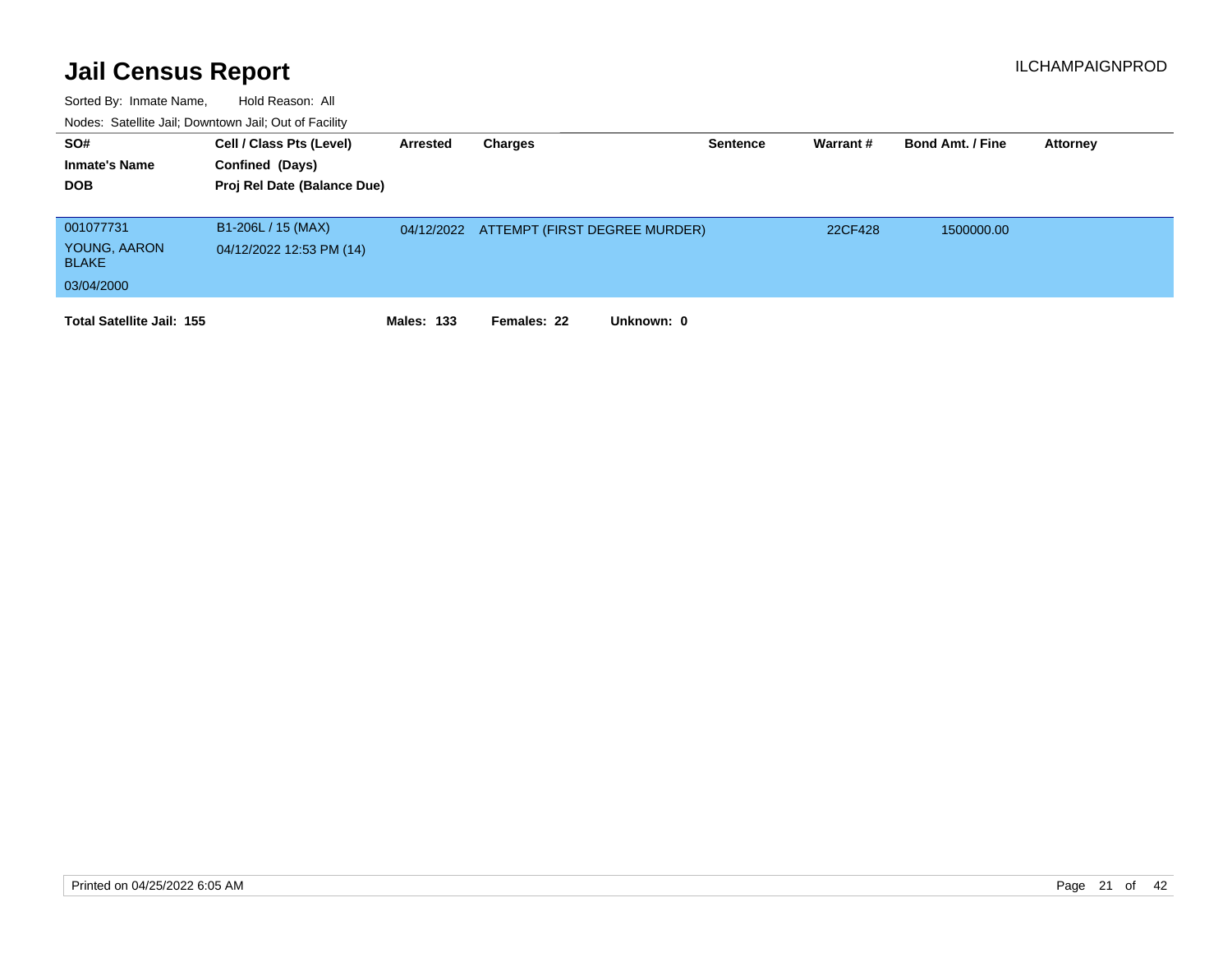# Jail Census Report

ILCHAMPAIGNPROD

Sorted By: Inmate Name, Hold Reason: All

Nodes: Satellite Jail; Downtown Jail; Out of Facility

| SO# / Inmate's Name / DOB | Cell / Class Pts (Level) / Confined (Days) / Proj Rel Date (Balance Due) | Arrested | Charges | Sentence | Warrant # | Bond Amt. / Fine | Attorney |
|---|---|---|---|---|---|---|---|
| 001077731<br>YOUNG, AARON BLAKE<br>03/04/2000 | B1-206L / 15 (MAX)<br>04/12/2022 12:53 PM (14) | 04/12/2022 | ATTEMPT (FIRST DEGREE MURDER) | | 22CF428 | 1500000.00 | |

**Total Satellite Jail: 155** **Males: 133** **Females: 22** **Unknown: 0**

Printed on 04/25/2022 6:05 AM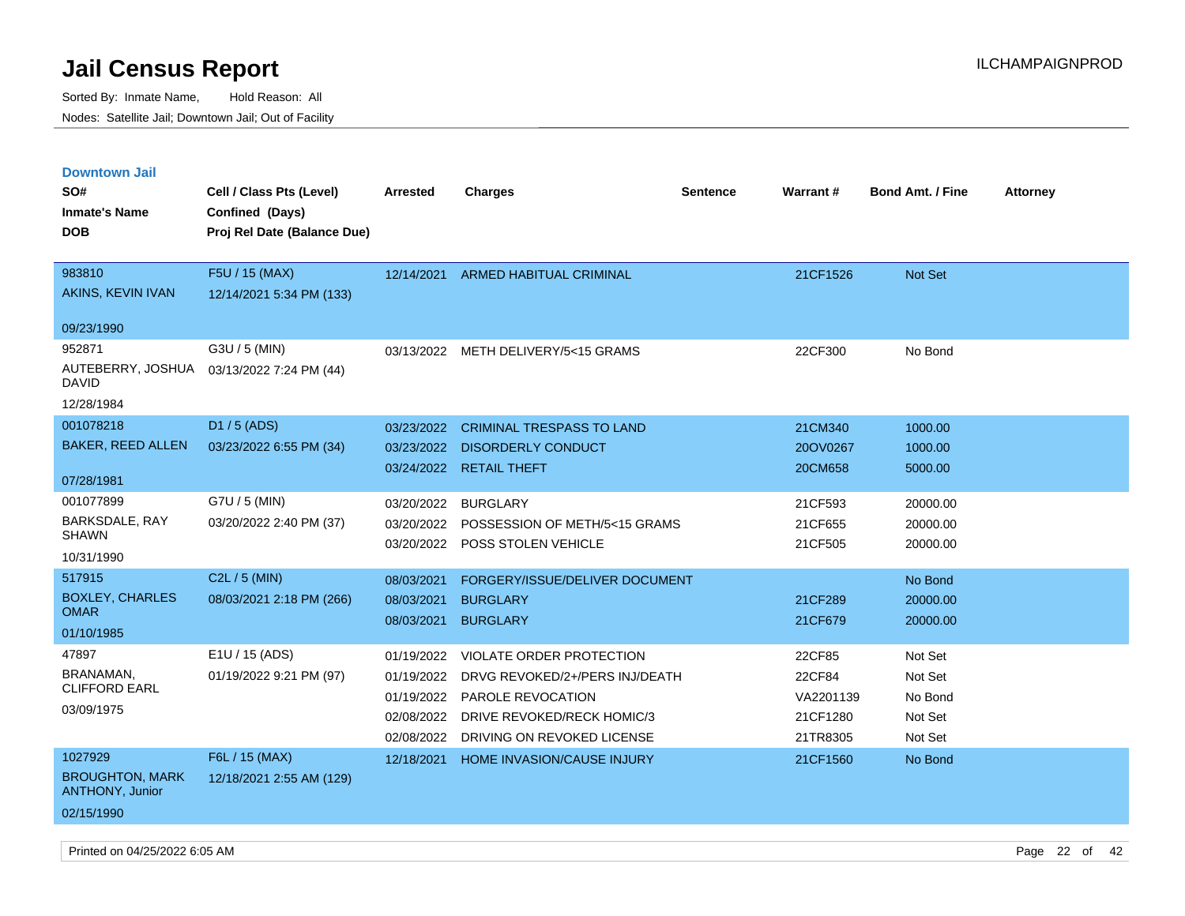# Jail Census Report

Sorted By: Inmate Name, Hold Reason: All

Nodes: Satellite Jail; Downtown Jail; Out of Facility

## Downtown Jail

| SO# / Inmate's Name / DOB | Cell / Class Pts (Level) / Confined (Days) / Proj Rel Date (Balance Due) | Arrested | Charges | Sentence | Warrant # | Bond Amt. / Fine | Attorney |
|---|---|---|---|---|---|---|---|
| 983810 AKINS, KEVIN IVAN 09/23/1990 | F5U / 15 (MAX) 12/14/2021 5:34 PM (133) | 12/14/2021 | ARMED HABITUAL CRIMINAL | | 21CF1526 | Not Set | |
| 952871 AUTEBERRY, JOSHUA DAVID 12/28/1984 | G3U / 5 (MIN) 03/13/2022 7:24 PM (44) | 03/13/2022 | METH DELIVERY/5<15 GRAMS | | 22CF300 | No Bond | |
| 001078218 BAKER, REED ALLEN 07/28/1981 | D1 / 5 (ADS) 03/23/2022 6:55 PM (34) | 03/23/2022 | CRIMINAL TRESPASS TO LAND | | 21CM340 | 1000.00 | |
| | | 03/23/2022 | DISORDERLY CONDUCT | | 20OV0267 | 1000.00 | |
| | | 03/24/2022 | RETAIL THEFT | | 20CM658 | 5000.00 | |
| 001077899 BARKSDALE, RAY SHAWN 10/31/1990 | G7U / 5 (MIN) 03/20/2022 2:40 PM (37) | 03/20/2022 | BURGLARY | | 21CF593 | 20000.00 | |
| | | 03/20/2022 | POSSESSION OF METH/5<15 GRAMS | | 21CF655 | 20000.00 | |
| | | 03/20/2022 | POSS STOLEN VEHICLE | | 21CF505 | 20000.00 | |
| 517915 BOXLEY, CHARLES OMAR 01/10/1985 | C2L / 5 (MIN) 08/03/2021 2:18 PM (266) | 08/03/2021 | FORGERY/ISSUE/DELIVER DOCUMENT | | | No Bond | |
| | | 08/03/2021 | BURGLARY | | 21CF289 | 20000.00 | |
| | | 08/03/2021 | BURGLARY | | 21CF679 | 20000.00 | |
| 47897 BRANAMAN, CLIFFORD EARL 03/09/1975 | E1U / 15 (ADS) 01/19/2022 9:21 PM (97) | 01/19/2022 | VIOLATE ORDER PROTECTION | | 22CF85 | Not Set | |
| | | 01/19/2022 | DRVG REVOKED/2+/PERS INJ/DEATH | | 22CF84 | Not Set | |
| | | 01/19/2022 | PAROLE REVOCATION | | VA2201139 | No Bond | |
| | | 02/08/2022 | DRIVE REVOKED/RECK HOMIC/3 | | 21CF1280 | Not Set | |
| | | 02/08/2022 | DRIVING ON REVOKED LICENSE | | 21TR8305 | Not Set | |
| 1027929 BROUGHTON, MARK ANTHONY, Junior 02/15/1990 | F6L / 15 (MAX) 12/18/2021 2:55 AM (129) | 12/18/2021 | HOME INVASION/CAUSE INJURY | | 21CF1560 | No Bond | |

Printed on 04/25/2022 6:05 AM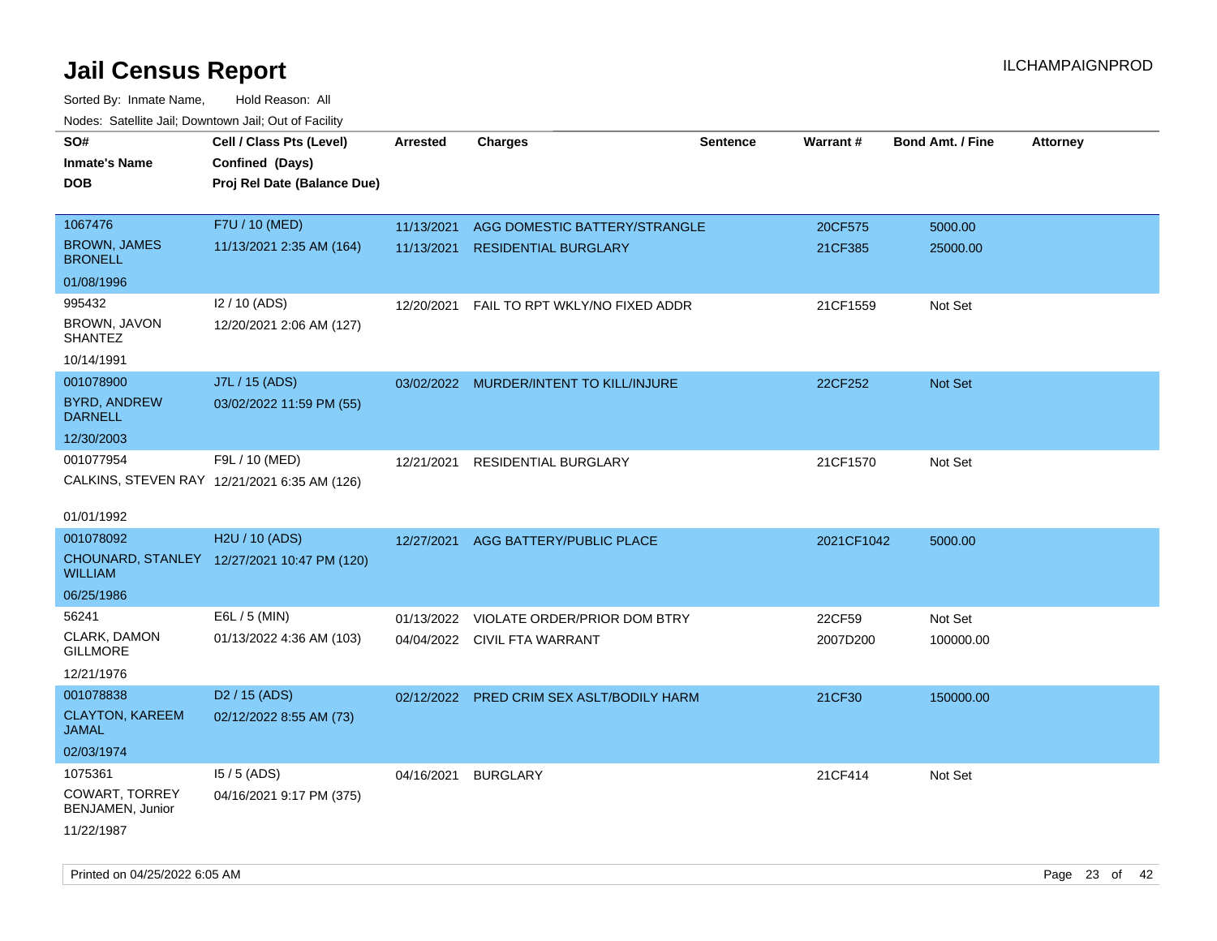# Jail Census Report

Sorted By: Inmate Name, Hold Reason: All

Nodes: Satellite Jail; Downtown Jail; Out of Facility

| SO# / Inmate's Name / DOB | Cell / Class Pts (Level) / Confined (Days) / Proj Rel Date (Balance Due) | Arrested | Charges | Sentence | Warrant # | Bond Amt. / Fine | Attorney |
|---|---|---|---|---|---|---|---|
| 1067476<br>BROWN, JAMES BRONELL<br>01/08/1996 | F7U / 10 (MED)<br>11/13/2021 2:35 AM (164) | 11/13/2021<br>11/13/2021 | AGG DOMESTIC BATTERY/STRANGLE<br>RESIDENTIAL BURGLARY | | 20CF575<br>21CF385 | 5000.00<br>25000.00 | |
| 995432<br>BROWN, JAVON SHANTEZ<br>10/14/1991 | I2 / 10 (ADS)<br>12/20/2021 2:06 AM (127) | 12/20/2021 | FAIL TO RPT WKLY/NO FIXED ADDR | | 21CF1559 | Not Set | |
| 001078900<br>BYRD, ANDREW DARNELL<br>12/30/2003 | J7L / 15 (ADS)<br>03/02/2022 11:59 PM (55) | 03/02/2022 | MURDER/INTENT TO KILL/INJURE | | 22CF252 | Not Set | |
| 001077954<br>CALKINS, STEVEN RAY<br>01/01/1992 | F9L / 10 (MED)<br>12/21/2021 6:35 AM (126) | 12/21/2021 | RESIDENTIAL BURGLARY | | 21CF1570 | Not Set | |
| 001078092<br>CHOUNARD, STANLEY WILLIAM<br>06/25/1986 | H2U / 10 (ADS)<br>12/27/2021 10:47 PM (120) | 12/27/2021 | AGG BATTERY/PUBLIC PLACE | | 2021CF1042 | 5000.00 | |
| 56241<br>CLARK, DAMON GILLMORE<br>12/21/1976 | E6L / 5 (MIN)<br>01/13/2022 4:36 AM (103) | 01/13/2022<br>04/04/2022 | VIOLATE ORDER/PRIOR DOM BTRY<br>CIVIL FTA WARRANT | | 22CF59<br>2007D200 | Not Set<br>100000.00 | |
| 001078838<br>CLAYTON, KAREEM JAMAL<br>02/03/1974 | D2 / 15 (ADS)<br>02/12/2022 8:55 AM (73) | 02/12/2022 | PRED CRIM SEX ASLT/BODILY HARM | | 21CF30 | 150000.00 | |
| 1075361<br>COWART, TORREY BENJAMEN, Junior<br>11/22/1987 | I5 / 5 (ADS)<br>04/16/2021 9:17 PM (375) | 04/16/2021 | BURGLARY | | 21CF414 | Not Set | |

Printed on 04/25/2022 6:05 AM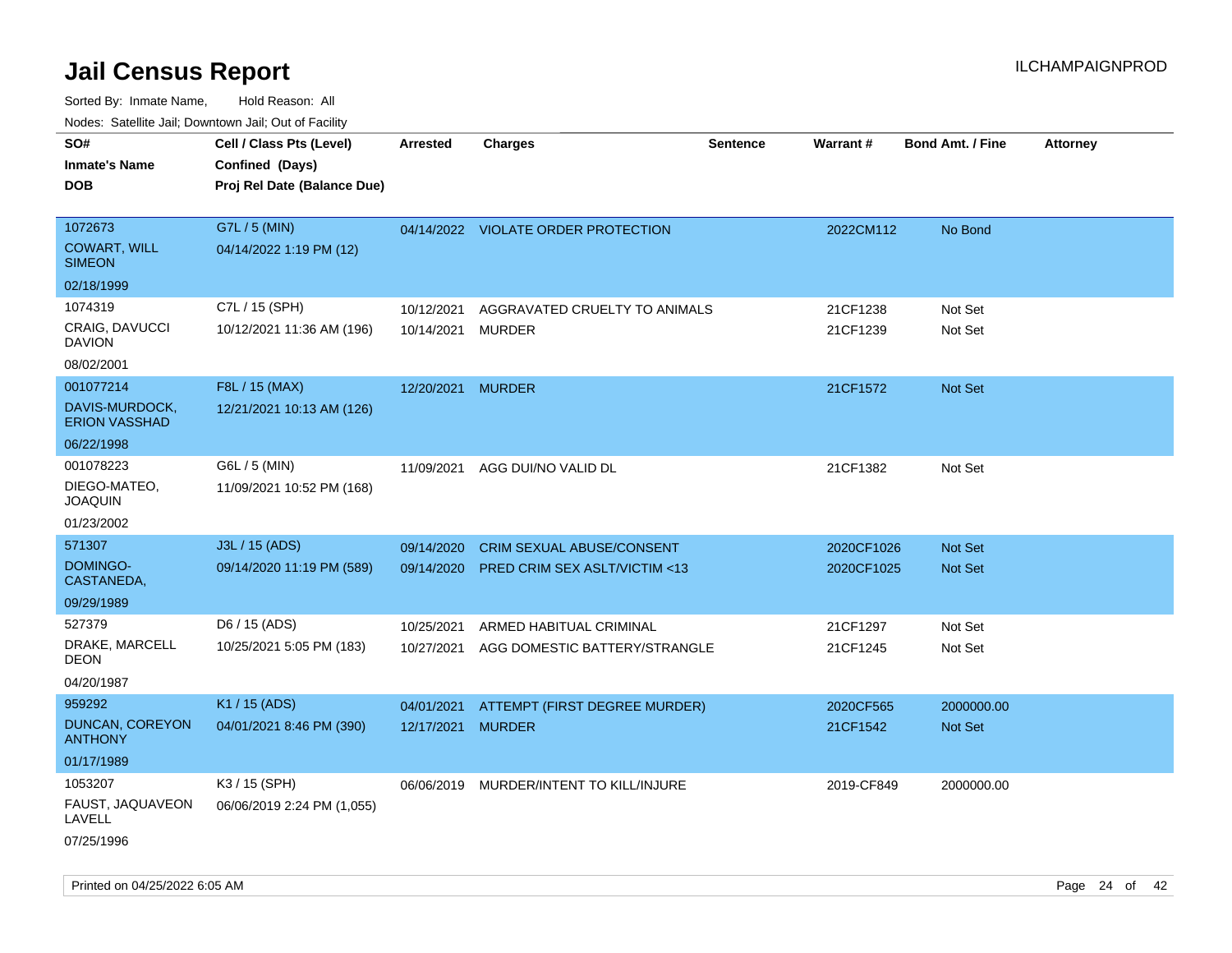# Jail Census Report

ILCHAMPAIGNPROD

Sorted By: Inmate Name, Hold Reason: All

Nodes: Satellite Jail; Downtown Jail; Out of Facility

| SO# / Inmate's Name / DOB | Cell / Class Pts (Level) / Confined (Days) / Proj Rel Date (Balance Due) | Arrested | Charges | Sentence | Warrant # | Bond Amt. / Fine | Attorney |
|---|---|---|---|---|---|---|---|
| 1072673<br>COWART, WILL SIMEON<br>02/18/1999 | G7L / 5 (MIN)<br>04/14/2022 1:19 PM (12) | 04/14/2022 | VIOLATE ORDER PROTECTION | | 2022CM112 | No Bond | |
| 1074319<br>CRAIG, DAVUCCI DAVION<br>08/02/2001 | C7L / 15 (SPH)<br>10/12/2021 11:36 AM (196) | 10/12/2021<br>10/14/2021 | AGGRAVATED CRUELTY TO ANIMALS<br>MURDER | | 21CF1238<br>21CF1239 | Not Set<br>Not Set | |
| 001077214<br>DAVIS-MURDOCK, ERION VASSHAD<br>06/22/1998 | F8L / 15 (MAX)<br>12/21/2021 10:13 AM (126) | 12/20/2021 | MURDER | | 21CF1572 | Not Set | |
| 001078223<br>DIEGO-MATEO, JOAQUIN<br>01/23/2002 | G6L / 5 (MIN)<br>11/09/2021 10:52 PM (168) | 11/09/2021 | AGG DUI/NO VALID DL | | 21CF1382 | Not Set | |
| 571307<br>DOMINGO-CASTANEDA,<br>09/29/1989 | J3L / 15 (ADS)<br>09/14/2020 11:19 PM (589) | 09/14/2020<br>09/14/2020 | CRIM SEXUAL ABUSE/CONSENT<br>PRED CRIM SEX ASLT/VICTIM <13 | | 2020CF1026<br>2020CF1025 | Not Set<br>Not Set | |
| 527379<br>DRAKE, MARCELL DEON<br>04/20/1987 | D6 / 15 (ADS)<br>10/25/2021 5:05 PM (183) | 10/25/2021<br>10/27/2021 | ARMED HABITUAL CRIMINAL<br>AGG DOMESTIC BATTERY/STRANGLE | | 21CF1297<br>21CF1245 | Not Set<br>Not Set | |
| 959292<br>DUNCAN, COREYON ANTHONY<br>01/17/1989 | K1 / 15 (ADS)<br>04/01/2021 8:46 PM (390) | 04/01/2021<br>12/17/2021 | ATTEMPT (FIRST DEGREE MURDER)<br>MURDER | | 2020CF565<br>21CF1542 | 2000000.00<br>Not Set | |
| 1053207<br>FAUST, JAQUAVEON LAVELL<br>07/25/1996 | K3 / 15 (SPH)<br>06/06/2019 2:24 PM (1,055) | 06/06/2019 | MURDER/INTENT TO KILL/INJURE | | 2019-CF849 | 2000000.00 | |

Printed on 04/25/2022 6:05 AM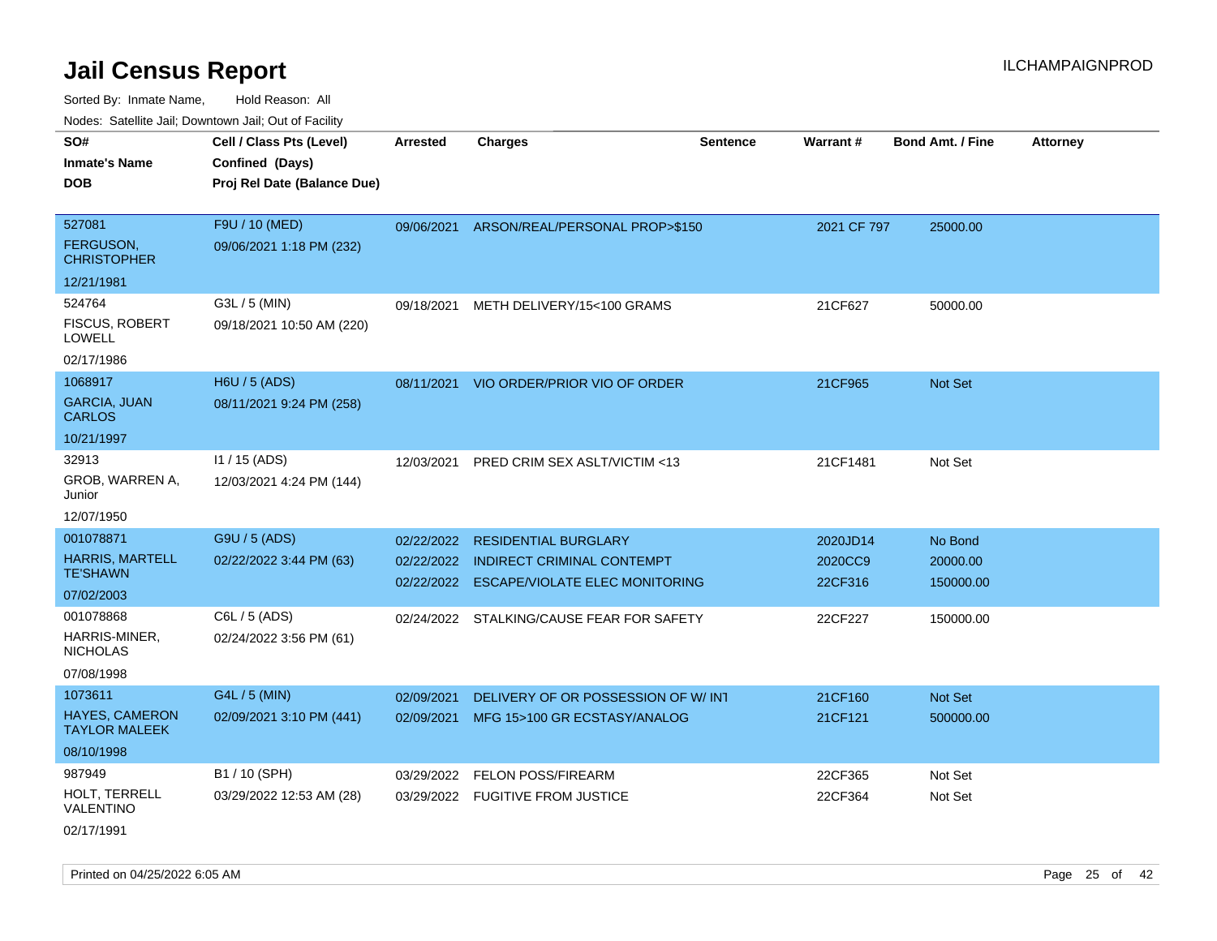# Jail Census Report

ILCHAMPAIGNPROD

Sorted By: Inmate Name, Hold Reason: All

Nodes: Satellite Jail; Downtown Jail; Out of Facility

| SO# / Inmate's Name / DOB | Cell / Class Pts (Level) / Confined (Days) / Proj Rel Date (Balance Due) | Arrested | Charges | Sentence | Warrant # | Bond Amt. / Fine | Attorney |
|---|---|---|---|---|---|---|---|
| 527081<br>FERGUSON, CHRISTOPHER<br>12/21/1981 | F9U / 10 (MED)<br>09/06/2021 1:18 PM (232) | 09/06/2021 | ARSON/REAL/PERSONAL PROP>$150 | | 2021 CF 797 | 25000.00 | |
| 524764<br>FISCUS, ROBERT LOWELL<br>02/17/1986 | G3L / 5 (MIN)<br>09/18/2021 10:50 AM (220) | 09/18/2021 | METH DELIVERY/15<100 GRAMS | | 21CF627 | 50000.00 | |
| 1068917<br>GARCIA, JUAN CARLOS<br>10/21/1997 | H6U / 5 (ADS)<br>08/11/2021 9:24 PM (258) | 08/11/2021 | VIO ORDER/PRIOR VIO OF ORDER | | 21CF965 | Not Set | |
| 32913<br>GROB, WARREN A, Junior<br>12/07/1950 | I1 / 15 (ADS)<br>12/03/2021 4:24 PM (144) | 12/03/2021 | PRED CRIM SEX ASLT/VICTIM <13 | | 21CF1481 | Not Set | |
| 001078871<br>HARRIS, MARTELL TE'SHAWN<br>07/02/2003 | G9U / 5 (ADS)<br>02/22/2022 3:44 PM (63) | 02/22/2022 | RESIDENTIAL BURGLARY | | 2020JD14 | No Bond | |
| | | 02/22/2022 | INDIRECT CRIMINAL CONTEMPT | | 2020CC9 | 20000.00 | |
| | | 02/22/2022 | ESCAPE/VIOLATE ELEC MONITORING | | 22CF316 | 150000.00 | |
| 001078868<br>HARRIS-MINER, NICHOLAS<br>07/08/1998 | C6L / 5 (ADS)<br>02/24/2022 3:56 PM (61) | 02/24/2022 | STALKING/CAUSE FEAR FOR SAFETY | | 22CF227 | 150000.00 | |
| 1073611<br>HAYES, CAMERON TAYLOR MALEEK<br>08/10/1998 | G4L / 5 (MIN)<br>02/09/2021 3:10 PM (441) | 02/09/2021 | DELIVERY OF OR POSSESSION OF W/ INT | | 21CF160 | Not Set | |
| | | 02/09/2021 | MFG 15>100 GR ECSTASY/ANALOG | | 21CF121 | 500000.00 | |
| 987949<br>HOLT, TERRELL VALENTINO<br>02/17/1991 | B1 / 10 (SPH)<br>03/29/2022 12:53 AM (28) | 03/29/2022 | FELON POSS/FIREARM | | 22CF365 | Not Set | |
| | | 03/29/2022 | FUGITIVE FROM JUSTICE | | 22CF364 | Not Set | |

Printed on 04/25/2022 6:05 AM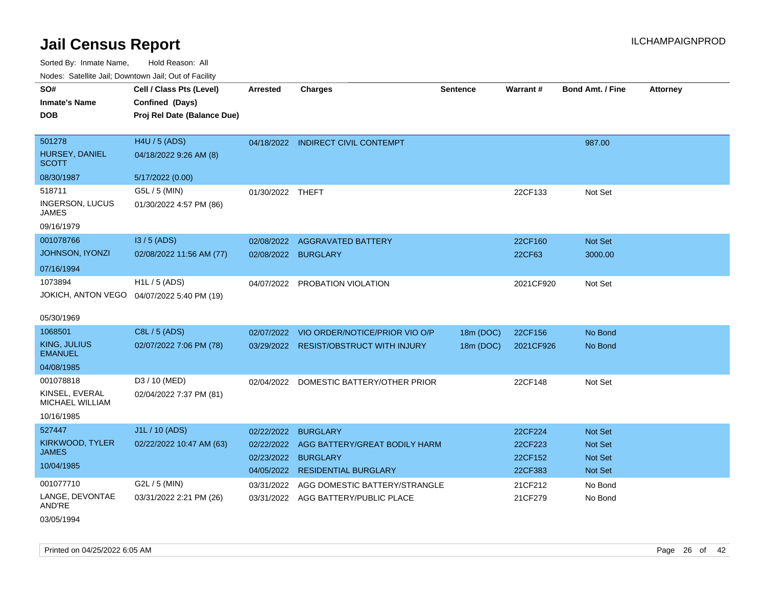# Jail Census Report

ILCHAMPAIGNPROD

Sorted By: Inmate Name, Hold Reason: All

Nodes: Satellite Jail; Downtown Jail; Out of Facility

| SO# / Inmate's Name / DOB | Cell / Class Pts (Level) / Confined (Days) / Proj Rel Date (Balance Due) | Arrested | Charges | Sentence | Warrant # | Bond Amt. / Fine | Attorney |
|---|---|---|---|---|---|---|---|
| 501278<br>HURSEY, DANIEL SCOTT<br>08/30/1987 | H4U / 5 (ADS)<br>04/18/2022 9:26 AM (8)<br>5/17/2022 (0.00) | 04/18/2022 | INDIRECT CIVIL CONTEMPT | | | 987.00 | |
| 518711<br>INGERSON, LUCUS JAMES<br>09/16/1979 | G5L / 5 (MIN)<br>01/30/2022 4:57 PM (86) | 01/30/2022 | THEFT | | 22CF133 | Not Set | |
| 001078766<br>JOHNSON, IYONZI<br>07/16/1994 | I3 / 5 (ADS)<br>02/08/2022 11:56 AM (77) | 02/08/2022 | AGGRAVATED BATTERY | | 22CF160 | Not Set | |
| | | 02/08/2022 | BURGLARY | | 22CF63 | 3000.00 | |
| 1073894<br>JOKICH, ANTON VEGO<br>05/30/1969 | H1L / 5 (ADS)<br>04/07/2022 5:40 PM (19) | 04/07/2022 | PROBATION VIOLATION | | 2021CF920 | Not Set | |
| 1068501<br>KING, JULIUS EMANUEL<br>04/08/1985 | C8L / 5 (ADS)<br>02/07/2022 7:06 PM (78) | 02/07/2022 | VIO ORDER/NOTICE/PRIOR VIO O/P | 18m (DOC) | 22CF156 | No Bond | |
| | | 03/29/2022 | RESIST/OBSTRUCT WITH INJURY | 18m (DOC) | 2021CF926 | No Bond | |
| 001078818<br>KINSEL, EVERAL MICHAEL WILLIAM<br>10/16/1985 | D3 / 10 (MED)<br>02/04/2022 7:37 PM (81) | 02/04/2022 | DOMESTIC BATTERY/OTHER PRIOR | | 22CF148 | Not Set | |
| 527447<br>KIRKWOOD, TYLER JAMES<br>10/04/1985 | J1L / 10 (ADS)<br>02/22/2022 10:47 AM (63) | 02/22/2022 | BURGLARY | | 22CF224 | Not Set | |
| | | 02/22/2022 | AGG BATTERY/GREAT BODILY HARM | | 22CF223 | Not Set | |
| | | 02/23/2022 | BURGLARY | | 22CF152 | Not Set | |
| | | 04/05/2022 | RESIDENTIAL BURGLARY | | 22CF383 | Not Set | |
| 001077710<br>LANGE, DEVONTAE AND'RE<br>03/05/1994 | G2L / 5 (MIN)<br>03/31/2022 2:21 PM (26) | 03/31/2022 | AGG DOMESTIC BATTERY/STRANGLE | | 21CF212 | No Bond | |
| | | 03/31/2022 | AGG BATTERY/PUBLIC PLACE | | 21CF279 | No Bond | |

Printed on 04/25/2022 6:05 AM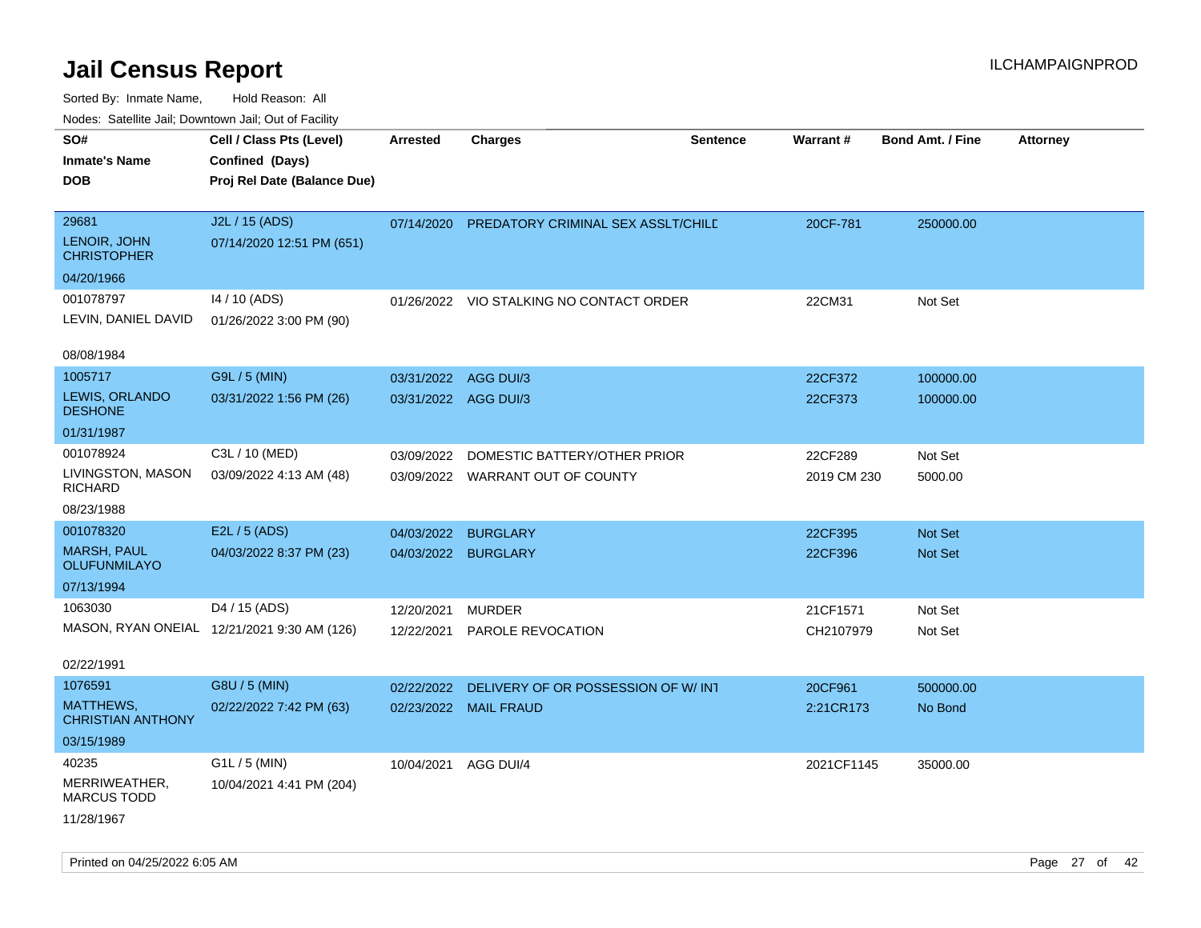# Jail Census Report

ILCHAMPAIGNPROD

Sorted By: Inmate Name, Hold Reason: All

Nodes: Satellite Jail; Downtown Jail; Out of Facility

| SO#<br>Inmate's Name<br>DOB | Cell / Class Pts (Level)<br>Confined (Days)<br>Proj Rel Date (Balance Due) | Arrested | Charges | Sentence | Warrant # | Bond Amt. / Fine | Attorney |
|---|---|---|---|---|---|---|---|
| 29681<br>LENOIR, JOHN CHRISTOPHER<br>04/20/1966 | J2L / 15 (ADS)<br>07/14/2020 12:51 PM (651) | 07/14/2020 | PREDATORY CRIMINAL SEX ASSLT/CHILD | | 20CF-781 | 250000.00 | |
| 001078797<br>LEVIN, DANIEL DAVID<br>08/08/1984 | I4 / 10 (ADS)<br>01/26/2022 3:00 PM (90) | 01/26/2022 | VIO STALKING NO CONTACT ORDER | | 22CM31 | Not Set | |
| 1005717<br>LEWIS, ORLANDO DESHONE<br>01/31/1987 | G9L / 5 (MIN)<br>03/31/2022 1:56 PM (26) | 03/31/2022<br>03/31/2022 | AGG DUI/3<br>AGG DUI/3 | | 22CF372<br>22CF373 | 100000.00<br>100000.00 | |
| 001078924<br>LIVINGSTON, MASON RICHARD<br>08/23/1988 | C3L / 10 (MED)<br>03/09/2022 4:13 AM (48) | 03/09/2022<br>03/09/2022 | DOMESTIC BATTERY/OTHER PRIOR<br>WARRANT OUT OF COUNTY | | 22CF289<br>2019 CM 230 | Not Set<br>5000.00 | |
| 001078320<br>MARSH, PAUL OLUFUNMILAYO<br>07/13/1994 | E2L / 5 (ADS)<br>04/03/2022 8:37 PM (23) | 04/03/2022<br>04/03/2022 | BURGLARY<br>BURGLARY | | 22CF395<br>22CF396 | Not Set<br>Not Set | |
| 1063030<br>MASON, RYAN ONEIAL<br>02/22/1991 | D4 / 15 (ADS)<br>12/21/2021 9:30 AM (126) | 12/20/2021<br>12/22/2021 | MURDER<br>PAROLE REVOCATION | | 21CF1571<br>CH2107979 | Not Set<br>Not Set | |
| 1076591<br>MATTHEWS, CHRISTIAN ANTHONY<br>03/15/1989 | G8U / 5 (MIN)<br>02/22/2022 7:42 PM (63) | 02/22/2022<br>02/23/2022 | DELIVERY OF OR POSSESSION OF W/ INT<br>MAIL FRAUD | | 20CF961<br>2:21CR173 | 500000.00<br>No Bond | |
| 40235<br>MERRIWEATHER, MARCUS TODD<br>11/28/1967 | G1L / 5 (MIN)<br>10/04/2021 4:41 PM (204) | 10/04/2021 | AGG DUI/4 | | 2021CF1145 | 35000.00 | |

Printed on 04/25/2022 6:05 AM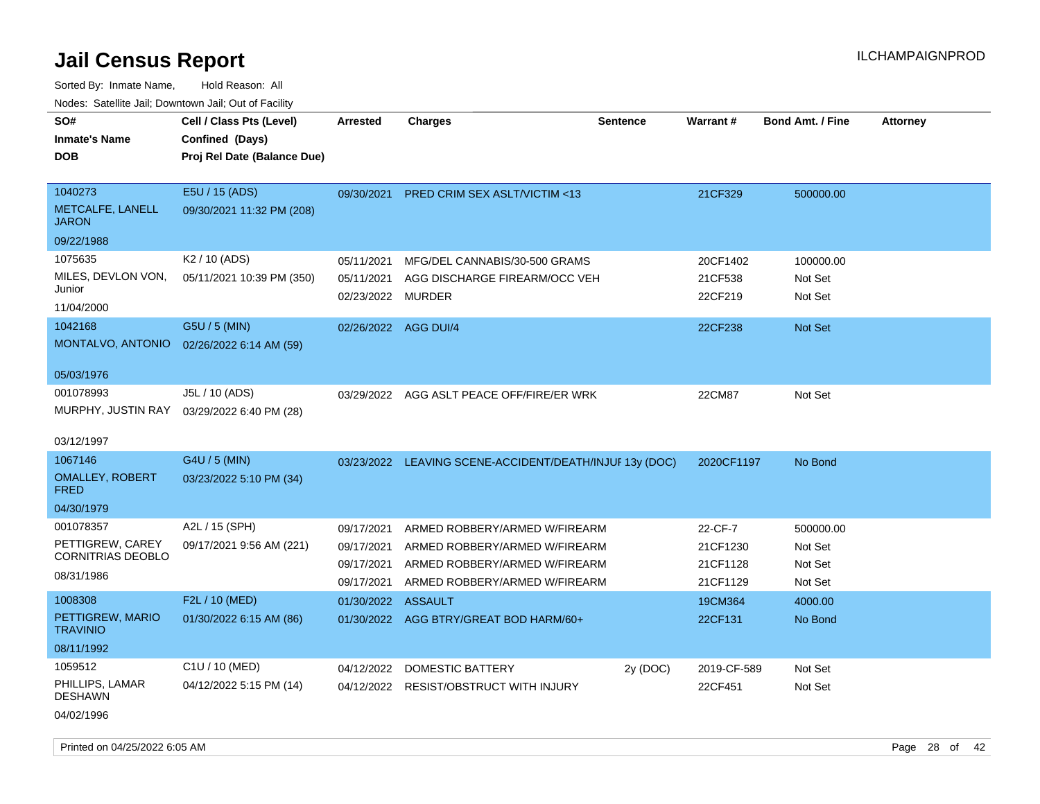# Jail Census Report

ILCHAMPAIGNPROD

Sorted By: Inmate Name, Hold Reason: All

Nodes: Satellite Jail; Downtown Jail; Out of Facility

| SO# / Inmate's Name / DOB | Cell / Class Pts (Level) / Confined (Days) / Proj Rel Date (Balance Due) | Arrested | Charges | Sentence | Warrant # | Bond Amt. / Fine | Attorney |
|---|---|---|---|---|---|---|---|
| 1040273<br>METCALFE, LANELL JARON<br>09/22/1988 | E5U / 15 (ADS)<br>09/30/2021 11:32 PM (208) | 09/30/2021 | PRED CRIM SEX ASLT/VICTIM <13 | | 21CF329 | 500000.00 | |
| 1075635<br>MILES, DEVLON VON, Junior<br>11/04/2000 | K2 / 10 (ADS)<br>05/11/2021 10:39 PM (350) | 05/11/2021 | MFG/DEL CANNABIS/30-500 GRAMS | | 20CF1402 | 100000.00 | |
| | | 05/11/2021 | AGG DISCHARGE FIREARM/OCC VEH | | 21CF538 | Not Set | |
| | | 02/23/2022 | MURDER | | 22CF219 | Not Set | |
| 1042168<br>MONTALVO, ANTONIO<br>05/03/1976 | G5U / 5 (MIN)<br>02/26/2022 6:14 AM (59) | 02/26/2022 | AGG DUI/4 | | 22CF238 | Not Set | |
| 001078993<br>MURPHY, JUSTIN RAY<br>03/12/1997 | J5L / 10 (ADS)<br>03/29/2022 6:40 PM (28) | 03/29/2022 | AGG ASLT PEACE OFF/FIRE/ER WRK | | 22CM87 | Not Set | |
| 1067146<br>OMALLEY, ROBERT FRED<br>04/30/1979 | G4U / 5 (MIN)<br>03/23/2022 5:10 PM (34) | 03/23/2022 | LEAVING SCENE-ACCIDENT/DEATH/INJUI | 13y (DOC) | 2020CF1197 | No Bond | |
| 001078357<br>PETTIGREW, CAREY CORNITRIAS DEOBLO<br>08/31/1986 | A2L / 15 (SPH)<br>09/17/2021 9:56 AM (221) | 09/17/2021 | ARMED ROBBERY/ARMED W/FIREARM | | 22-CF-7 | 500000.00 | |
| | | 09/17/2021 | ARMED ROBBERY/ARMED W/FIREARM | | 21CF1230 | Not Set | |
| | | 09/17/2021 | ARMED ROBBERY/ARMED W/FIREARM | | 21CF1128 | Not Set | |
| | | 09/17/2021 | ARMED ROBBERY/ARMED W/FIREARM | | 21CF1129 | Not Set | |
| 1008308<br>PETTIGREW, MARIO TRAVINIO<br>08/11/1992 | F2L / 10 (MED)<br>01/30/2022 6:15 AM (86) | 01/30/2022 | ASSAULT | | 19CM364 | 4000.00 | |
| | | 01/30/2022 | AGG BTRY/GREAT BOD HARM/60+ | | 22CF131 | No Bond | |
| 1059512<br>PHILLIPS, LAMAR DESHAWN<br>04/02/1996 | C1U / 10 (MED)<br>04/12/2022 5:15 PM (14) | 04/12/2022 | DOMESTIC BATTERY | 2y (DOC) | 2019-CF-589 | Not Set | |
| | | 04/12/2022 | RESIST/OBSTRUCT WITH INJURY | | 22CF451 | Not Set | |

Printed on 04/25/2022 6:05 AM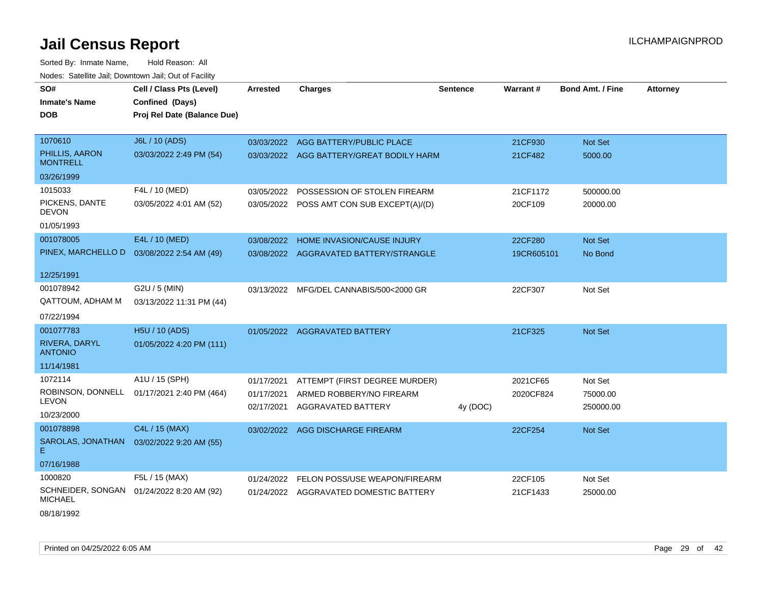# Jail Census Report

ILCHAMPAIGNPROD

Sorted By: Inmate Name, Hold Reason: All

Nodes: Satellite Jail; Downtown Jail; Out of Facility

| SO# / Inmate's Name / DOB | Cell / Class Pts (Level) / Confined (Days) / Proj Rel Date (Balance Due) | Arrested | Charges | Sentence | Warrant # | Bond Amt. / Fine | Attorney |
|---|---|---|---|---|---|---|---|
| 1070610<br>PHILLIS, AARON MONTRELL<br>03/26/1999 | J6L / 10 (ADS)<br>03/03/2022 2:49 PM (54) | 03/03/2022<br>03/03/2022 | AGG BATTERY/PUBLIC PLACE<br>AGG BATTERY/GREAT BODILY HARM | | 21CF930<br>21CF482 | Not Set<br>5000.00 | |
| 1015033<br>PICKENS, DANTE DEVON<br>01/05/1993 | F4L / 10 (MED)<br>03/05/2022 4:01 AM (52) | 03/05/2022<br>03/05/2022 | POSSESSION OF STOLEN FIREARM<br>POSS AMT CON SUB EXCEPT(A)/(D) | | 21CF1172<br>20CF109 | 500000.00<br>20000.00 | |
| 001078005<br>PINEX, MARCHELLO D<br>12/25/1991 | E4L / 10 (MED)<br>03/08/2022 2:54 AM (49) | 03/08/2022<br>03/08/2022 | HOME INVASION/CAUSE INJURY<br>AGGRAVATED BATTERY/STRANGLE | | 22CF280<br>19CR605101 | Not Set<br>No Bond | |
| 001078942<br>QATTOUM, ADHAM M<br>07/22/1994 | G2U / 5 (MIN)<br>03/13/2022 11:31 PM (44) | 03/13/2022 | MFG/DEL CANNABIS/500<2000 GR | | 22CF307 | Not Set | |
| 001077783<br>RIVERA, DARYL ANTONIO<br>11/14/1981 | H5U / 10 (ADS)<br>01/05/2022 4:20 PM (111) | 01/05/2022 | AGGRAVATED BATTERY | | 21CF325 | Not Set | |
| 1072114<br>ROBINSON, DONNELL LEVON<br>10/23/2000 | A1U / 15 (SPH)<br>01/17/2021 2:40 PM (464) | 01/17/2021<br>01/17/2021<br>02/17/2021 | ATTEMPT (FIRST DEGREE MURDER)<br>ARMED ROBBERY/NO FIREARM<br>AGGRAVATED BATTERY | <br><br>4y (DOC) | 2021CF65<br>2020CF824 | Not Set<br>75000.00<br>250000.00 | |
| 001078898<br>SAROLAS, JONATHAN E<br>07/16/1988 | C4L / 15 (MAX)<br>03/02/2022 9:20 AM (55) | 03/02/2022 | AGG DISCHARGE FIREARM | | 22CF254 | Not Set | |
| 1000820<br>SCHNEIDER, SONGAN MICHAEL<br>08/18/1992 | F5L / 15 (MAX)<br>01/24/2022 8:20 AM (92) | 01/24/2022<br>01/24/2022 | FELON POSS/USE WEAPON/FIREARM<br>AGGRAVATED DOMESTIC BATTERY | | 22CF105<br>21CF1433 | Not Set<br>25000.00 | |

Printed on 04/25/2022 6:05 AM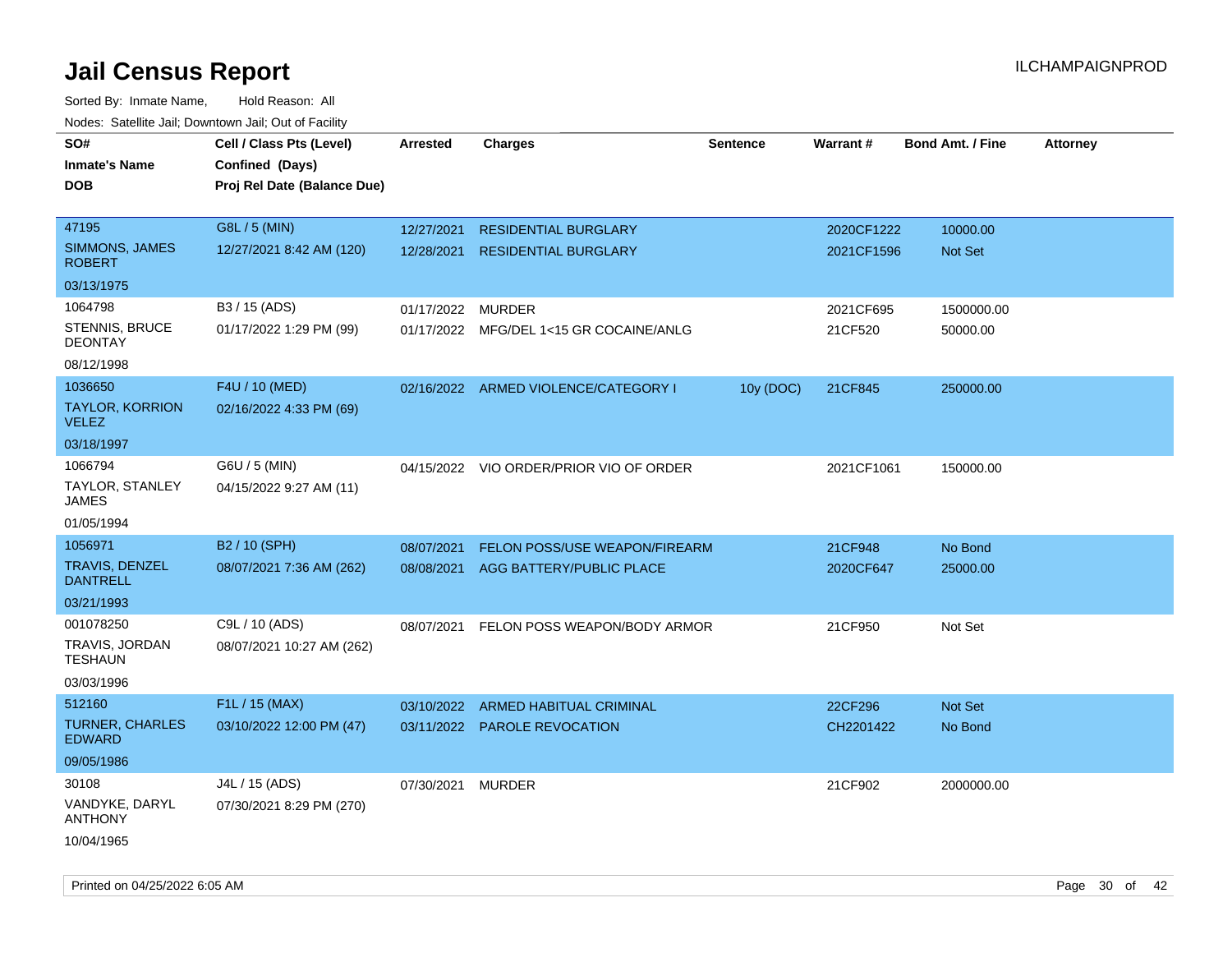# Jail Census Report

Sorted By: Inmate Name, Hold Reason: All

Nodes: Satellite Jail; Downtown Jail; Out of Facility

| SO#<br>Inmate's Name<br>DOB | Cell / Class Pts (Level)<br>Confined (Days)<br>Proj Rel Date (Balance Due) | Arrested | Charges | Sentence | Warrant # | Bond Amt. / Fine | Attorney |
|---|---|---|---|---|---|---|---|
| 47195<br>SIMMONS, JAMES ROBERT<br>03/13/1975 | G8L / 5 (MIN)<br>12/27/2021 8:42 AM (120) | 12/27/2021<br>12/28/2021 | RESIDENTIAL BURGLARY<br>RESIDENTIAL BURGLARY | | 2020CF1222<br>2021CF1596 | 10000.00<br>Not Set | |
| 1064798<br>STENNIS, BRUCE DEONTAY<br>08/12/1998 | B3 / 15 (ADS)<br>01/17/2022 1:29 PM (99) | 01/17/2022<br>01/17/2022 | MURDER<br>MFG/DEL 1<15 GR COCAINE/ANLG | | 2021CF695<br>21CF520 | 1500000.00<br>50000.00 | |
| 1036650<br>TAYLOR, KORRION VELEZ<br>03/18/1997 | F4U / 10 (MED)<br>02/16/2022 4:33 PM (69) | 02/16/2022 | ARMED VIOLENCE/CATEGORY I | 10y (DOC) | 21CF845 | 250000.00 | |
| 1066794<br>TAYLOR, STANLEY JAMES<br>01/05/1994 | G6U / 5 (MIN)<br>04/15/2022 9:27 AM (11) | 04/15/2022 | VIO ORDER/PRIOR VIO OF ORDER | | 2021CF1061 | 150000.00 | |
| 1056971<br>TRAVIS, DENZEL DANTRELL<br>03/21/1993 | B2 / 10 (SPH)<br>08/07/2021 7:36 AM (262) | 08/07/2021<br>08/08/2021 | FELON POSS/USE WEAPON/FIREARM<br>AGG BATTERY/PUBLIC PLACE | | 21CF948<br>2020CF647 | No Bond<br>25000.00 | |
| 001078250<br>TRAVIS, JORDAN TESHAUN<br>03/03/1996 | C9L / 10 (ADS)<br>08/07/2021 10:27 AM (262) | 08/07/2021 | FELON POSS WEAPON/BODY ARMOR | | 21CF950 | Not Set | |
| 512160<br>TURNER, CHARLES EDWARD<br>09/05/1986 | F1L / 15 (MAX)<br>03/10/2022 12:00 PM (47) | 03/10/2022<br>03/11/2022 | ARMED HABITUAL CRIMINAL<br>PAROLE REVOCATION | | 22CF296<br>CH2201422 | Not Set<br>No Bond | |
| 30108<br>VANDYKE, DARYL ANTHONY<br>10/04/1965 | J4L / 15 (ADS)<br>07/30/2021 8:29 PM (270) | 07/30/2021 | MURDER | | 21CF902 | 2000000.00 | |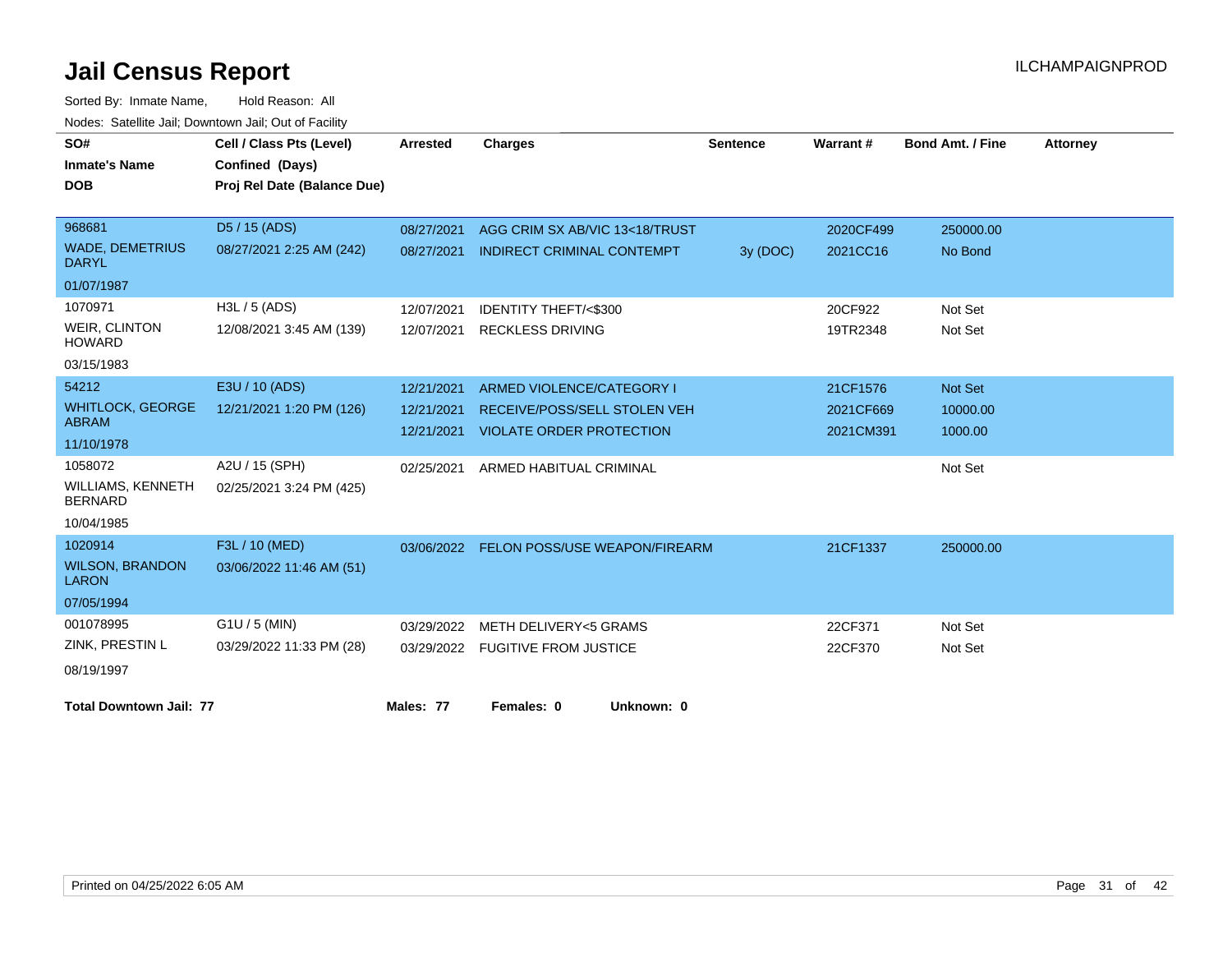# Jail Census Report

ILCHAMPAIGNPROD

Sorted By: Inmate Name, Hold Reason: All

Nodes: Satellite Jail; Downtown Jail; Out of Facility

| SO# / Inmate's Name / DOB | Cell / Class Pts (Level) / Confined (Days) / Proj Rel Date (Balance Due) | Arrested | Charges | Sentence | Warrant # | Bond Amt. / Fine | Attorney |
|---|---|---|---|---|---|---|---|
| 968681<br>WADE, DEMETRIUS DARYL<br>01/07/1987 | D5 / 15 (ADS)<br>08/27/2021 2:25 AM (242) | 08/27/2021<br>08/27/2021 | AGG CRIM SX AB/VIC 13<18/TRUST<br>INDIRECT CRIMINAL CONTEMPT | <br>3y (DOC) | 2020CF499<br>2021CC16 | 250000.00<br>No Bond | |
| 1070971<br>WEIR, CLINTON HOWARD<br>03/15/1983 | H3L / 5 (ADS)<br>12/08/2021 3:45 AM (139) | 12/07/2021<br>12/07/2021 | IDENTITY THEFT/<$300<br>RECKLESS DRIVING | | 20CF922<br>19TR2348 | Not Set<br>Not Set | |
| 54212<br>WHITLOCK, GEORGE ABRAM<br>11/10/1978 | E3U / 10 (ADS)<br>12/21/2021 1:20 PM (126) | 12/21/2021<br>12/21/2021<br>12/21/2021 | ARMED VIOLENCE/CATEGORY I<br>RECEIVE/POSS/SELL STOLEN VEH<br>VIOLATE ORDER PROTECTION | | 21CF1576<br>2021CF669<br>2021CM391 | Not Set<br>10000.00<br>1000.00 | |
| 1058072<br>WILLIAMS, KENNETH BERNARD<br>10/04/1985 | A2U / 15 (SPH)<br>02/25/2021 3:24 PM (425) | 02/25/2021 | ARMED HABITUAL CRIMINAL | | | Not Set | |
| 1020914<br>WILSON, BRANDON LARON<br>07/05/1994 | F3L / 10 (MED)<br>03/06/2022 11:46 AM (51) | 03/06/2022 | FELON POSS/USE WEAPON/FIREARM | | 21CF1337 | 250000.00 | |
| 001078995<br>ZINK, PRESTIN L<br>08/19/1997 | G1U / 5 (MIN)<br>03/29/2022 11:33 PM (28) | 03/29/2022<br>03/29/2022 | METH DELIVERY<5 GRAMS<br>FUGITIVE FROM JUSTICE | | 22CF371<br>22CF370 | Not Set<br>Not Set | |

**Total Downtown Jail: 77** **Males: 77** **Females: 0** **Unknown: 0**

Printed on 04/25/2022 6:05 AM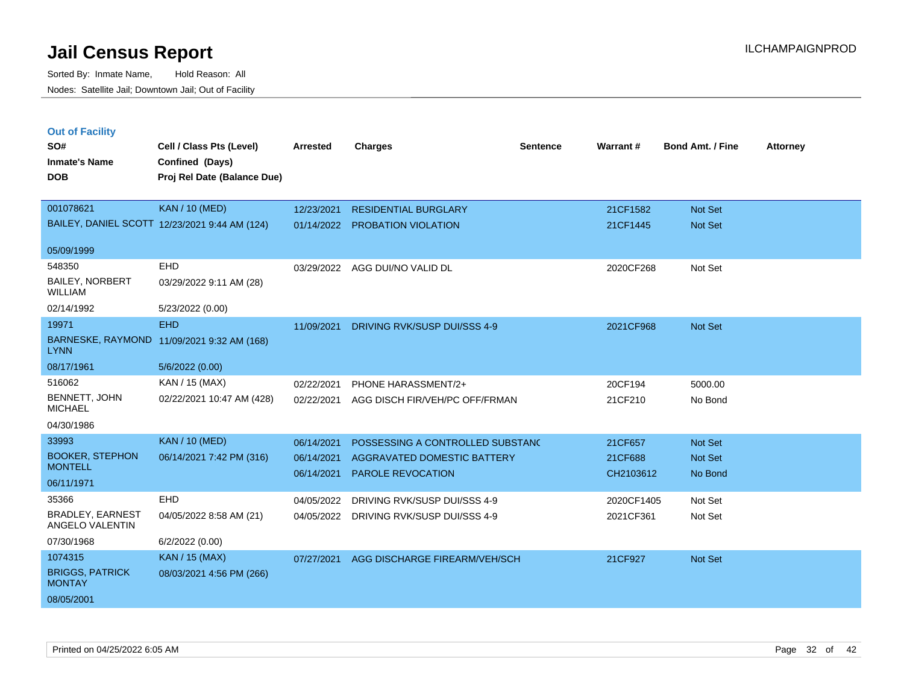# Jail Census Report

Sorted By: Inmate Name, Hold Reason: All
Nodes: Satellite Jail; Downtown Jail; Out of Facility

ILCHAMPAIGNPROD

## Out of Facility

| SO# / Inmate's Name / DOB | Cell / Class Pts (Level) / Confined (Days) / Proj Rel Date (Balance Due) | Arrested | Charges | Sentence | Warrant # | Bond Amt. / Fine | Attorney |
|---|---|---|---|---|---|---|---|
| 001078621 | KAN / 10 (MED) | 12/23/2021 | RESIDENTIAL BURGLARY | | 21CF1582 | Not Set | |
| BAILEY, DANIEL SCOTT | 12/23/2021 9:44 AM (124) | 01/14/2022 | PROBATION VIOLATION | | 21CF1445 | Not Set | |
| 05/09/1999 | | | | | | | |
| 548350 | EHD | 03/29/2022 | AGG DUI/NO VALID DL | | 2020CF268 | Not Set | |
| BAILEY, NORBERT WILLIAM | 03/29/2022 9:11 AM (28) | | | | | | |
| 02/14/1992 | 5/23/2022 (0.00) | | | | | | |
| 19971 | EHD | 11/09/2021 | DRIVING RVK/SUSP DUI/SSS 4-9 | | 2021CF968 | Not Set | |
| BARNESKE, RAYMOND LYNN | 11/09/2021 9:32 AM (168) | | | | | | |
| 08/17/1961 | 5/6/2022 (0.00) | | | | | | |
| 516062 | KAN / 15 (MAX) | 02/22/2021 | PHONE HARASSMENT/2+ | | 20CF194 | 5000.00 | |
| BENNETT, JOHN MICHAEL | 02/22/2021 10:47 AM (428) | 02/22/2021 | AGG DISCH FIR/VEH/PC OFF/FRMAN | | 21CF210 | No Bond | |
| 04/30/1986 | | | | | | | |
| 33993 | KAN / 10 (MED) | 06/14/2021 | POSSESSING A CONTROLLED SUBSTANC | | 21CF657 | Not Set | |
| BOOKER, STEPHON MONTELL | 06/14/2021 7:42 PM (316) | 06/14/2021 | AGGRAVATED DOMESTIC BATTERY | | 21CF688 | Not Set | |
| 06/11/1971 | | 06/14/2021 | PAROLE REVOCATION | | CH2103612 | No Bond | |
| 35366 | EHD | 04/05/2022 | DRIVING RVK/SUSP DUI/SSS 4-9 | | 2020CF1405 | Not Set | |
| BRADLEY, EARNEST ANGELO VALENTIN | 04/05/2022 8:58 AM (21) | 04/05/2022 | DRIVING RVK/SUSP DUI/SSS 4-9 | | 2021CF361 | Not Set | |
| 07/30/1968 | 6/2/2022 (0.00) | | | | | | |
| 1074315 | KAN / 15 (MAX) | 07/27/2021 | AGG DISCHARGE FIREARM/VEH/SCH | | 21CF927 | Not Set | |
| BRIGGS, PATRICK MONTAY | 08/03/2021 4:56 PM (266) | | | | | | |
| 08/05/2001 | | | | | | | |

Printed on 04/25/2022 6:05 AM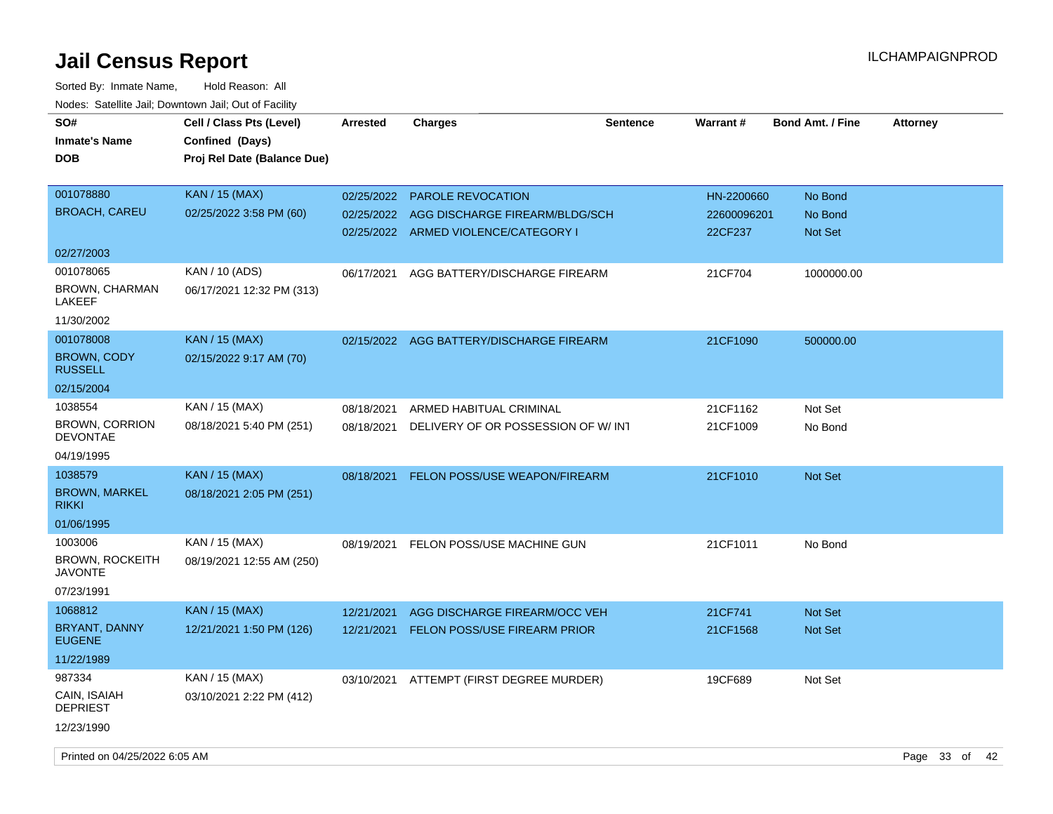# Jail Census Report

ILCHAMPAIGNPROD

Sorted By: Inmate Name, Hold Reason: All

Nodes: Satellite Jail; Downtown Jail; Out of Facility

| SO# / Inmate's Name / DOB | Cell / Class Pts (Level) / Confined (Days) / Proj Rel Date (Balance Due) | Arrested | Charges | Sentence | Warrant # | Bond Amt. / Fine | Attorney |
|---|---|---|---|---|---|---|---|
| 001078880<br>BROACH, CAREU<br>02/27/2003 | KAN / 15 (MAX)<br>02/25/2022 3:58 PM (60) | 02/25/2022 | PAROLE REVOCATION | | HN-2200660 | No Bond | |
| | | 02/25/2022 | AGG DISCHARGE FIREARM/BLDG/SCH | | 22600096201 | No Bond | |
| | | 02/25/2022 | ARMED VIOLENCE/CATEGORY I | | 22CF237 | Not Set | |
| 001078065<br>BROWN, CHARMAN LAKEEF<br>11/30/2002 | KAN / 10 (ADS)<br>06/17/2021 12:32 PM (313) | 06/17/2021 | AGG BATTERY/DISCHARGE FIREARM | | 21CF704 | 1000000.00 | |
| 001078008<br>BROWN, CODY RUSSELL<br>02/15/2004 | KAN / 15 (MAX)<br>02/15/2022 9:17 AM (70) | 02/15/2022 | AGG BATTERY/DISCHARGE FIREARM | | 21CF1090 | 500000.00 | |
| 1038554<br>BROWN, CORRION DEVONTAE<br>04/19/1995 | KAN / 15 (MAX)<br>08/18/2021 5:40 PM (251) | 08/18/2021 | ARMED HABITUAL CRIMINAL | | 21CF1162 | Not Set | |
| | | 08/18/2021 | DELIVERY OF OR POSSESSION OF W/ INT | | 21CF1009 | No Bond | |
| 1038579<br>BROWN, MARKEL RIKKI<br>01/06/1995 | KAN / 15 (MAX)<br>08/18/2021 2:05 PM (251) | 08/18/2021 | FELON POSS/USE WEAPON/FIREARM | | 21CF1010 | Not Set | |
| 1003006<br>BROWN, ROCKEITH JAVONTE<br>07/23/1991 | KAN / 15 (MAX)<br>08/19/2021 12:55 AM (250) | 08/19/2021 | FELON POSS/USE MACHINE GUN | | 21CF1011 | No Bond | |
| 1068812<br>BRYANT, DANNY EUGENE<br>11/22/1989 | KAN / 15 (MAX)<br>12/21/2021 1:50 PM (126) | 12/21/2021 | AGG DISCHARGE FIREARM/OCC VEH | | 21CF741 | Not Set | |
| | | 12/21/2021 | FELON POSS/USE FIREARM PRIOR | | 21CF1568 | Not Set | |
| 987334<br>CAIN, ISAIAH DEPRIEST<br>12/23/1990 | KAN / 15 (MAX)<br>03/10/2021 2:22 PM (412) | 03/10/2021 | ATTEMPT (FIRST DEGREE MURDER) | | 19CF689 | Not Set | |

Printed on 04/25/2022 6:05 AM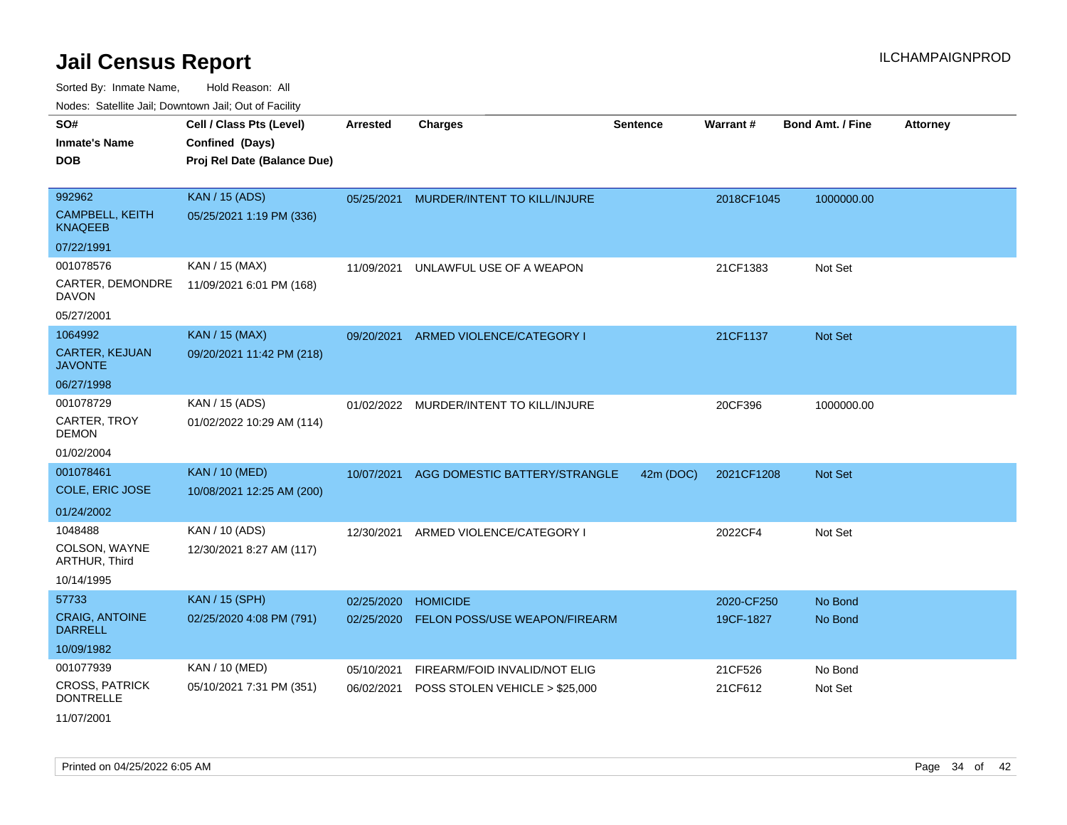# Jail Census Report

Sorted By: Inmate Name, Hold Reason: All

Nodes: Satellite Jail; Downtown Jail; Out of Facility

| SO# / Inmate's Name / DOB | Cell / Class Pts (Level) / Confined (Days) / Proj Rel Date (Balance Due) | Arrested | Charges | Sentence | Warrant # | Bond Amt. / Fine | Attorney |
|---|---|---|---|---|---|---|---|
| 992962 CAMPBELL, KEITH KNAQEEB 07/22/1991 | KAN / 15 (ADS) 05/25/2021 1:19 PM (336) | 05/25/2021 | MURDER/INTENT TO KILL/INJURE | | 2018CF1045 | 1000000.00 | |
| 001078576 CARTER, DEMONDRE DAVON 05/27/2001 | KAN / 15 (MAX) 11/09/2021 6:01 PM (168) | 11/09/2021 | UNLAWFUL USE OF A WEAPON | | 21CF1383 | Not Set | |
| 1064992 CARTER, KEJUAN JAVONTE 06/27/1998 | KAN / 15 (MAX) 09/20/2021 11:42 PM (218) | 09/20/2021 | ARMED VIOLENCE/CATEGORY I | | 21CF1137 | Not Set | |
| 001078729 CARTER, TROY DEMON 01/02/2004 | KAN / 15 (ADS) 01/02/2022 10:29 AM (114) | 01/02/2022 | MURDER/INTENT TO KILL/INJURE | | 20CF396 | 1000000.00 | |
| 001078461 COLE, ERIC JOSE 01/24/2002 | KAN / 10 (MED) 10/08/2021 12:25 AM (200) | 10/07/2021 | AGG DOMESTIC BATTERY/STRANGLE | 42m (DOC) | 2021CF1208 | Not Set | |
| 1048488 COLSON, WAYNE ARTHUR, Third 10/14/1995 | KAN / 10 (ADS) 12/30/2021 8:27 AM (117) | 12/30/2021 | ARMED VIOLENCE/CATEGORY I | | 2022CF4 | Not Set | |
| 57733 CRAIG, ANTOINE DARRELL 10/09/1982 | KAN / 15 (SPH) 02/25/2020 4:08 PM (791) | 02/25/2020 | HOMICIDE | | 2020-CF250 | No Bond | |
| | | 02/25/2020 | FELON POSS/USE WEAPON/FIREARM | | 19CF-1827 | No Bond | |
| 001077939 CROSS, PATRICK DONTRELLE 11/07/2001 | KAN / 10 (MED) 05/10/2021 7:31 PM (351) | 05/10/2021 | FIREARM/FOID INVALID/NOT ELIG | | 21CF526 | No Bond | |
| | | 06/02/2021 | POSS STOLEN VEHICLE > $25,000 | | 21CF612 | Not Set | |

Printed on 04/25/2022 6:05 AM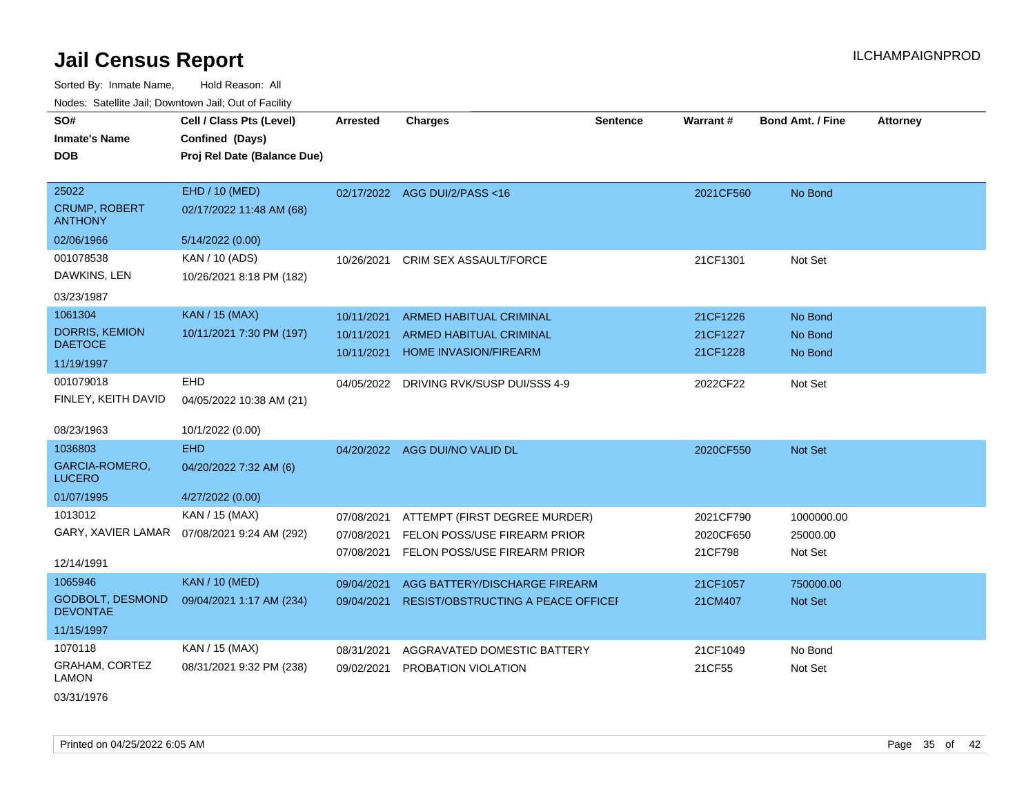# Jail Census Report

ILCHAMPAIGNPROD

Sorted By: Inmate Name, Hold Reason: All

Nodes: Satellite Jail; Downtown Jail; Out of Facility

| SO# / Inmate's Name / DOB | Cell / Class Pts (Level) / Confined (Days) / Proj Rel Date (Balance Due) | Arrested | Charges | Sentence | Warrant # | Bond Amt. / Fine | Attorney |
|---|---|---|---|---|---|---|---|
| 25022<br>CRUMP, ROBERT ANTHONY<br>02/06/1966 | EHD / 10 (MED)<br>02/17/2022 11:48 AM (68)<br>5/14/2022 (0.00) | 02/17/2022 | AGG DUI/2/PASS <16 | | 2021CF560 | No Bond | |
| 001078538<br>DAWKINS, LEN<br>03/23/1987 | KAN / 10 (ADS)<br>10/26/2021 8:18 PM (182) | 10/26/2021 | CRIM SEX ASSAULT/FORCE | | 21CF1301 | Not Set | |
| 1061304<br>DORRIS, KEMION DAETOCE<br>11/19/1997 | KAN / 15 (MAX)<br>10/11/2021 7:30 PM (197) | 10/11/2021 | ARMED HABITUAL CRIMINAL | | 21CF1226 | No Bond | |
| | | 10/11/2021 | ARMED HABITUAL CRIMINAL | | 21CF1227 | No Bond | |
| | | 10/11/2021 | HOME INVASION/FIREARM | | 21CF1228 | No Bond | |
| 001079018<br>FINLEY, KEITH DAVID<br>08/23/1963 | EHD<br>04/05/2022 10:38 AM (21)<br>10/1/2022 (0.00) | 04/05/2022 | DRIVING RVK/SUSP DUI/SSS 4-9 | | 2022CF22 | Not Set | |
| 1036803<br>GARCIA-ROMERO, LUCERO<br>01/07/1995 | EHD<br>04/20/2022 7:32 AM (6)<br>4/27/2022 (0.00) | 04/20/2022 | AGG DUI/NO VALID DL | | 2020CF550 | Not Set | |
| 1013012<br>GARY, XAVIER LAMAR<br>12/14/1991 | KAN / 15 (MAX)<br>07/08/2021 9:24 AM (292) | 07/08/2021 | ATTEMPT (FIRST DEGREE MURDER) | | 2021CF790 | 1000000.00 | |
| | | 07/08/2021 | FELON POSS/USE FIREARM PRIOR | | 2020CF650 | 25000.00 | |
| | | 07/08/2021 | FELON POSS/USE FIREARM PRIOR | | 21CF798 | Not Set | |
| 1065946<br>GODBOLT, DESMOND DEVONTAE<br>11/15/1997 | KAN / 10 (MED)<br>09/04/2021 1:17 AM (234) | 09/04/2021 | AGG BATTERY/DISCHARGE FIREARM | | 21CF1057 | 750000.00 | |
| | | 09/04/2021 | RESIST/OBSTRUCTING A PEACE OFFICEI | | 21CM407 | Not Set | |
| 1070118<br>GRAHAM, CORTEZ LAMON<br>03/31/1976 | KAN / 15 (MAX)<br>08/31/2021 9:32 PM (238) | 08/31/2021 | AGGRAVATED DOMESTIC BATTERY | | 21CF1049 | No Bond | |
| | | 09/02/2021 | PROBATION VIOLATION | | 21CF55 | Not Set | |

Printed on 04/25/2022 6:05 AM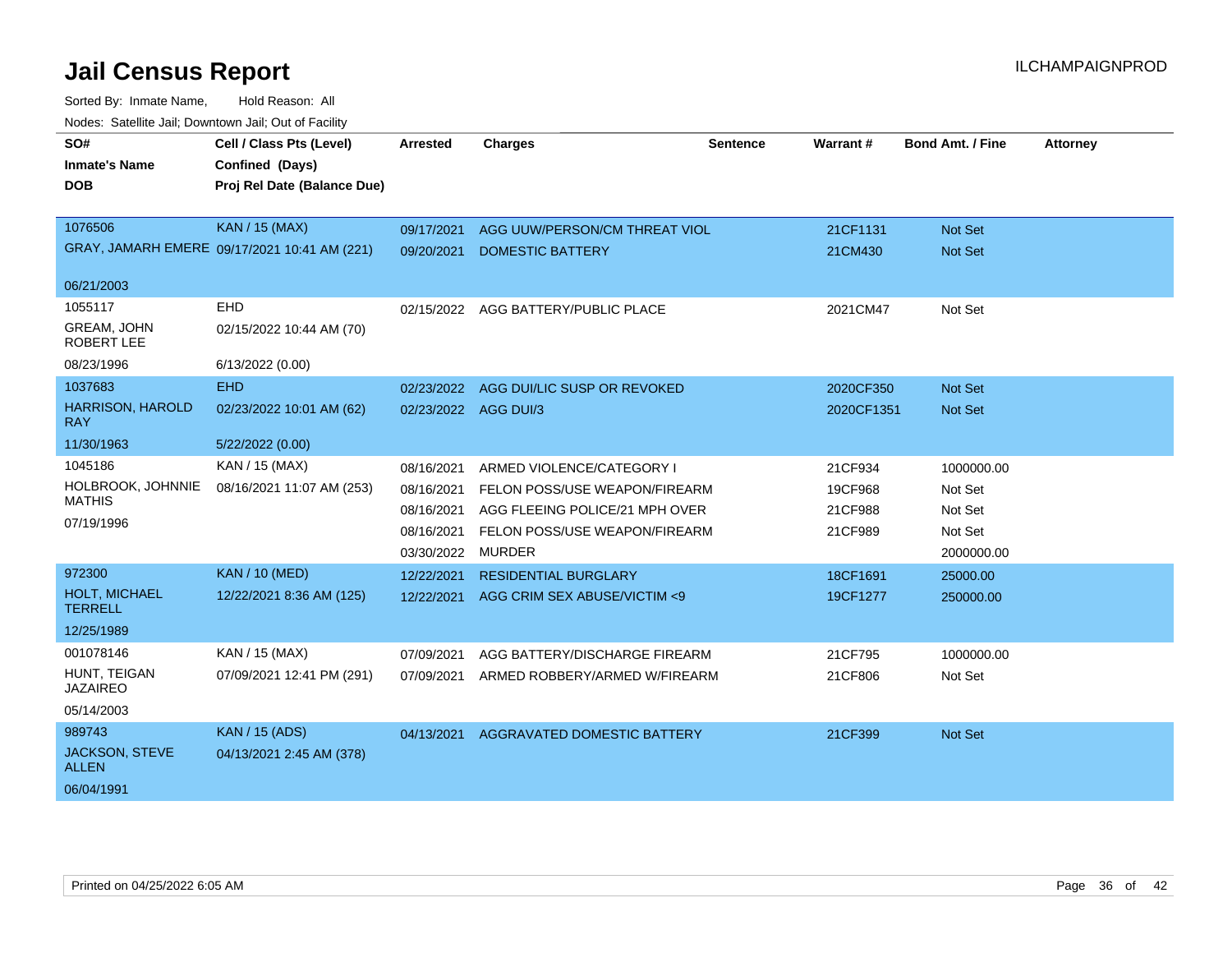# Jail Census Report

Sorted By: Inmate Name, Hold Reason: All

Nodes: Satellite Jail; Downtown Jail; Out of Facility

| SO# / Inmate's Name / DOB | Cell / Class Pts (Level) / Confined (Days) / Proj Rel Date (Balance Due) | Arrested | Charges | Sentence | Warrant # | Bond Amt. / Fine | Attorney |
|---|---|---|---|---|---|---|---|
| 1076506 | KAN / 15 (MAX) | 09/17/2021 | AGG UUW/PERSON/CM THREAT VIOL | | 21CF1131 | Not Set | |
| GRAY, JAMARH EMERE | 09/17/2021 10:41 AM (221) | 09/20/2021 | DOMESTIC BATTERY | | 21CM430 | Not Set | |
| 06/21/2003 | | | | | | | |
| 1055117 | EHD | 02/15/2022 | AGG BATTERY/PUBLIC PLACE | | 2021CM47 | Not Set | |
| GREAM, JOHN ROBERT LEE | 02/15/2022 10:44 AM (70) | | | | | | |
| 08/23/1996 | 6/13/2022 (0.00) | | | | | | |
| 1037683 | EHD | 02/23/2022 | AGG DUI/LIC SUSP OR REVOKED | | 2020CF350 | Not Set | |
| HARRISON, HAROLD RAY | 02/23/2022 10:01 AM (62) | 02/23/2022 | AGG DUI/3 | | 2020CF1351 | Not Set | |
| 11/30/1963 | 5/22/2022 (0.00) | | | | | | |
| 1045186 | KAN / 15 (MAX) | 08/16/2021 | ARMED VIOLENCE/CATEGORY I | | 21CF934 | 1000000.00 | |
| HOLBROOK, JOHNNIE MATHIS | 08/16/2021 11:07 AM (253) | 08/16/2021 | FELON POSS/USE WEAPON/FIREARM | | 19CF968 | Not Set | |
| 07/19/1996 | | 08/16/2021 | AGG FLEEING POLICE/21 MPH OVER | | 21CF988 | Not Set | |
| | | 08/16/2021 | FELON POSS/USE WEAPON/FIREARM | | 21CF989 | Not Set | |
| | | 03/30/2022 | MURDER | | | 2000000.00 | |
| 972300 | KAN / 10 (MED) | 12/22/2021 | RESIDENTIAL BURGLARY | | 18CF1691 | 25000.00 | |
| HOLT, MICHAEL TERRELL | 12/22/2021 8:36 AM (125) | 12/22/2021 | AGG CRIM SEX ABUSE/VICTIM <9 | | 19CF1277 | 250000.00 | |
| 12/25/1989 | | | | | | | |
| 001078146 | KAN / 15 (MAX) | 07/09/2021 | AGG BATTERY/DISCHARGE FIREARM | | 21CF795 | 1000000.00 | |
| HUNT, TEIGAN JAZAIREO | 07/09/2021 12:41 PM (291) | 07/09/2021 | ARMED ROBBERY/ARMED W/FIREARM | | 21CF806 | Not Set | |
| 05/14/2003 | | | | | | | |
| 989743 | KAN / 15 (ADS) | 04/13/2021 | AGGRAVATED DOMESTIC BATTERY | | 21CF399 | Not Set | |
| JACKSON, STEVE ALLEN | 04/13/2021 2:45 AM (378) | | | | | | |
| 06/04/1991 | | | | | | | |

Printed on 04/25/2022 6:05 AM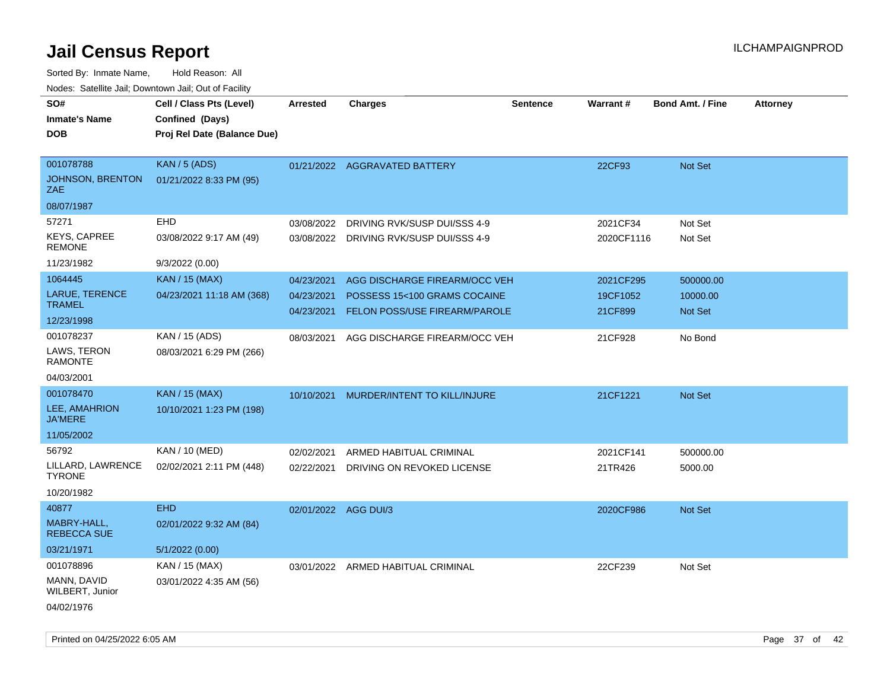# Jail Census Report

ILCHAMPAIGNPROD

Sorted By: Inmate Name, Hold Reason: All

Nodes: Satellite Jail; Downtown Jail; Out of Facility

| SO# / Inmate's Name / DOB | Cell / Class Pts (Level) / Confined (Days) / Proj Rel Date (Balance Due) | Arrested | Charges | Sentence | Warrant # | Bond Amt. / Fine | Attorney |
|---|---|---|---|---|---|---|---|
| 001078788<br>JOHNSON, BRENTON ZAE<br>08/07/1987 | KAN / 5 (ADS)<br>01/21/2022 8:33 PM (95) | 01/21/2022 | AGGRAVATED BATTERY | | 22CF93 | Not Set | |
| 57271<br>KEYS, CAPREE REMONE<br>11/23/1982 | EHD<br>03/08/2022 9:17 AM (49)<br>9/3/2022 (0.00) | 03/08/2022<br>03/08/2022 | DRIVING RVK/SUSP DUI/SSS 4-9<br>DRIVING RVK/SUSP DUI/SSS 4-9 | | 2021CF34<br>2020CF1116 | Not Set<br>Not Set | |
| 1064445<br>LARUE, TERENCE TRAMEL<br>12/23/1998 | KAN / 15 (MAX)<br>04/23/2021 11:18 AM (368) | 04/23/2021<br>04/23/2021<br>04/23/2021 | AGG DISCHARGE FIREARM/OCC VEH<br>POSSESS 15<100 GRAMS COCAINE<br>FELON POSS/USE FIREARM/PAROLE | | 2021CF295<br>19CF1052<br>21CF899 | 500000.00<br>10000.00<br>Not Set | |
| 001078237<br>LAWS, TERON RAMONTE<br>04/03/2001 | KAN / 15 (ADS)<br>08/03/2021 6:29 PM (266) | 08/03/2021 | AGG DISCHARGE FIREARM/OCC VEH | | 21CF928 | No Bond | |
| 001078470<br>LEE, AMAHRION JA'MERE<br>11/05/2002 | KAN / 15 (MAX)<br>10/10/2021 1:23 PM (198) | 10/10/2021 | MURDER/INTENT TO KILL/INJURE | | 21CF1221 | Not Set | |
| 56792<br>LILLARD, LAWRENCE TYRONE<br>10/20/1982 | KAN / 10 (MED)<br>02/02/2021 2:11 PM (448) | 02/02/2021<br>02/22/2021 | ARMED HABITUAL CRIMINAL<br>DRIVING ON REVOKED LICENSE | | 2021CF141<br>21TR426 | 500000.00<br>5000.00 | |
| 40877<br>MABRY-HALL, REBECCA SUE<br>03/21/1971 | EHD<br>02/01/2022 9:32 AM (84)<br>5/1/2022 (0.00) | 02/01/2022 | AGG DUI/3 | | 2020CF986 | Not Set | |
| 001078896<br>MANN, DAVID WILBERT, Junior<br>04/02/1976 | KAN / 15 (MAX)<br>03/01/2022 4:35 AM (56) | 03/01/2022 | ARMED HABITUAL CRIMINAL | | 22CF239 | Not Set | |

Printed on 04/25/2022 6:05 AM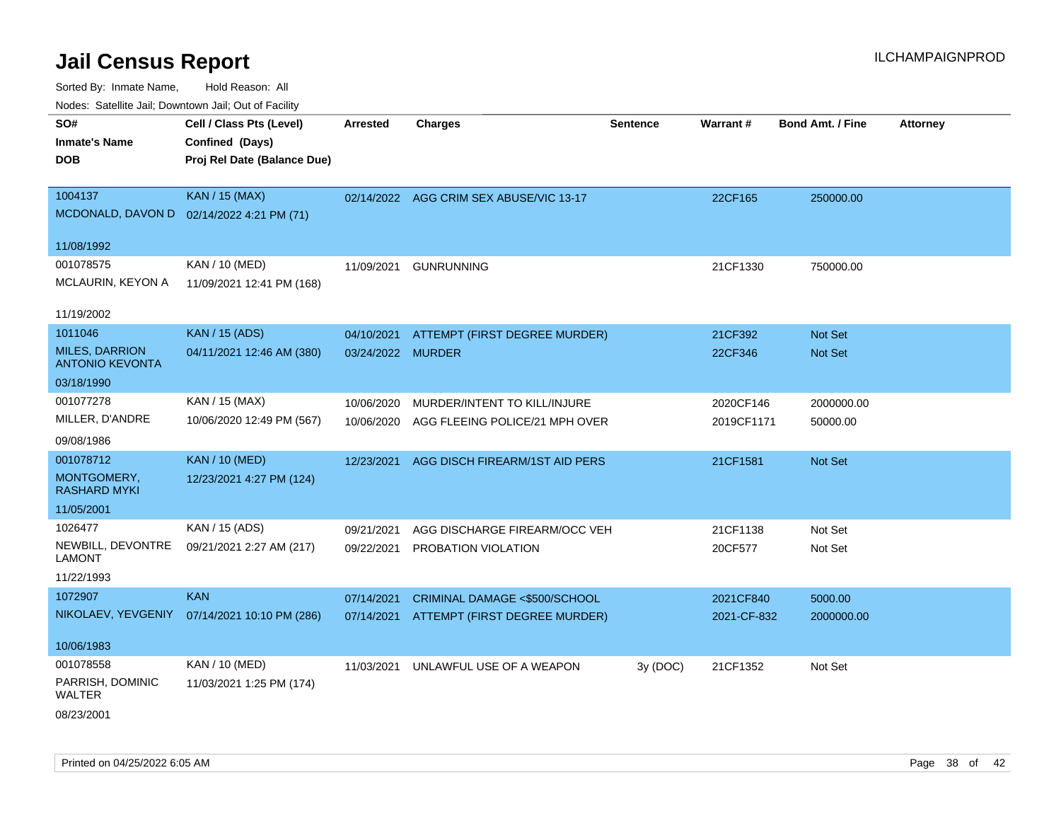# Jail Census Report

ILCHAMPAIGNPROD

Sorted By: Inmate Name, Hold Reason: All

Nodes: Satellite Jail; Downtown Jail; Out of Facility

| SO# / Inmate's Name / DOB | Cell / Class Pts (Level) / Confined (Days) / Proj Rel Date (Balance Due) | Arrested | Charges | Sentence | Warrant # | Bond Amt. / Fine | Attorney |
|---|---|---|---|---|---|---|---|
| 1004137<br>MCDONALD, DAVON D<br>11/08/1992 | KAN / 15 (MAX)<br>02/14/2022 4:21 PM (71) | 02/14/2022 | AGG CRIM SEX ABUSE/VIC 13-17 | | 22CF165 | 250000.00 | |
| 001078575<br>MCLAURIN, KEYON A<br>11/19/2002 | KAN / 10 (MED)<br>11/09/2021 12:41 PM (168) | 11/09/2021 | GUNRUNNING | | 21CF1330 | 750000.00 | |
| 1011046<br>MILES, DARRION ANTONIO KEVONTA<br>03/18/1990 | KAN / 15 (ADS)<br>04/11/2021 12:46 AM (380) | 04/10/2021<br>03/24/2022 | ATTEMPT (FIRST DEGREE MURDER)<br>MURDER | | 21CF392<br>22CF346 | Not Set<br>Not Set | |
| 001077278<br>MILLER, D'ANDRE<br>09/08/1986 | KAN / 15 (MAX)<br>10/06/2020 12:49 PM (567) | 10/06/2020<br>10/06/2020 | MURDER/INTENT TO KILL/INJURE<br>AGG FLEEING POLICE/21 MPH OVER | | 2020CF146<br>2019CF1171 | 2000000.00<br>50000.00 | |
| 001078712<br>MONTGOMERY, RASHARD MYKI<br>11/05/2001 | KAN / 10 (MED)<br>12/23/2021 4:27 PM (124) | 12/23/2021 | AGG DISCH FIREARM/1ST AID PERS | | 21CF1581 | Not Set | |
| 1026477<br>NEWBILL, DEVONTRE LAMONT<br>11/22/1993 | KAN / 15 (ADS)<br>09/21/2021 2:27 AM (217) | 09/21/2021<br>09/22/2021 | AGG DISCHARGE FIREARM/OCC VEH<br>PROBATION VIOLATION | | 21CF1138<br>20CF577 | Not Set<br>Not Set | |
| 1072907<br>NIKOLAEV, YEVGENIY<br>10/06/1983 | KAN<br>07/14/2021 10:10 PM (286) | 07/14/2021<br>07/14/2021 | CRIMINAL DAMAGE <$500/SCHOOL<br>ATTEMPT (FIRST DEGREE MURDER) | | 2021CF840<br>2021-CF-832 | 5000.00<br>2000000.00 | |
| 001078558<br>PARRISH, DOMINIC WALTER<br>08/23/2001 | KAN / 10 (MED)<br>11/03/2021 1:25 PM (174) | 11/03/2021 | UNLAWFUL USE OF A WEAPON | 3y (DOC) | 21CF1352 | Not Set | |

Printed on 04/25/2022 6:05 AM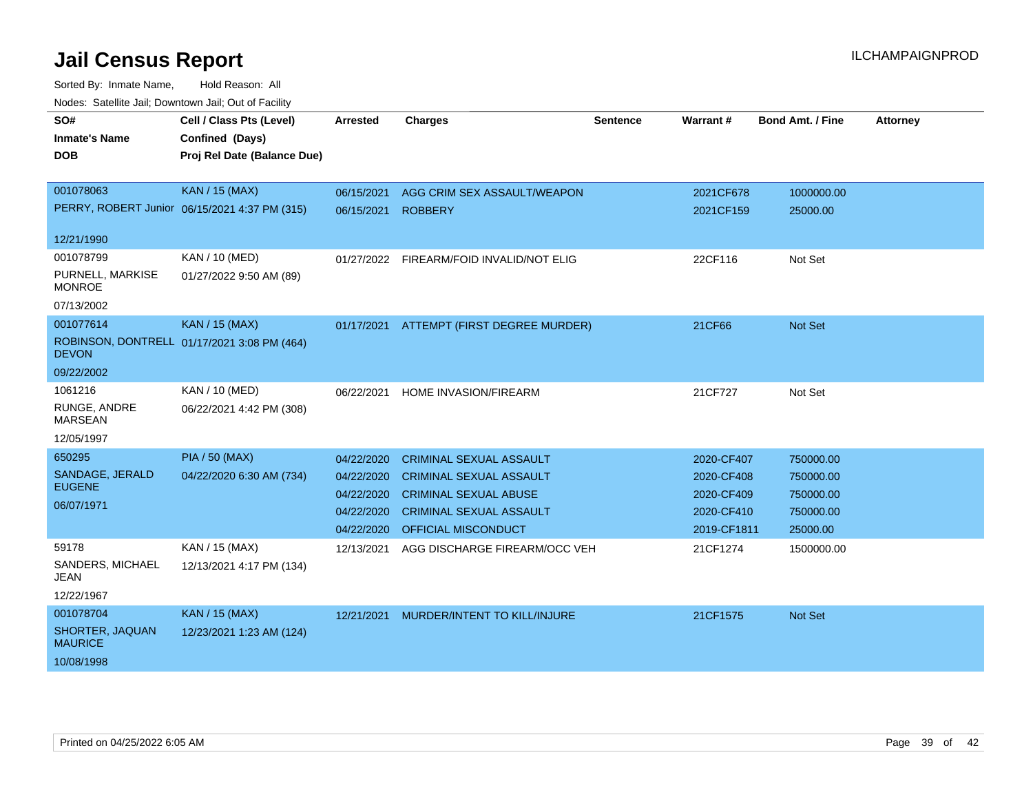# Jail Census Report

ILCHAMPAIGNPROD

Sorted By: Inmate Name, Hold Reason: All

Nodes: Satellite Jail; Downtown Jail; Out of Facility

| SO# / Inmate's Name / DOB | Cell / Class Pts (Level) / Confined (Days) / Proj Rel Date (Balance Due) | Arrested | Charges | Sentence | Warrant # | Bond Amt. / Fine | Attorney |
|---|---|---|---|---|---|---|---|
| 001078063<br>PERRY, ROBERT Junior<br>12/21/1990 | KAN / 15 (MAX)<br>06/15/2021 4:37 PM (315) | 06/15/2021 | AGG CRIM SEX ASSAULT/WEAPON | | 2021CF678 | 1000000.00 | |
| | | 06/15/2021 | ROBBERY | | 2021CF159 | 25000.00 | |
| 001078799<br>PURNELL, MARKISE MONROE<br>07/13/2002 | KAN / 10 (MED)<br>01/27/2022 9:50 AM (89) | 01/27/2022 | FIREARM/FOID INVALID/NOT ELIG | | 22CF116 | Not Set | |
| 001077614<br>ROBINSON, DONTRELL DEVON<br>09/22/2002 | KAN / 15 (MAX)<br>01/17/2021 3:08 PM (464) | 01/17/2021 | ATTEMPT (FIRST DEGREE MURDER) | | 21CF66 | Not Set | |
| 1061216<br>RUNGE, ANDRE MARSEAN<br>12/05/1997 | KAN / 10 (MED)<br>06/22/2021 4:42 PM (308) | 06/22/2021 | HOME INVASION/FIREARM | | 21CF727 | Not Set | |
| 650295<br>SANDAGE, JERALD EUGENE<br>06/07/1971 | PIA / 50 (MAX)<br>04/22/2020 6:30 AM (734) | 04/22/2020 | CRIMINAL SEXUAL ASSAULT | | 2020-CF407 | 750000.00 | |
| | | 04/22/2020 | CRIMINAL SEXUAL ASSAULT | | 2020-CF408 | 750000.00 | |
| | | 04/22/2020 | CRIMINAL SEXUAL ABUSE | | 2020-CF409 | 750000.00 | |
| | | 04/22/2020 | CRIMINAL SEXUAL ASSAULT | | 2020-CF410 | 750000.00 | |
| | | 04/22/2020 | OFFICIAL MISCONDUCT | | 2019-CF1811 | 25000.00 | |
| 59178<br>SANDERS, MICHAEL JEAN<br>12/22/1967 | KAN / 15 (MAX)<br>12/13/2021 4:17 PM (134) | 12/13/2021 | AGG DISCHARGE FIREARM/OCC VEH | | 21CF1274 | 1500000.00 | |
| 001078704<br>SHORTER, JAQUAN MAURICE<br>10/08/1998 | KAN / 15 (MAX)<br>12/23/2021 1:23 AM (124) | 12/21/2021 | MURDER/INTENT TO KILL/INJURE | | 21CF1575 | Not Set | |

Printed on 04/25/2022 6:05 AM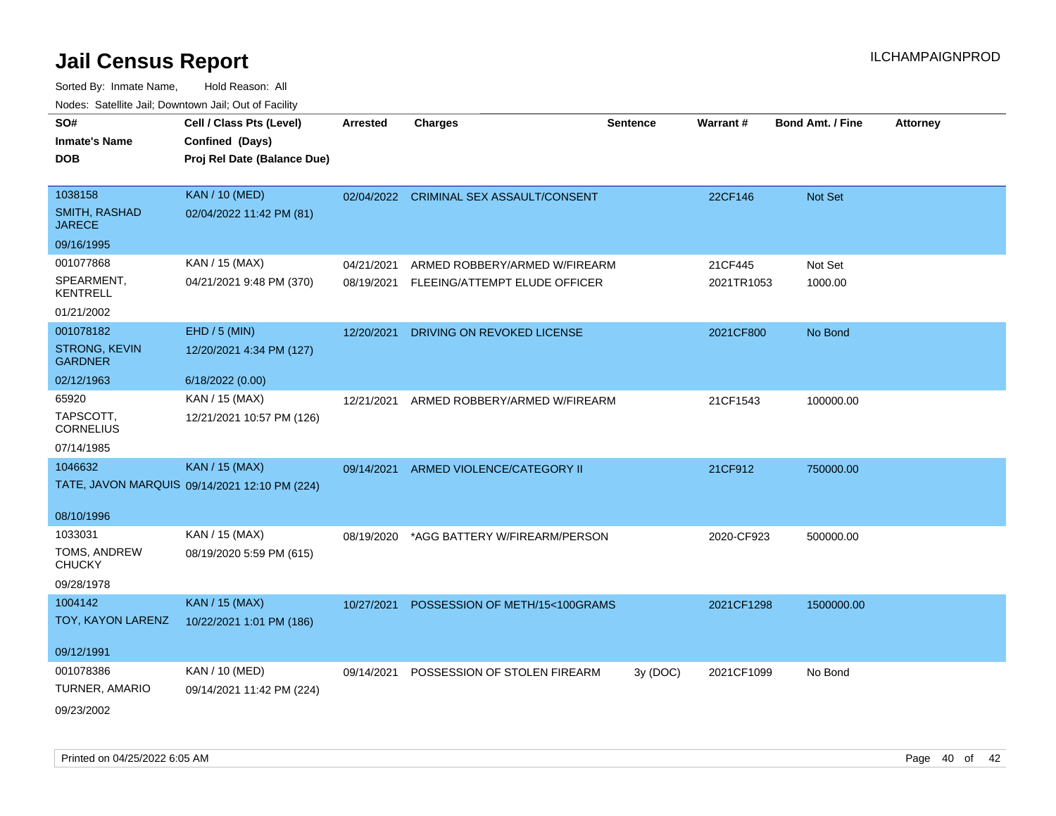# Jail Census Report

ILCHAMPAIGNPROD

Sorted By: Inmate Name, Hold Reason: All

Nodes: Satellite Jail; Downtown Jail; Out of Facility

| SO# / Inmate's Name / DOB | Cell / Class Pts (Level) / Confined (Days) / Proj Rel Date (Balance Due) | Arrested | Charges | Sentence | Warrant # | Bond Amt. / Fine | Attorney |
|---|---|---|---|---|---|---|---|
| 1038158<br>SMITH, RASHAD JARECE<br>09/16/1995 | KAN / 10 (MED)<br>02/04/2022 11:42 PM (81) | 02/04/2022 | CRIMINAL SEX ASSAULT/CONSENT | | 22CF146 | Not Set | |
| 001077868<br>SPEARMENT, KENTRELL<br>01/21/2002 | KAN / 15 (MAX)<br>04/21/2021 9:48 PM (370) | 04/21/2021 | ARMED ROBBERY/ARMED W/FIREARM | | 21CF445 | Not Set | |
| | | 08/19/2021 | FLEEING/ATTEMPT ELUDE OFFICER | | 2021TR1053 | 1000.00 | |
| 001078182<br>STRONG, KEVIN GARDNER<br>02/12/1963 | EHD / 5 (MIN)<br>12/20/2021 4:34 PM (127)<br>6/18/2022 (0.00) | 12/20/2021 | DRIVING ON REVOKED LICENSE | | 2021CF800 | No Bond | |
| 65920<br>TAPSCOTT, CORNELIUS<br>07/14/1985 | KAN / 15 (MAX)<br>12/21/2021 10:57 PM (126) | 12/21/2021 | ARMED ROBBERY/ARMED W/FIREARM | | 21CF1543 | 100000.00 | |
| 1046632<br>TATE, JAVON MARQUIS<br>08/10/1996 | KAN / 15 (MAX)<br>09/14/2021 12:10 PM (224) | 09/14/2021 | ARMED VIOLENCE/CATEGORY II | | 21CF912 | 750000.00 | |
| 1033031<br>TOMS, ANDREW CHUCKY<br>09/28/1978 | KAN / 15 (MAX)<br>08/19/2020 5:59 PM (615) | 08/19/2020 | *AGG BATTERY W/FIREARM/PERSON | | 2020-CF923 | 500000.00 | |
| 1004142<br>TOY, KAYON LARENZ<br>09/12/1991 | KAN / 15 (MAX)<br>10/22/2021 1:01 PM (186) | 10/27/2021 | POSSESSION OF METH/15<100GRAMS | | 2021CF1298 | 1500000.00 | |
| 001078386<br>TURNER, AMARIO<br>09/23/2002 | KAN / 10 (MED)<br>09/14/2021 11:42 PM (224) | 09/14/2021 | POSSESSION OF STOLEN FIREARM | 3y (DOC) | 2021CF1099 | No Bond | |

Printed on 04/25/2022 6:05 AM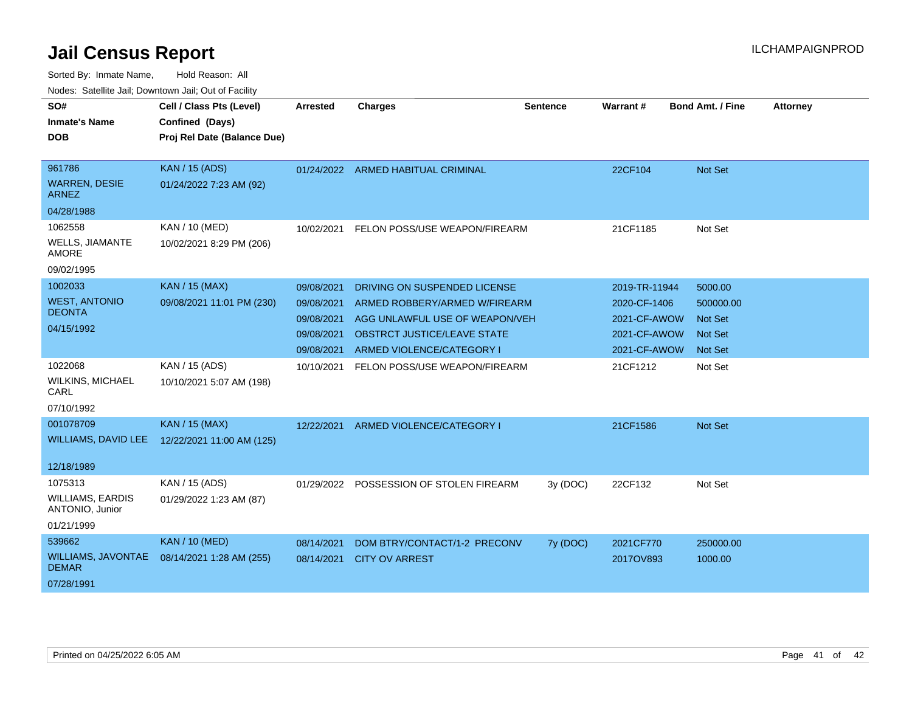# Jail Census Report

Sorted By: Inmate Name, Hold Reason: All

Nodes: Satellite Jail; Downtown Jail; Out of Facility

| SO# / Inmate's Name / DOB | Cell / Class Pts (Level) / Confined (Days) / Proj Rel Date (Balance Due) | Arrested | Charges | Sentence | Warrant # | Bond Amt. / Fine | Attorney |
|---|---|---|---|---|---|---|---|
| 961786<br>WARREN, DESIE ARNEZ<br>04/28/1988 | KAN / 15 (ADS)<br>01/24/2022 7:23 AM (92) | 01/24/2022 | ARMED HABITUAL CRIMINAL | | 22CF104 | Not Set | |
| 1062558<br>WELLS, JIAMANTE AMORE<br>09/02/1995 | KAN / 10 (MED)<br>10/02/2021 8:29 PM (206) | 10/02/2021 | FELON POSS/USE WEAPON/FIREARM | | 21CF1185 | Not Set | |
| 1002033<br>WEST, ANTONIO DEONTA<br>04/15/1992 | KAN / 15 (MAX)<br>09/08/2021 11:01 PM (230) | 09/08/2021 | DRIVING ON SUSPENDED LICENSE | | 2019-TR-11944 | 5000.00 | |
| | | 09/08/2021 | ARMED ROBBERY/ARMED W/FIREARM | | 2020-CF-1406 | 500000.00 | |
| | | 09/08/2021 | AGG UNLAWFUL USE OF WEAPON/VEH | | 2021-CF-AWOW | Not Set | |
| | | 09/08/2021 | OBSTRCT JUSTICE/LEAVE STATE | | 2021-CF-AWOW | Not Set | |
| | | 09/08/2021 | ARMED VIOLENCE/CATEGORY I | | 2021-CF-AWOW | Not Set | |
| 1022068<br>WILKINS, MICHAEL CARL<br>07/10/1992 | KAN / 15 (ADS)<br>10/10/2021 5:07 AM (198) | 10/10/2021 | FELON POSS/USE WEAPON/FIREARM | | 21CF1212 | Not Set | |
| 001078709<br>WILLIAMS, DAVID LEE<br>12/18/1989 | KAN / 15 (MAX)<br>12/22/2021 11:00 AM (125) | 12/22/2021 | ARMED VIOLENCE/CATEGORY I | | 21CF1586 | Not Set | |
| 1075313<br>WILLIAMS, EARDIS ANTONIO, Junior<br>01/21/1999 | KAN / 15 (ADS)<br>01/29/2022 1:23 AM (87) | 01/29/2022 | POSSESSION OF STOLEN FIREARM | 3y (DOC) | 22CF132 | Not Set | |
| 539662<br>WILLIAMS, JAVONTAE DEMAR<br>07/28/1991 | KAN / 10 (MED)<br>08/14/2021 1:28 AM (255) | 08/14/2021 | DOM BTRY/CONTACT/1-2 PRECONV | 7y (DOC) | 2021CF770 | 250000.00 | |
| | | 08/14/2021 | CITY OV ARREST | | 2017OV893 | 1000.00 | |

Printed on 04/25/2022 6:05 AM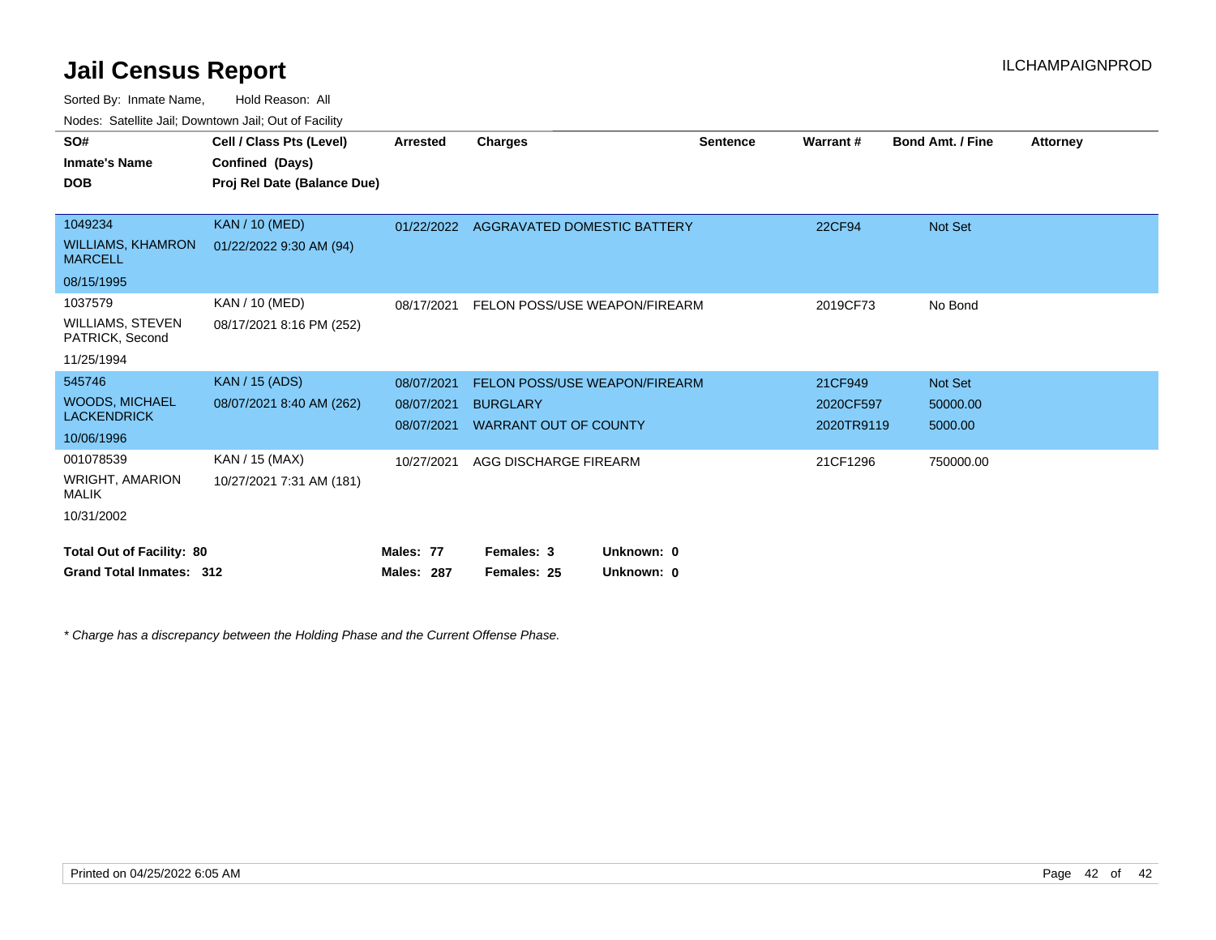# Jail Census Report

ILCHAMPAIGNPROD

Sorted By: Inmate Name, Hold Reason: All

Nodes: Satellite Jail; Downtown Jail; Out of Facility

| SO# / Inmate's Name / DOB | Cell / Class Pts (Level) / Confined (Days) / Proj Rel Date (Balance Due) | Arrested | Charges | Sentence | Warrant # | Bond Amt. / Fine | Attorney |
|---|---|---|---|---|---|---|---|
| 1049234 | KAN / 10 (MED) | 01/22/2022 | AGGRAVATED DOMESTIC BATTERY | | 22CF94 | Not Set | |
| WILLIAMS, KHAMRON MARCELL | 01/22/2022 9:30 AM (94) | | | | | | |
| 08/15/1995 | | | | | | | |
| 1037579 | KAN / 10 (MED) | 08/17/2021 | FELON POSS/USE WEAPON/FIREARM | | 2019CF73 | No Bond | |
| WILLIAMS, STEVEN PATRICK, Second | 08/17/2021 8:16 PM (252) | | | | | | |
| 11/25/1994 | | | | | | | |
| 545746 | KAN / 15 (ADS) | 08/07/2021 | FELON POSS/USE WEAPON/FIREARM | | 21CF949 | Not Set | |
| WOODS, MICHAEL LACKENDRICK | 08/07/2021 8:40 AM (262) | 08/07/2021 | BURGLARY | | 2020CF597 | 50000.00 | |
| 10/06/1996 | | 08/07/2021 | WARRANT OUT OF COUNTY | | 2020TR9119 | 5000.00 | |
| 001078539 | KAN / 15 (MAX) | 10/27/2021 | AGG DISCHARGE FIREARM | | 21CF1296 | 750000.00 | |
| WRIGHT, AMARION MALIK | 10/27/2021 7:31 AM (181) | | | | | | |
| 10/31/2002 | | | | | | | |

**Total Out of Facility: 80** **Males: 77** **Females: 3** **Unknown: 0**

**Grand Total Inmates: 312** **Males: 287** **Females: 25** **Unknown: 0**

*\* Charge has a discrepancy between the Holding Phase and the Current Offense Phase.*

Printed on 04/25/2022 6:05 AM